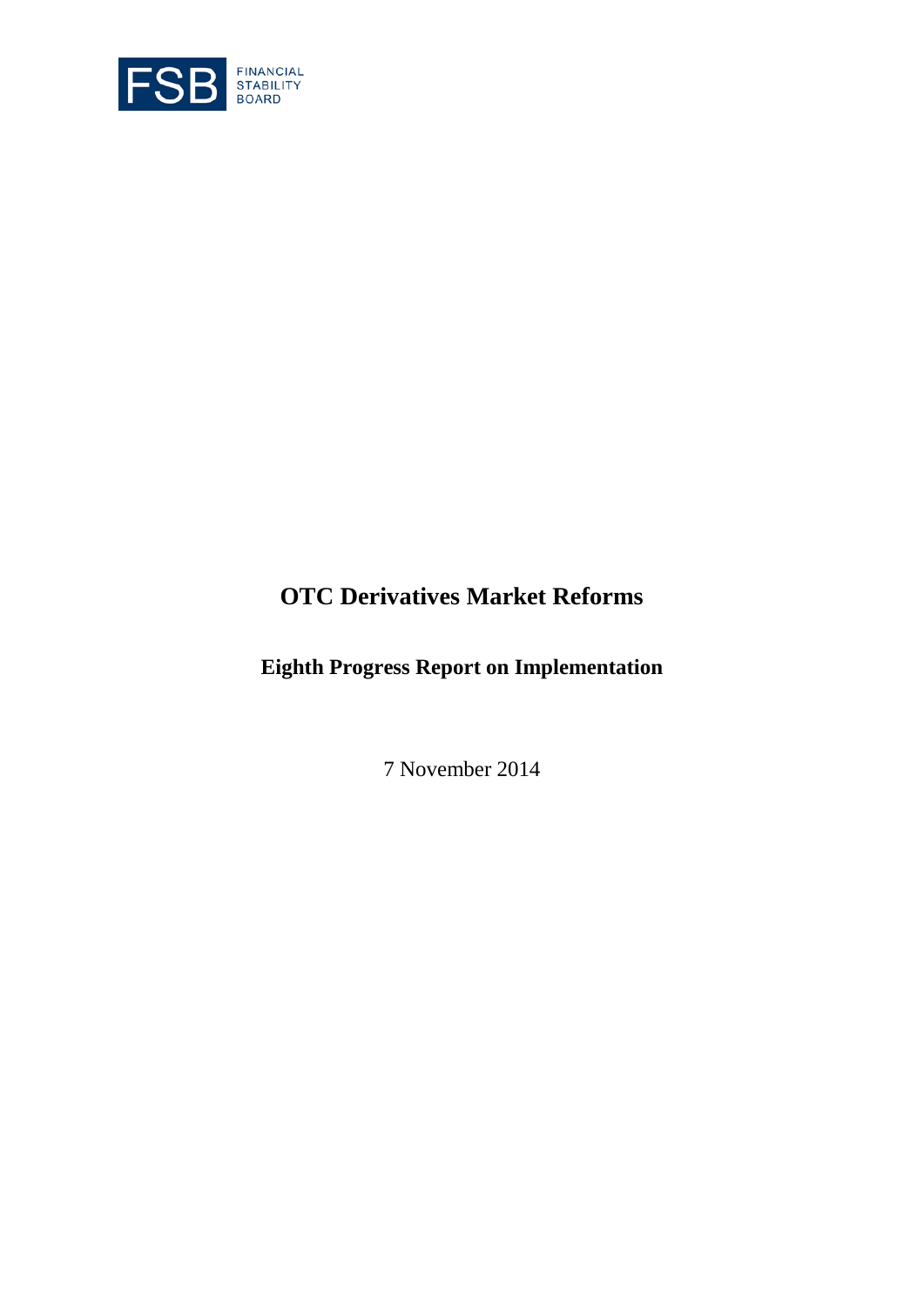FSB FINANCIAL STABILITY BOARD

# OTC Derivatives Market Reforms

## Eighth Progress Report on Implementation

7 November 2014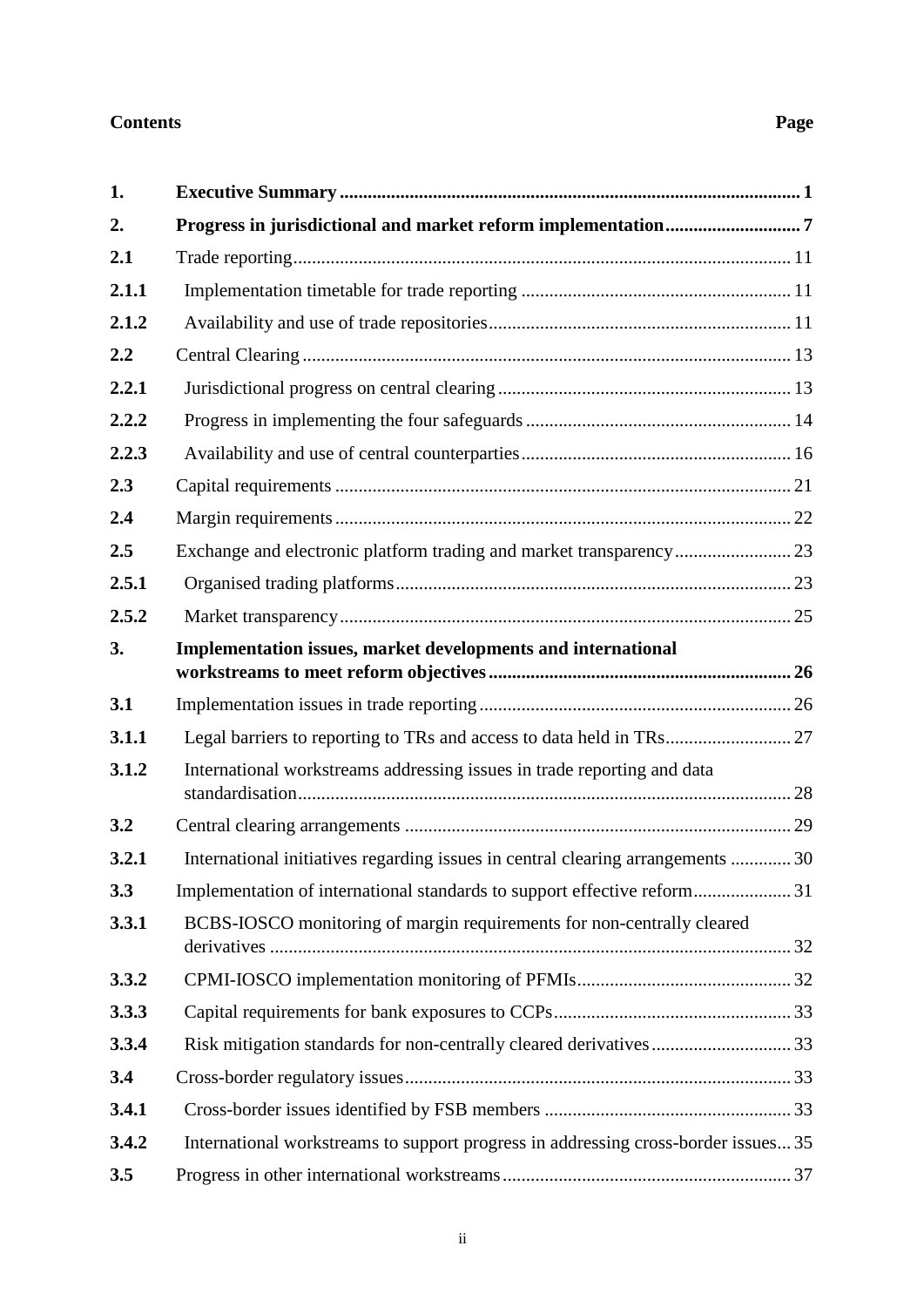**Contents** **Page**

| | | |
|---|---|---|
| **1.** | **Executive Summary** | **1** |
| **2.** | **Progress in jurisdictional and market reform implementation** | **7** |
| **2.1** | Trade reporting | 11 |
| **2.1.1** | Implementation timetable for trade reporting | 11 |
| **2.1.2** | Availability and use of trade repositories | 11 |
| **2.2** | Central Clearing | 13 |
| **2.2.1** | Jurisdictional progress on central clearing | 13 |
| **2.2.2** | Progress in implementing the four safeguards | 14 |
| **2.2.3** | Availability and use of central counterparties | 16 |
| **2.3** | Capital requirements | 21 |
| **2.4** | Margin requirements | 22 |
| **2.5** | Exchange and electronic platform trading and market transparency | 23 |
| **2.5.1** | Organised trading platforms | 23 |
| **2.5.2** | Market transparency | 25 |
| **3.** | **Implementation issues, market developments and international workstreams to meet reform objectives** | **26** |
| **3.1** | Implementation issues in trade reporting | 26 |
| **3.1.1** | Legal barriers to reporting to TRs and access to data held in TRs | 27 |
| **3.1.2** | International workstreams addressing issues in trade reporting and data standardisation | 28 |
| **3.2** | Central clearing arrangements | 29 |
| **3.2.1** | International initiatives regarding issues in central clearing arrangements | 30 |
| **3.3** | Implementation of international standards to support effective reform | 31 |
| **3.3.1** | BCBS-IOSCO monitoring of margin requirements for non-centrally cleared derivatives | 32 |
| **3.3.2** | CPMI-IOSCO implementation monitoring of PFMIs | 32 |
| **3.3.3** | Capital requirements for bank exposures to CCPs | 33 |
| **3.3.4** | Risk mitigation standards for non-centrally cleared derivatives | 33 |
| **3.4** | Cross-border regulatory issues | 33 |
| **3.4.1** | Cross-border issues identified by FSB members | 33 |
| **3.4.2** | International workstreams to support progress in addressing cross-border issues | 35 |
| **3.5** | Progress in other international workstreams | 37 |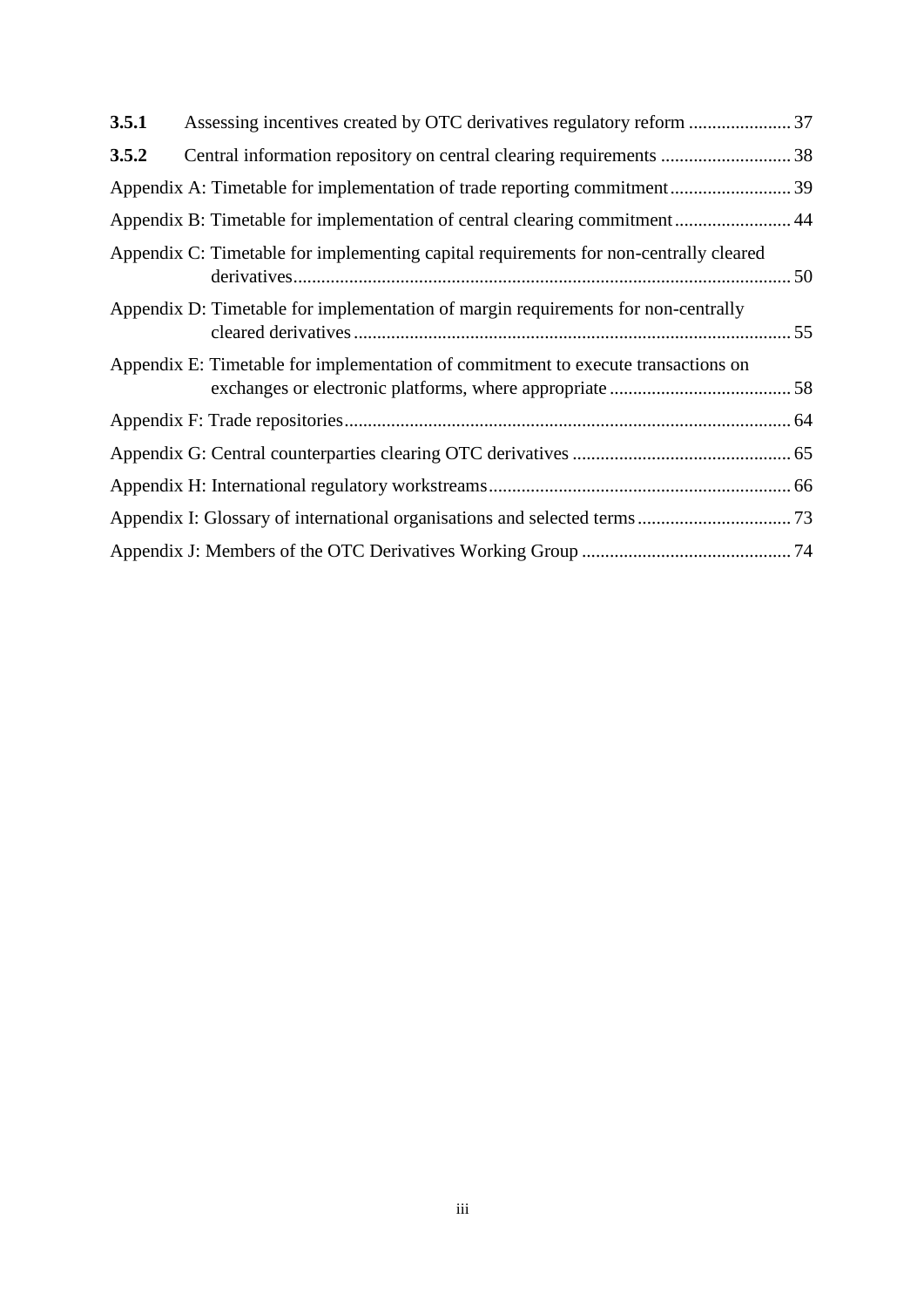**3.5.1** Assessing incentives created by OTC derivatives regulatory reform ...................... 37

**3.5.2** Central information repository on central clearing requirements ............................ 38

Appendix A: Timetable for implementation of trade reporting commitment.......................... 39

Appendix B: Timetable for implementation of central clearing commitment......................... 44

Appendix C: Timetable for implementing capital requirements for non-centrally cleared derivatives........................................................................................................... 50

Appendix D: Timetable for implementation of margin requirements for non-centrally cleared derivatives.............................................................................................. 55

Appendix E: Timetable for implementation of commitment to execute transactions on exchanges or electronic platforms, where appropriate ....................................... 58

Appendix F: Trade repositories................................................................................................ 64

Appendix G: Central counterparties clearing OTC derivatives ............................................... 65

Appendix H: International regulatory workstreams................................................................. 66

Appendix I: Glossary of international organisations and selected terms................................. 73

Appendix J: Members of the OTC Derivatives Working Group ............................................. 74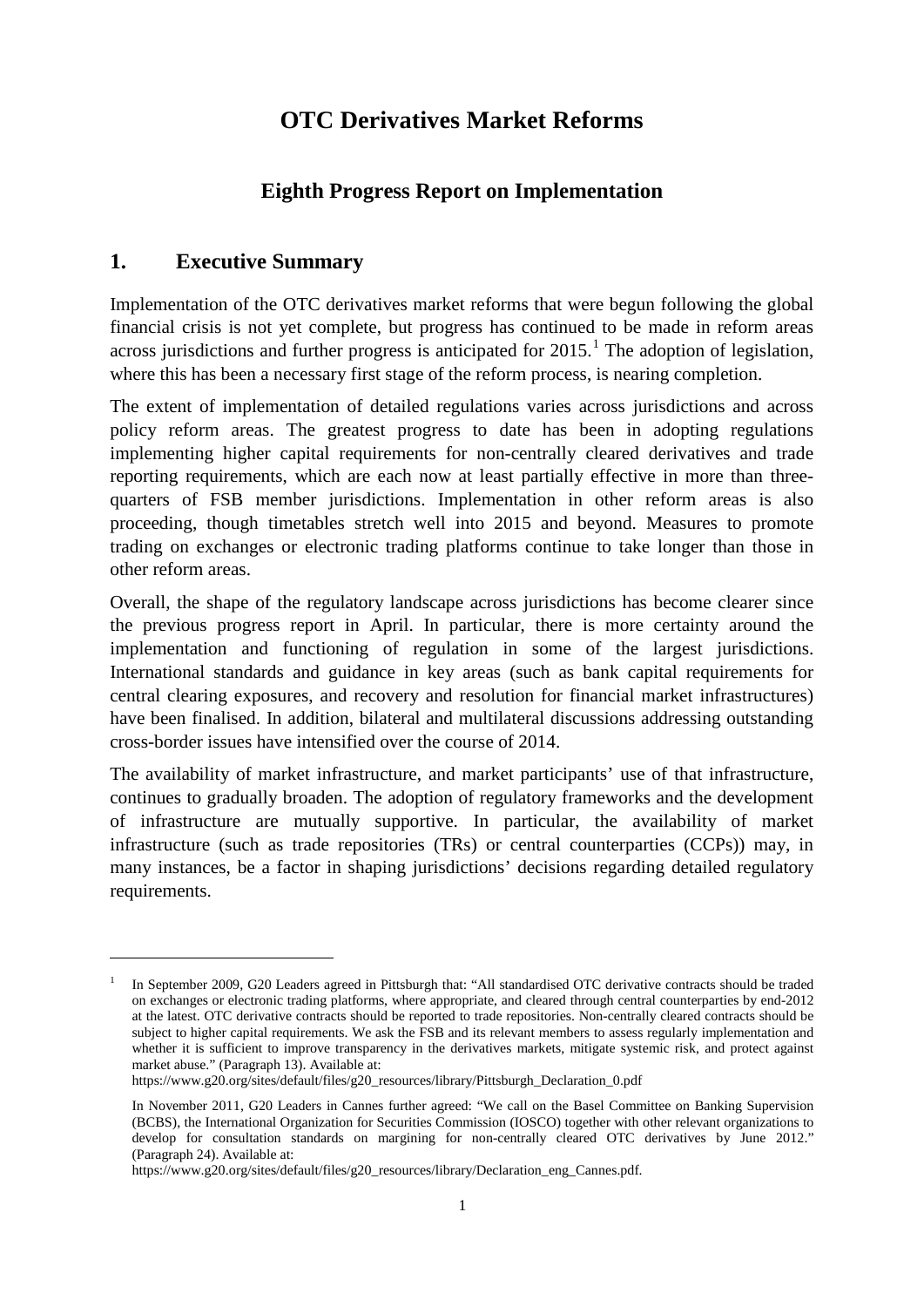# OTC Derivatives Market Reforms

## Eighth Progress Report on Implementation

## 1. Executive Summary

Implementation of the OTC derivatives market reforms that were begun following the global financial crisis is not yet complete, but progress has continued to be made in reform areas across jurisdictions and further progress is anticipated for 2015.[1] The adoption of legislation, where this has been a necessary first stage of the reform process, is nearing completion.

The extent of implementation of detailed regulations varies across jurisdictions and across policy reform areas. The greatest progress to date has been in adopting regulations implementing higher capital requirements for non-centrally cleared derivatives and trade reporting requirements, which are each now at least partially effective in more than three-quarters of FSB member jurisdictions. Implementation in other reform areas is also proceeding, though timetables stretch well into 2015 and beyond. Measures to promote trading on exchanges or electronic trading platforms continue to take longer than those in other reform areas.

Overall, the shape of the regulatory landscape across jurisdictions has become clearer since the previous progress report in April. In particular, there is more certainty around the implementation and functioning of regulation in some of the largest jurisdictions. International standards and guidance in key areas (such as bank capital requirements for central clearing exposures, and recovery and resolution for financial market infrastructures) have been finalised. In addition, bilateral and multilateral discussions addressing outstanding cross-border issues have intensified over the course of 2014.

The availability of market infrastructure, and market participants' use of that infrastructure, continues to gradually broaden. The adoption of regulatory frameworks and the development of infrastructure are mutually supportive. In particular, the availability of market infrastructure (such as trade repositories (TRs) or central counterparties (CCPs)) may, in many instances, be a factor in shaping jurisdictions' decisions regarding detailed regulatory requirements.

---

[1] In September 2009, G20 Leaders agreed in Pittsburgh that: "All standardised OTC derivative contracts should be traded on exchanges or electronic trading platforms, where appropriate, and cleared through central counterparties by end-2012 at the latest. OTC derivative contracts should be reported to trade repositories. Non-centrally cleared contracts should be subject to higher capital requirements. We ask the FSB and its relevant members to assess regularly implementation and whether it is sufficient to improve transparency in the derivatives markets, mitigate systemic risk, and protect against market abuse." (Paragraph 13). Available at:
https://www.g20.org/sites/default/files/g20_resources/library/Pittsburgh_Declaration_0.pdf

In November 2011, G20 Leaders in Cannes further agreed: "We call on the Basel Committee on Banking Supervision (BCBS), the International Organization for Securities Commission (IOSCO) together with other relevant organizations to develop for consultation standards on margining for non-centrally cleared OTC derivatives by June 2012." (Paragraph 24). Available at:
https://www.g20.org/sites/default/files/g20_resources/library/Declaration_eng_Cannes.pdf.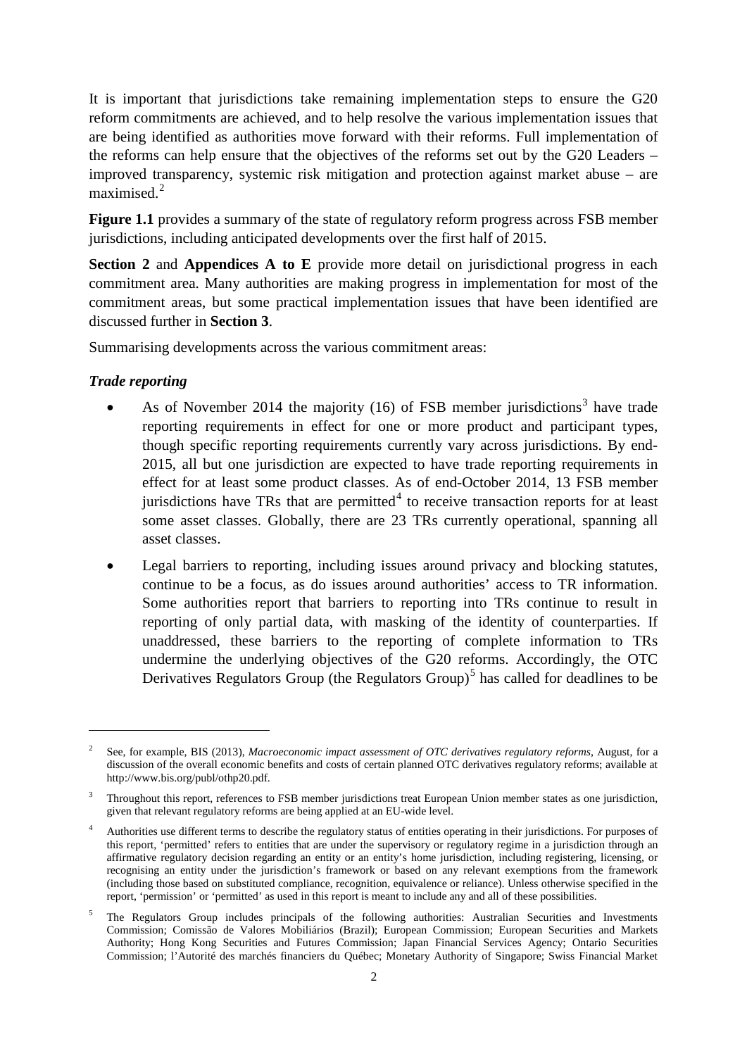It is important that jurisdictions take remaining implementation steps to ensure the G20 reform commitments are achieved, and to help resolve the various implementation issues that are being identified as authorities move forward with their reforms. Full implementation of the reforms can help ensure that the objectives of the reforms set out by the G20 Leaders – improved transparency, systemic risk mitigation and protection against market abuse – are maximised.[2]

**Figure 1.1** provides a summary of the state of regulatory reform progress across FSB member jurisdictions, including anticipated developments over the first half of 2015.

**Section 2** and **Appendices A to E** provide more detail on jurisdictional progress in each commitment area. Many authorities are making progress in implementation for most of the commitment areas, but some practical implementation issues that have been identified are discussed further in **Section 3**.

Summarising developments across the various commitment areas:

***Trade reporting***

- As of November 2014 the majority (16) of FSB member jurisdictions[3] have trade reporting requirements in effect for one or more product and participant types, though specific reporting requirements currently vary across jurisdictions. By end-2015, all but one jurisdiction are expected to have trade reporting requirements in effect for at least some product classes. As of end-October 2014, 13 FSB member jurisdictions have TRs that are permitted[4] to receive transaction reports for at least some asset classes. Globally, there are 23 TRs currently operational, spanning all asset classes.
- Legal barriers to reporting, including issues around privacy and blocking statutes, continue to be a focus, as do issues around authorities' access to TR information. Some authorities report that barriers to reporting into TRs continue to result in reporting of only partial data, with masking of the identity of counterparties. If unaddressed, these barriers to the reporting of complete information to TRs undermine the underlying objectives of the G20 reforms. Accordingly, the OTC Derivatives Regulators Group (the Regulators Group)[5] has called for deadlines to be

---

[2] See, for example, BIS (2013), *Macroeconomic impact assessment of OTC derivatives regulatory reforms*, August, for a discussion of the overall economic benefits and costs of certain planned OTC derivatives regulatory reforms; available at http://www.bis.org/publ/othp20.pdf.

[3] Throughout this report, references to FSB member jurisdictions treat European Union member states as one jurisdiction, given that relevant regulatory reforms are being applied at an EU-wide level.

[4] Authorities use different terms to describe the regulatory status of entities operating in their jurisdictions. For purposes of this report, 'permitted' refers to entities that are under the supervisory or regulatory regime in a jurisdiction through an affirmative regulatory decision regarding an entity or an entity's home jurisdiction, including registering, licensing, or recognising an entity under the jurisdiction's framework or based on any relevant exemptions from the framework (including those based on substituted compliance, recognition, equivalence or reliance). Unless otherwise specified in the report, 'permission' or 'permitted' as used in this report is meant to include any and all of these possibilities.

[5] The Regulators Group includes principals of the following authorities: Australian Securities and Investments Commission; Comissão de Valores Mobiliários (Brazil); European Commission; European Securities and Markets Authority; Hong Kong Securities and Futures Commission; Japan Financial Services Agency; Ontario Securities Commission; l'Autorité des marchés financiers du Québec; Monetary Authority of Singapore; Swiss Financial Market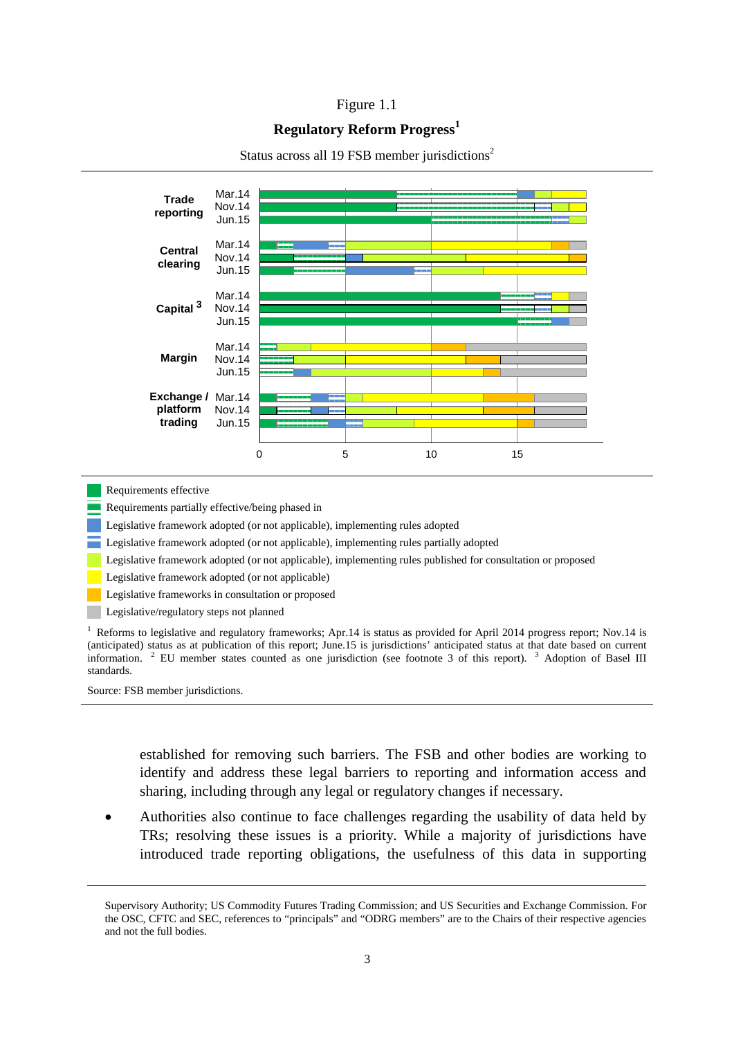Figure 1.1

**Regulatory Reform Progress**[1]

Status across all 19 FSB member jurisdictions[2]

- Requirements effective
- Requirements partially effective/being phased in
- Legislative framework adopted (or not applicable), implementing rules adopted
- Legislative framework adopted (or not applicable), implementing rules partially adopted
- Legislative framework adopted (or not applicable), implementing rules published for consultation or proposed
- Legislative framework adopted (or not applicable)
- Legislative frameworks in consultation or proposed
- Legislative/regulatory steps not planned

[1] Reforms to legislative and regulatory frameworks; Apr.14 is status as provided for April 2014 progress report; Nov.14 is (anticipated) status as at publication of this report; June.15 is jurisdictions' anticipated status at that date based on current information. [2] EU member states counted as one jurisdiction (see footnote 3 of this report). [3] Adoption of Basel III standards.

Source: FSB member jurisdictions.

established for removing such barriers. The FSB and other bodies are working to identify and address these legal barriers to reporting and information access and sharing, including through any legal or regulatory changes if necessary.

- Authorities also continue to face challenges regarding the usability of data held by TRs; resolving these issues is a priority. While a majority of jurisdictions have introduced trade reporting obligations, the usefulness of this data in supporting

Supervisory Authority; US Commodity Futures Trading Commission; and US Securities and Exchange Commission. For the OSC, CFTC and SEC, references to "principals" and "ODRG members" are to the Chairs of their respective agencies and not the full bodies.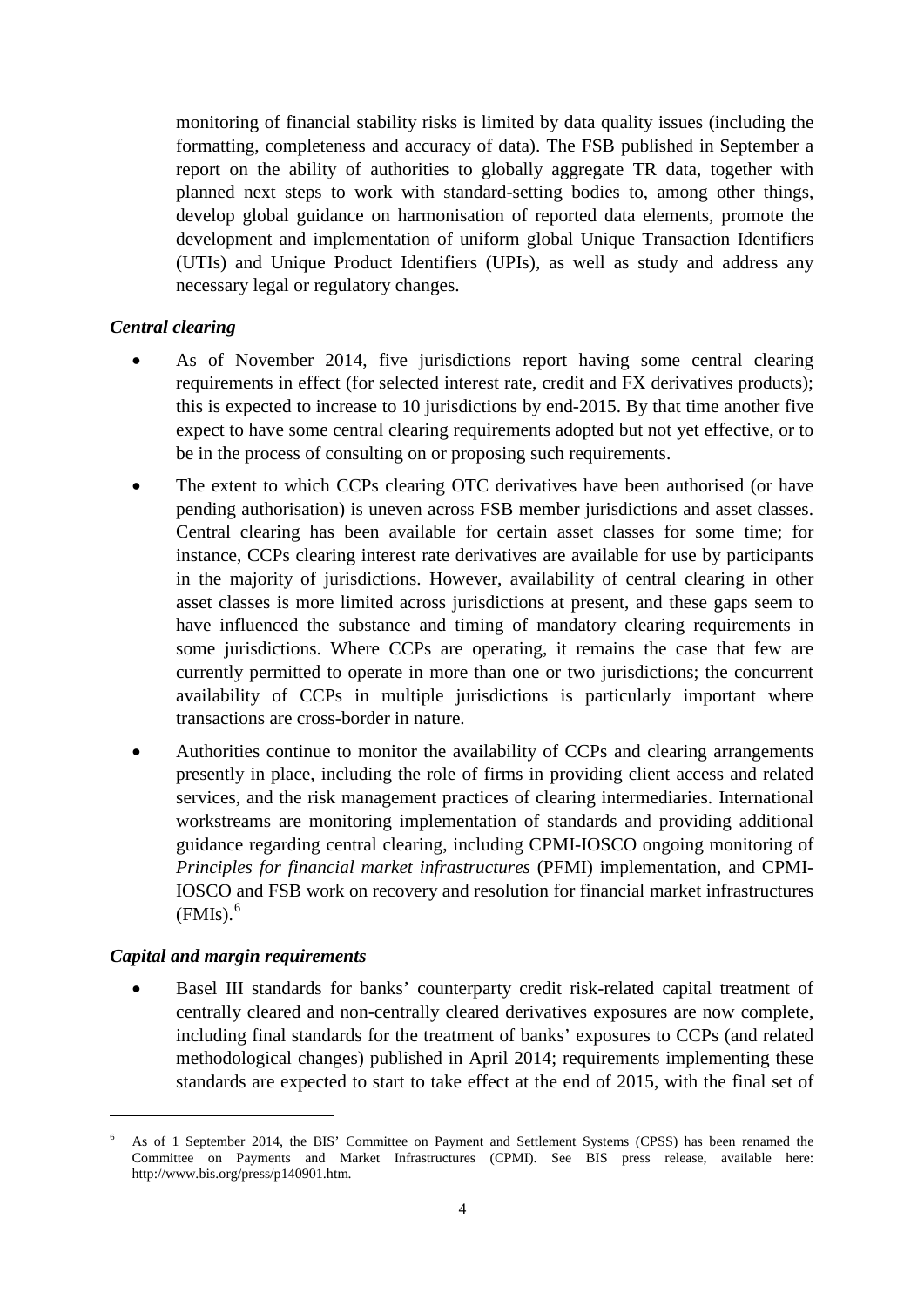monitoring of financial stability risks is limited by data quality issues (including the formatting, completeness and accuracy of data). The FSB published in September a report on the ability of authorities to globally aggregate TR data, together with planned next steps to work with standard-setting bodies to, among other things, develop global guidance on harmonisation of reported data elements, promote the development and implementation of uniform global Unique Transaction Identifiers (UTIs) and Unique Product Identifiers (UPIs), as well as study and address any necessary legal or regulatory changes.

***Central clearing***

- As of November 2014, five jurisdictions report having some central clearing requirements in effect (for selected interest rate, credit and FX derivatives products); this is expected to increase to 10 jurisdictions by end-2015. By that time another five expect to have some central clearing requirements adopted but not yet effective, or to be in the process of consulting on or proposing such requirements.
- The extent to which CCPs clearing OTC derivatives have been authorised (or have pending authorisation) is uneven across FSB member jurisdictions and asset classes. Central clearing has been available for certain asset classes for some time; for instance, CCPs clearing interest rate derivatives are available for use by participants in the majority of jurisdictions. However, availability of central clearing in other asset classes is more limited across jurisdictions at present, and these gaps seem to have influenced the substance and timing of mandatory clearing requirements in some jurisdictions. Where CCPs are operating, it remains the case that few are currently permitted to operate in more than one or two jurisdictions; the concurrent availability of CCPs in multiple jurisdictions is particularly important where transactions are cross-border in nature.
- Authorities continue to monitor the availability of CCPs and clearing arrangements presently in place, including the role of firms in providing client access and related services, and the risk management practices of clearing intermediaries. International workstreams are monitoring implementation of standards and providing additional guidance regarding central clearing, including CPMI-IOSCO ongoing monitoring of *Principles for financial market infrastructures* (PFMI) implementation, and CPMI-IOSCO and FSB work on recovery and resolution for financial market infrastructures (FMIs).[6]

***Capital and margin requirements***

- Basel III standards for banks' counterparty credit risk-related capital treatment of centrally cleared and non-centrally cleared derivatives exposures are now complete, including final standards for the treatment of banks' exposures to CCPs (and related methodological changes) published in April 2014; requirements implementing these standards are expected to start to take effect at the end of 2015, with the final set of

[6] As of 1 September 2014, the BIS' Committee on Payment and Settlement Systems (CPSS) has been renamed the Committee on Payments and Market Infrastructures (CPMI). See BIS press release, available here: http://www.bis.org/press/p140901.htm.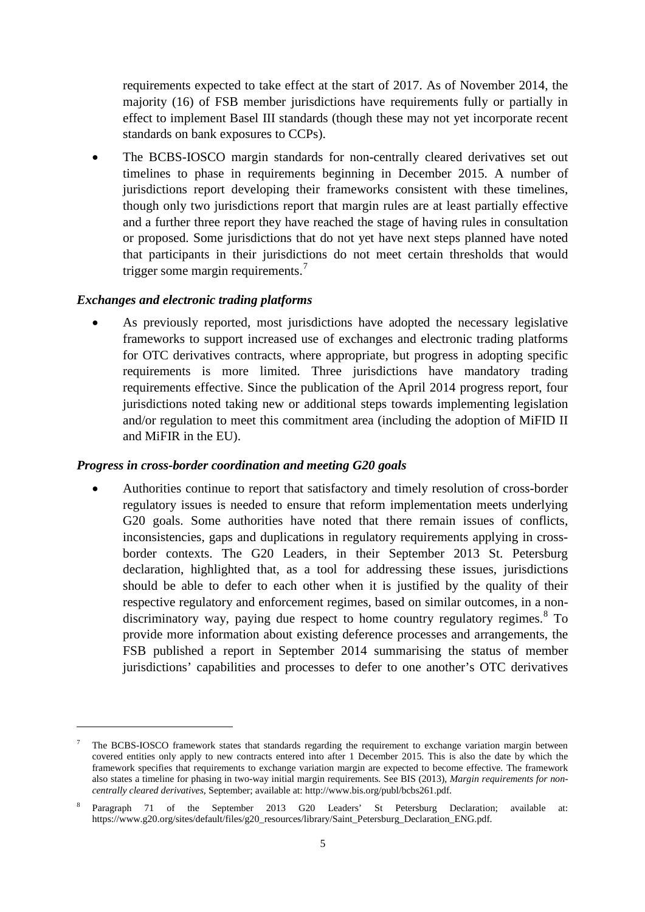requirements expected to take effect at the start of 2017. As of November 2014, the majority (16) of FSB member jurisdictions have requirements fully or partially in effect to implement Basel III standards (though these may not yet incorporate recent standards on bank exposures to CCPs).

- The BCBS-IOSCO margin standards for non-centrally cleared derivatives set out timelines to phase in requirements beginning in December 2015. A number of jurisdictions report developing their frameworks consistent with these timelines, though only two jurisdictions report that margin rules are at least partially effective and a further three report they have reached the stage of having rules in consultation or proposed. Some jurisdictions that do not yet have next steps planned have noted that participants in their jurisdictions do not meet certain thresholds that would trigger some margin requirements.[7]

### *Exchanges and electronic trading platforms*

- As previously reported, most jurisdictions have adopted the necessary legislative frameworks to support increased use of exchanges and electronic trading platforms for OTC derivatives contracts, where appropriate, but progress in adopting specific requirements is more limited. Three jurisdictions have mandatory trading requirements effective. Since the publication of the April 2014 progress report, four jurisdictions noted taking new or additional steps towards implementing legislation and/or regulation to meet this commitment area (including the adoption of MiFID II and MiFIR in the EU).

### *Progress in cross-border coordination and meeting G20 goals*

- Authorities continue to report that satisfactory and timely resolution of cross-border regulatory issues is needed to ensure that reform implementation meets underlying G20 goals. Some authorities have noted that there remain issues of conflicts, inconsistencies, gaps and duplications in regulatory requirements applying in cross-border contexts. The G20 Leaders, in their September 2013 St. Petersburg declaration, highlighted that, as a tool for addressing these issues, jurisdictions should be able to defer to each other when it is justified by the quality of their respective regulatory and enforcement regimes, based on similar outcomes, in a non-discriminatory way, paying due respect to home country regulatory regimes.[8] To provide more information about existing deference processes and arrangements, the FSB published a report in September 2014 summarising the status of member jurisdictions' capabilities and processes to defer to one another's OTC derivatives

---

[7] The BCBS-IOSCO framework states that standards regarding the requirement to exchange variation margin between covered entities only apply to new contracts entered into after 1 December 2015. This is also the date by which the framework specifies that requirements to exchange variation margin are expected to become effective. The framework also states a timeline for phasing in two-way initial margin requirements. See BIS (2013), *Margin requirements for non-centrally cleared derivatives*, September; available at: http://www.bis.org/publ/bcbs261.pdf.

[8] Paragraph 71 of the September 2013 G20 Leaders' St Petersburg Declaration; available at: https://www.g20.org/sites/default/files/g20_resources/library/Saint_Petersburg_Declaration_ENG.pdf.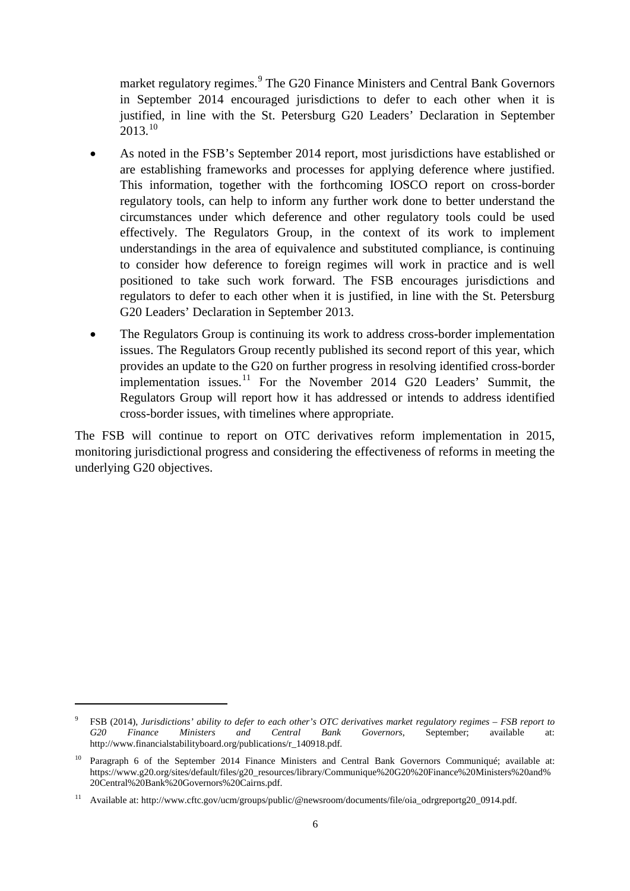market regulatory regimes.[9] The G20 Finance Ministers and Central Bank Governors in September 2014 encouraged jurisdictions to defer to each other when it is justified, in line with the St. Petersburg G20 Leaders' Declaration in September 2013.[10]

- As noted in the FSB's September 2014 report, most jurisdictions have established or are establishing frameworks and processes for applying deference where justified. This information, together with the forthcoming IOSCO report on cross-border regulatory tools, can help to inform any further work done to better understand the circumstances under which deference and other regulatory tools could be used effectively. The Regulators Group, in the context of its work to implement understandings in the area of equivalence and substituted compliance, is continuing to consider how deference to foreign regimes will work in practice and is well positioned to take such work forward. The FSB encourages jurisdictions and regulators to defer to each other when it is justified, in line with the St. Petersburg G20 Leaders' Declaration in September 2013.
- The Regulators Group is continuing its work to address cross-border implementation issues. The Regulators Group recently published its second report of this year, which provides an update to the G20 on further progress in resolving identified cross-border implementation issues.[11] For the November 2014 G20 Leaders' Summit, the Regulators Group will report how it has addressed or intends to address identified cross-border issues, with timelines where appropriate.

The FSB will continue to report on OTC derivatives reform implementation in 2015, monitoring jurisdictional progress and considering the effectiveness of reforms in meeting the underlying G20 objectives.

---

[9] FSB (2014), *Jurisdictions' ability to defer to each other's OTC derivatives market regulatory regimes – FSB report to G20 Finance Ministers and Central Bank Governors*, September; available at: http://www.financialstabilityboard.org/publications/r_140918.pdf.

[10] Paragraph 6 of the September 2014 Finance Ministers and Central Bank Governors Communiqué; available at: https://www.g20.org/sites/default/files/g20_resources/library/Communique%20G20%20Finance%20Ministers%20and%20Central%20Bank%20Governors%20Cairns.pdf.

[11] Available at: http://www.cftc.gov/ucm/groups/public/@newsroom/documents/file/oia_odrgreportg20_0914.pdf.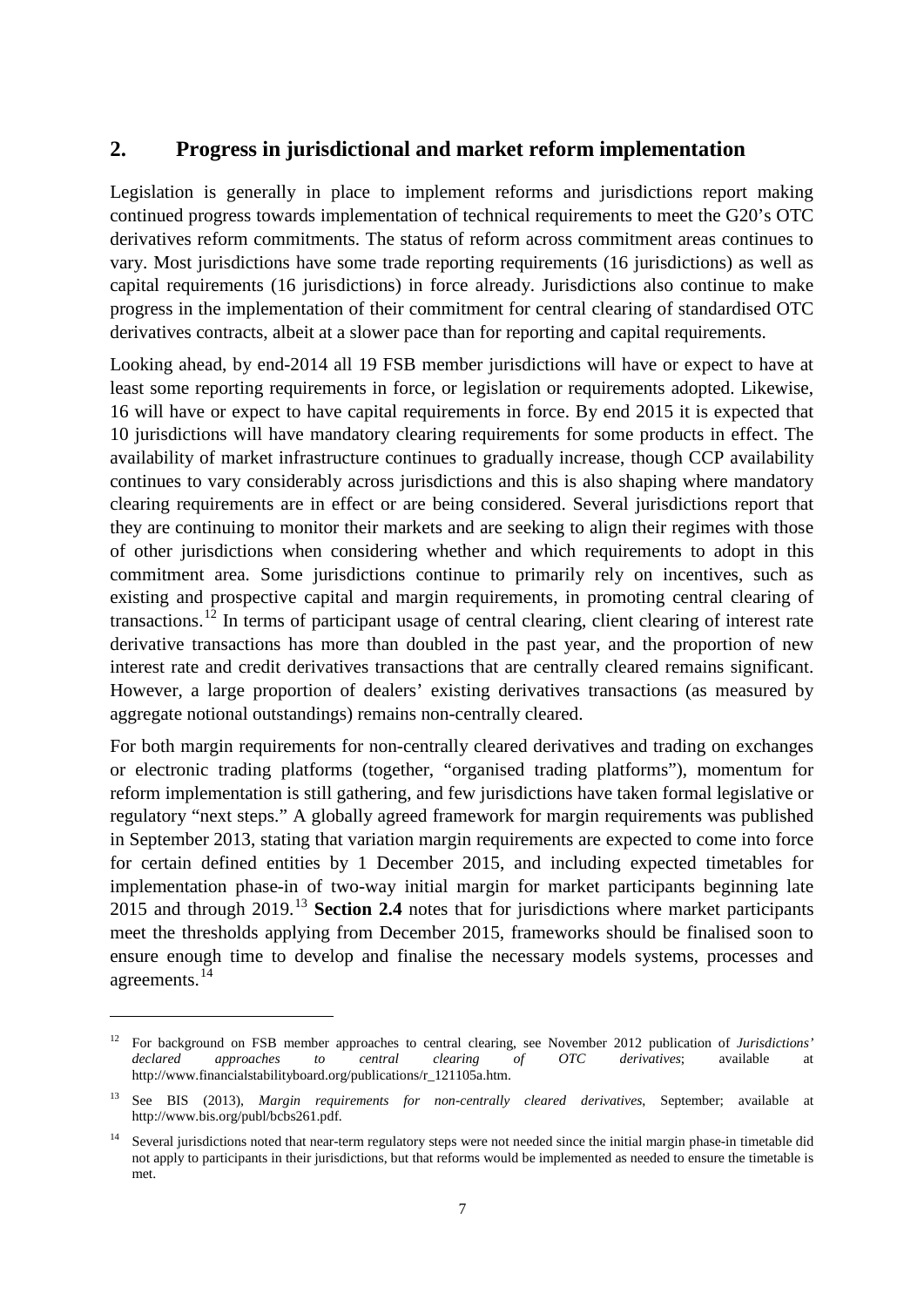## 2. Progress in jurisdictional and market reform implementation

Legislation is generally in place to implement reforms and jurisdictions report making continued progress towards implementation of technical requirements to meet the G20's OTC derivatives reform commitments. The status of reform across commitment areas continues to vary. Most jurisdictions have some trade reporting requirements (16 jurisdictions) as well as capital requirements (16 jurisdictions) in force already. Jurisdictions also continue to make progress in the implementation of their commitment for central clearing of standardised OTC derivatives contracts, albeit at a slower pace than for reporting and capital requirements.

Looking ahead, by end-2014 all 19 FSB member jurisdictions will have or expect to have at least some reporting requirements in force, or legislation or requirements adopted. Likewise, 16 will have or expect to have capital requirements in force. By end 2015 it is expected that 10 jurisdictions will have mandatory clearing requirements for some products in effect. The availability of market infrastructure continues to gradually increase, though CCP availability continues to vary considerably across jurisdictions and this is also shaping where mandatory clearing requirements are in effect or are being considered. Several jurisdictions report that they are continuing to monitor their markets and are seeking to align their regimes with those of other jurisdictions when considering whether and which requirements to adopt in this commitment area. Some jurisdictions continue to primarily rely on incentives, such as existing and prospective capital and margin requirements, in promoting central clearing of transactions.[12] In terms of participant usage of central clearing, client clearing of interest rate derivative transactions has more than doubled in the past year, and the proportion of new interest rate and credit derivatives transactions that are centrally cleared remains significant. However, a large proportion of dealers' existing derivatives transactions (as measured by aggregate notional outstandings) remains non-centrally cleared.

For both margin requirements for non-centrally cleared derivatives and trading on exchanges or electronic trading platforms (together, "organised trading platforms"), momentum for reform implementation is still gathering, and few jurisdictions have taken formal legislative or regulatory "next steps." A globally agreed framework for margin requirements was published in September 2013, stating that variation margin requirements are expected to come into force for certain defined entities by 1 December 2015, and including expected timetables for implementation phase-in of two-way initial margin for market participants beginning late 2015 and through 2019.[13] **Section 2.4** notes that for jurisdictions where market participants meet the thresholds applying from December 2015, frameworks should be finalised soon to ensure enough time to develop and finalise the necessary models systems, processes and agreements.[14]

---

[12] For background on FSB member approaches to central clearing, see November 2012 publication of *Jurisdictions' declared approaches to central clearing of OTC derivatives*; available at http://www.financialstabilityboard.org/publications/r_121105a.htm.

[13] See BIS (2013), *Margin requirements for non-centrally cleared derivatives*, September; available at http://www.bis.org/publ/bcbs261.pdf.

[14] Several jurisdictions noted that near-term regulatory steps were not needed since the initial margin phase-in timetable did not apply to participants in their jurisdictions, but that reforms would be implemented as needed to ensure the timetable is met.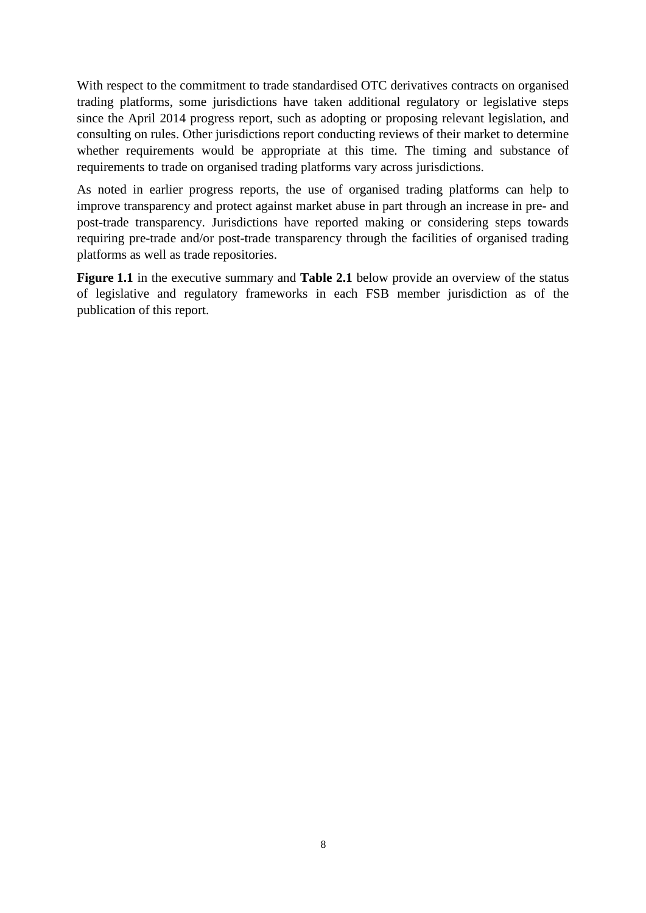With respect to the commitment to trade standardised OTC derivatives contracts on organised trading platforms, some jurisdictions have taken additional regulatory or legislative steps since the April 2014 progress report, such as adopting or proposing relevant legislation, and consulting on rules. Other jurisdictions report conducting reviews of their market to determine whether requirements would be appropriate at this time. The timing and substance of requirements to trade on organised trading platforms vary across jurisdictions.

As noted in earlier progress reports, the use of organised trading platforms can help to improve transparency and protect against market abuse in part through an increase in pre- and post-trade transparency. Jurisdictions have reported making or considering steps towards requiring pre-trade and/or post-trade transparency through the facilities of organised trading platforms as well as trade repositories.

**Figure 1.1** in the executive summary and **Table 2.1** below provide an overview of the status of legislative and regulatory frameworks in each FSB member jurisdiction as of the publication of this report.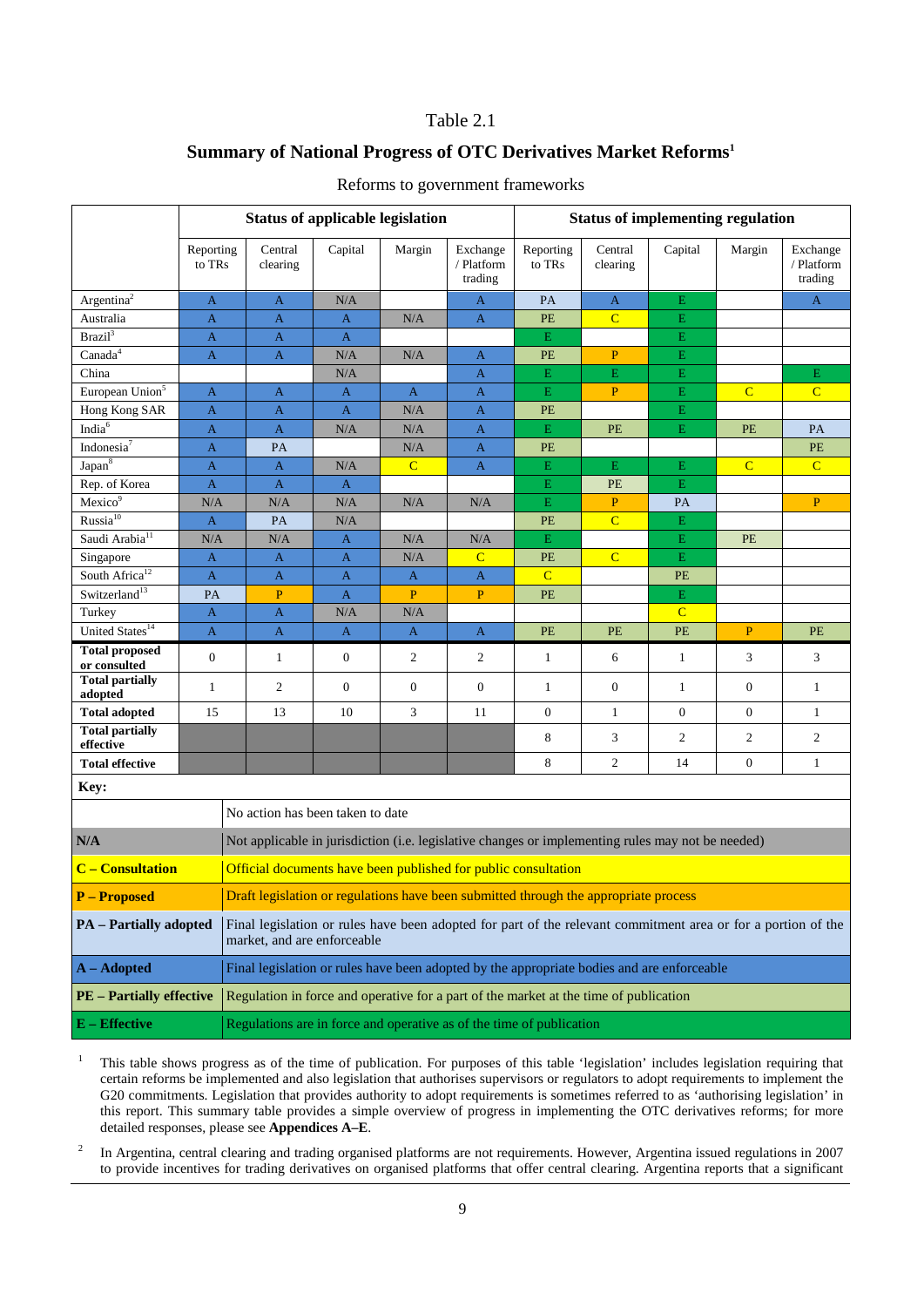Table 2.1

## Summary of National Progress of OTC Derivatives Market Reforms[1]

Reforms to government frameworks

| | Status of applicable legislation | | | | | Status of implementing regulation | | | | |
|---|---|---|---|---|---|---|---|---|---|---|
| | Reporting to TRs | Central clearing | Capital | Margin | Exchange / Platform trading | Reporting to TRs | Central clearing | Capital | Margin | Exchange / Platform trading |
| Argentina[2] | A | A | N/A | | A | PA | A | E | | A |
| Australia | A | A | A | N/A | A | PE | C | E | | |
| Brazil[3] | A | A | A | | | E | | E | | |
| Canada[4] | A | A | N/A | N/A | A | PE | P | E | | |
| China | | | N/A | | A | E | E | E | | E |
| European Union[5] | A | A | A | A | A | E | P | E | C | C |
| Hong Kong SAR | A | A | A | N/A | A | PE | | E | | |
| India[6] | A | A | N/A | N/A | A | E | PE | E | PE | PA |
| Indonesia[7] | A | PA | | N/A | A | PE | | | | PE |
| Japan[8] | A | A | N/A | C | A | E | E | E | C | C |
| Rep. of Korea | A | A | A | | | E | PE | E | | |
| Mexico[9] | N/A | N/A | N/A | N/A | N/A | E | P | PA | | P |
| Russia[10] | A | PA | N/A | | | PE | C | E | | |
| Saudi Arabia[11] | N/A | N/A | A | N/A | N/A | E | | E | PE | |
| Singapore | A | A | A | N/A | C | PE | C | E | | |
| South Africa[12] | A | A | A | A | A | C | | PE | | |
| Switzerland[13] | PA | P | A | P | P | PE | | E | | |
| Turkey | A | A | N/A | N/A | | | | C | | |
| United States[14] | A | A | A | A | A | PE | PE | PE | P | PE |
| **Total proposed or consulted** | 0 | 1 | 0 | 2 | 2 | 1 | 6 | 1 | 3 | 3 |
| **Total partially adopted** | 1 | 2 | 0 | 0 | 0 | 1 | 0 | 1 | 0 | 1 |
| **Total adopted** | 15 | 13 | 10 | 3 | 11 | 0 | 1 | 0 | 0 | 1 |
| **Total partially effective** | | | | | | 8 | 3 | 2 | 2 | 2 |
| **Total effective** | | | | | | 8 | 2 | 14 | 0 | 1 |

**Key:**

| | |
|---|---|
| | No action has been taken to date |
| **N/A** | Not applicable in jurisdiction (i.e. legislative changes or implementing rules may not be needed) |
| **C – Consultation** | Official documents have been published for public consultation |
| **P – Proposed** | Draft legislation or regulations have been submitted through the appropriate process |
| **PA – Partially adopted** | Final legislation or rules have been adopted for part of the relevant commitment area or for a portion of the market, and are enforceable |
| **A – Adopted** | Final legislation or rules have been adopted by the appropriate bodies and are enforceable |
| **PE – Partially effective** | Regulation in force and operative for a part of the market at the time of publication |
| **E – Effective** | Regulations are in force and operative as of the time of publication |

[1] This table shows progress as of the time of publication. For purposes of this table 'legislation' includes legislation requiring that certain reforms be implemented and also legislation that authorises supervisors or regulators to adopt requirements to implement the G20 commitments. Legislation that provides authority to adopt requirements is sometimes referred to as 'authorising legislation' in this report. This summary table provides a simple overview of progress in implementing the OTC derivatives reforms; for more detailed responses, please see **Appendices A–E**.

[2] In Argentina, central clearing and trading organised platforms are not requirements. However, Argentina issued regulations in 2007 to provide incentives for trading derivatives on organised platforms that offer central clearing. Argentina reports that a significant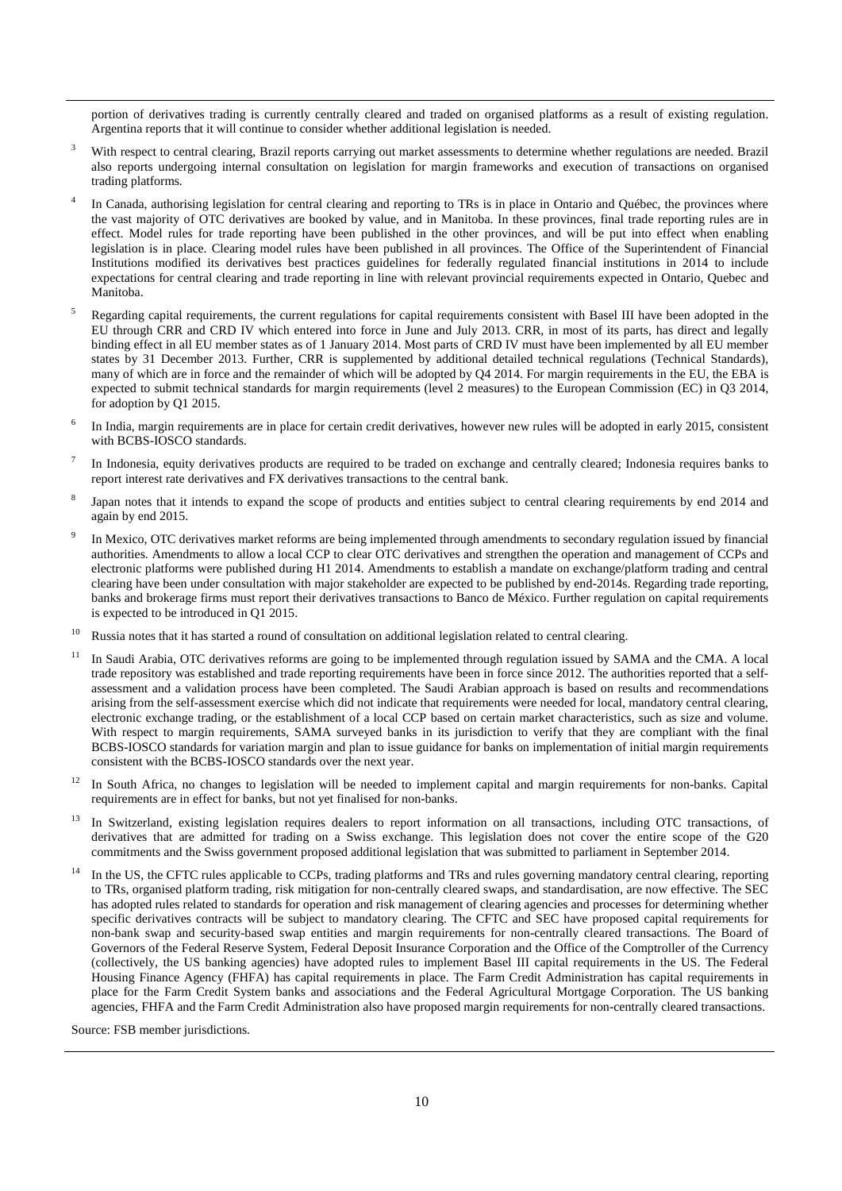portion of derivatives trading is currently centrally cleared and traded on organised platforms as a result of existing regulation. Argentina reports that it will continue to consider whether additional legislation is needed.

3 With respect to central clearing, Brazil reports carrying out market assessments to determine whether regulations are needed. Brazil also reports undergoing internal consultation on legislation for margin frameworks and execution of transactions on organised trading platforms.

4 In Canada, authorising legislation for central clearing and reporting to TRs is in place in Ontario and Québec, the provinces where the vast majority of OTC derivatives are booked by value, and in Manitoba. In these provinces, final trade reporting rules are in effect. Model rules for trade reporting have been published in the other provinces, and will be put into effect when enabling legislation is in place. Clearing model rules have been published in all provinces. The Office of the Superintendent of Financial Institutions modified its derivatives best practices guidelines for federally regulated financial institutions in 2014 to include expectations for central clearing and trade reporting in line with relevant provincial requirements expected in Ontario, Quebec and Manitoba.

5 Regarding capital requirements, the current regulations for capital requirements consistent with Basel III have been adopted in the EU through CRR and CRD IV which entered into force in June and July 2013. CRR, in most of its parts, has direct and legally binding effect in all EU member states as of 1 January 2014. Most parts of CRD IV must have been implemented by all EU member states by 31 December 2013. Further, CRR is supplemented by additional detailed technical regulations (Technical Standards), many of which are in force and the remainder of which will be adopted by Q4 2014. For margin requirements in the EU, the EBA is expected to submit technical standards for margin requirements (level 2 measures) to the European Commission (EC) in Q3 2014, for adoption by Q1 2015.

6 In India, margin requirements are in place for certain credit derivatives, however new rules will be adopted in early 2015, consistent with BCBS-IOSCO standards.

7 In Indonesia, equity derivatives products are required to be traded on exchange and centrally cleared; Indonesia requires banks to report interest rate derivatives and FX derivatives transactions to the central bank.

8 Japan notes that it intends to expand the scope of products and entities subject to central clearing requirements by end 2014 and again by end 2015.

9 In Mexico, OTC derivatives market reforms are being implemented through amendments to secondary regulation issued by financial authorities. Amendments to allow a local CCP to clear OTC derivatives and strengthen the operation and management of CCPs and electronic platforms were published during H1 2014. Amendments to establish a mandate on exchange/platform trading and central clearing have been under consultation with major stakeholder are expected to be published by end-2014s. Regarding trade reporting, banks and brokerage firms must report their derivatives transactions to Banco de México. Further regulation on capital requirements is expected to be introduced in Q1 2015.

10 Russia notes that it has started a round of consultation on additional legislation related to central clearing.

11 In Saudi Arabia, OTC derivatives reforms are going to be implemented through regulation issued by SAMA and the CMA. A local trade repository was established and trade reporting requirements have been in force since 2012. The authorities reported that a self-assessment and a validation process have been completed. The Saudi Arabian approach is based on results and recommendations arising from the self-assessment exercise which did not indicate that requirements were needed for local, mandatory central clearing, electronic exchange trading, or the establishment of a local CCP based on certain market characteristics, such as size and volume. With respect to margin requirements, SAMA surveyed banks in its jurisdiction to verify that they are compliant with the final BCBS-IOSCO standards for variation margin and plan to issue guidance for banks on implementation of initial margin requirements consistent with the BCBS-IOSCO standards over the next year.

12 In South Africa, no changes to legislation will be needed to implement capital and margin requirements for non-banks. Capital requirements are in effect for banks, but not yet finalised for non-banks.

13 In Switzerland, existing legislation requires dealers to report information on all transactions, including OTC transactions, of derivatives that are admitted for trading on a Swiss exchange. This legislation does not cover the entire scope of the G20 commitments and the Swiss government proposed additional legislation that was submitted to parliament in September 2014.

14 In the US, the CFTC rules applicable to CCPs, trading platforms and TRs and rules governing mandatory central clearing, reporting to TRs, organised platform trading, risk mitigation for non-centrally cleared swaps, and standardisation, are now effective. The SEC has adopted rules related to standards for operation and risk management of clearing agencies and processes for determining whether specific derivatives contracts will be subject to mandatory clearing. The CFTC and SEC have proposed capital requirements for non-bank swap and security-based swap entities and margin requirements for non-centrally cleared transactions. The Board of Governors of the Federal Reserve System, Federal Deposit Insurance Corporation and the Office of the Comptroller of the Currency (collectively, the US banking agencies) have adopted rules to implement Basel III capital requirements in the US. The Federal Housing Finance Agency (FHFA) has capital requirements in place. The Farm Credit Administration has capital requirements in place for the Farm Credit System banks and associations and the Federal Agricultural Mortgage Corporation. The US banking agencies, FHFA and the Farm Credit Administration also have proposed margin requirements for non-centrally cleared transactions.

Source: FSB member jurisdictions.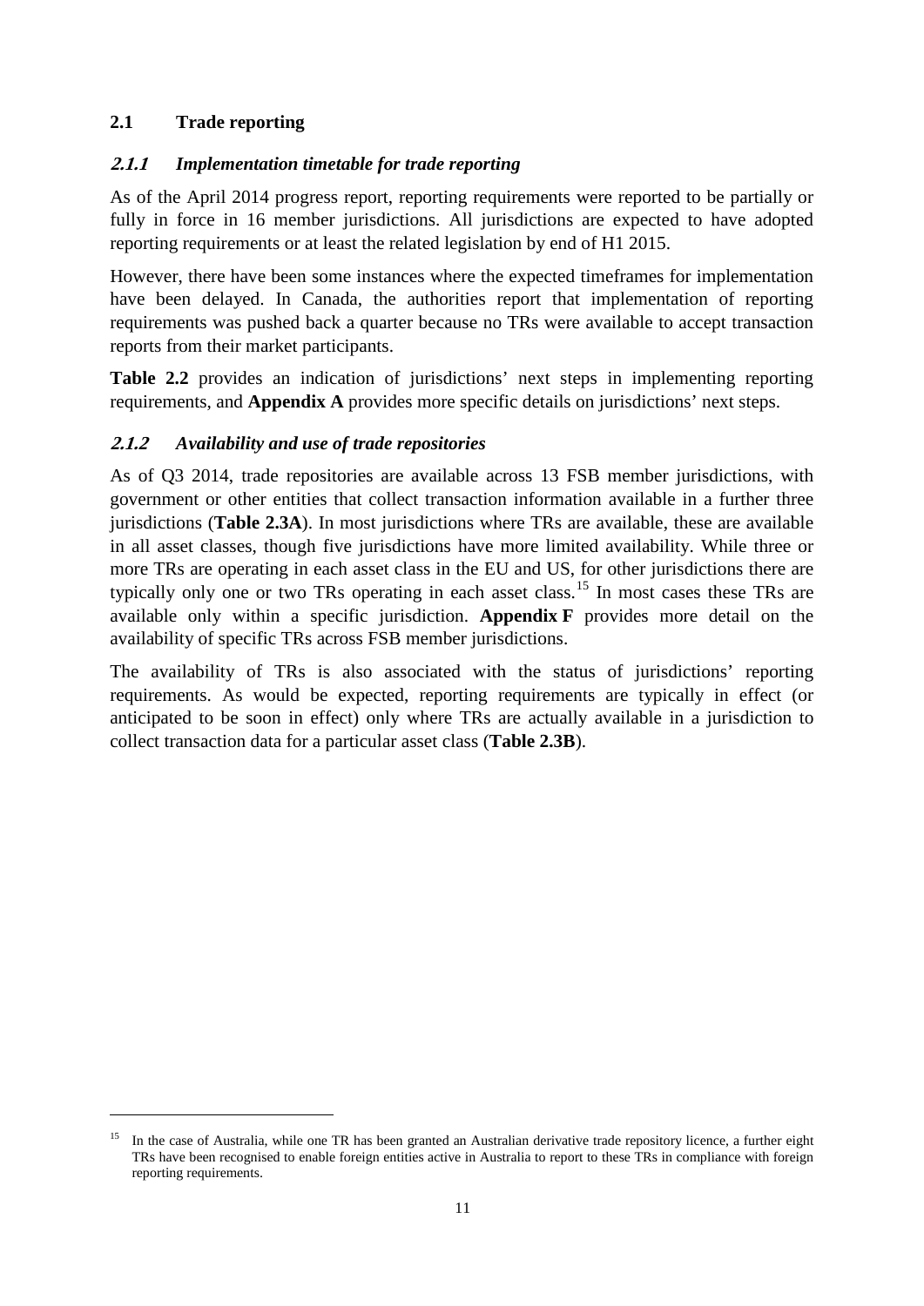## 2.1 Trade reporting

### *2.1.1 Implementation timetable for trade reporting*

As of the April 2014 progress report, reporting requirements were reported to be partially or fully in force in 16 member jurisdictions. All jurisdictions are expected to have adopted reporting requirements or at least the related legislation by end of H1 2015.

However, there have been some instances where the expected timeframes for implementation have been delayed. In Canada, the authorities report that implementation of reporting requirements was pushed back a quarter because no TRs were available to accept transaction reports from their market participants.

**Table 2.2** provides an indication of jurisdictions' next steps in implementing reporting requirements, and **Appendix A** provides more specific details on jurisdictions' next steps.

### *2.1.2 Availability and use of trade repositories*

As of Q3 2014, trade repositories are available across 13 FSB member jurisdictions, with government or other entities that collect transaction information available in a further three jurisdictions (**Table 2.3A**). In most jurisdictions where TRs are available, these are available in all asset classes, though five jurisdictions have more limited availability. While three or more TRs are operating in each asset class in the EU and US, for other jurisdictions there are typically only one or two TRs operating in each asset class.[15] In most cases these TRs are available only within a specific jurisdiction. **Appendix F** provides more detail on the availability of specific TRs across FSB member jurisdictions.

The availability of TRs is also associated with the status of jurisdictions' reporting requirements. As would be expected, reporting requirements are typically in effect (or anticipated to be soon in effect) only where TRs are actually available in a jurisdiction to collect transaction data for a particular asset class (**Table 2.3B**).

---

[15] In the case of Australia, while one TR has been granted an Australian derivative trade repository licence, a further eight TRs have been recognised to enable foreign entities active in Australia to report to these TRs in compliance with foreign reporting requirements.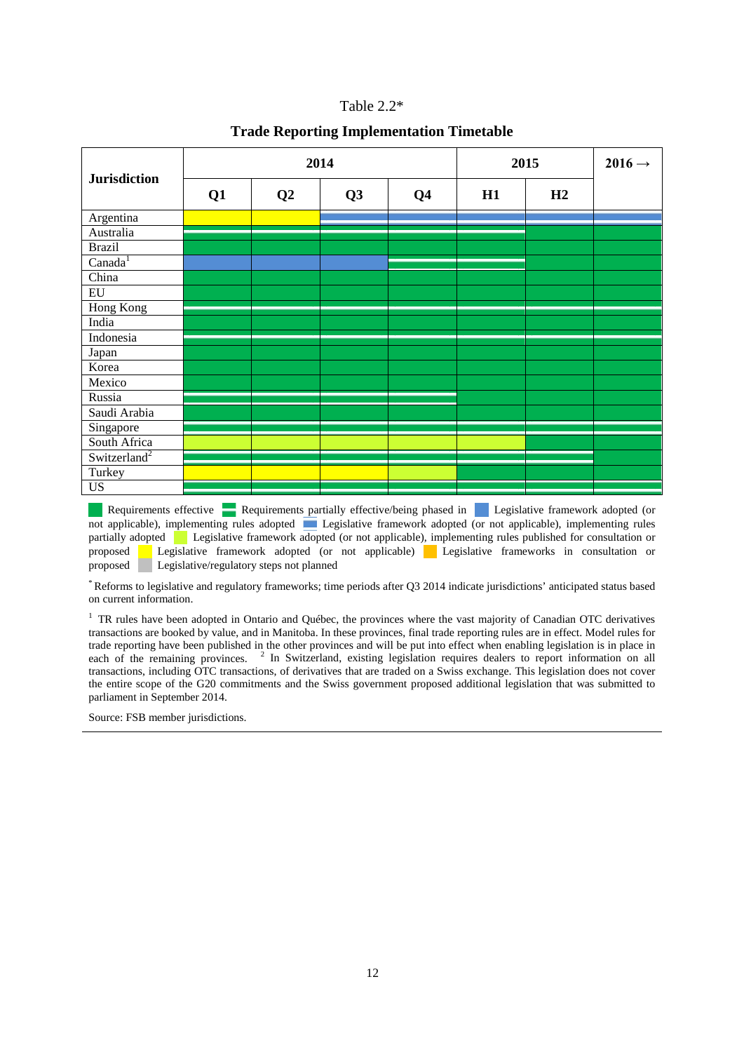Table 2.2*

**Trade Reporting Implementation Timetable**

| Jurisdiction | 2014 | | | | 2015 | | 2016 → |
|---|---|---|---|---|---|---|---|
| | Q1 | Q2 | Q3 | Q4 | H1 | H2 | |
| Argentina | Legislative framework adopted | Legislative framework adopted | Implementing rules partially adopted | Implementing rules partially adopted | Implementing rules partially adopted | Implementing rules partially adopted | Implementing rules partially adopted |
| Australia | Partially effective | Partially effective | Partially effective | Partially effective | Partially effective | Effective | Effective |
| Brazil | Effective | Effective | Effective | Effective | Effective | Effective | Effective |
| Canada[1] | Implementing rules adopted | Implementing rules adopted | Implementing rules adopted | Partially effective | Partially effective | Effective | Effective |
| China | Effective | Effective | Effective | Effective | Effective | Effective | Effective |
| EU | Effective | Effective | Effective | Effective | Effective | Effective | Effective |
| Hong Kong | Partially effective | Partially effective | Partially effective | Partially effective | Partially effective | Partially effective | Partially effective |
| India | Effective | Effective | Effective | Effective | Effective | Effective | Effective |
| Indonesia | Partially effective | Partially effective | Partially effective | Partially effective | Partially effective | Partially effective | Partially effective |
| Japan | Effective | Effective | Effective | Effective | Effective | Effective | Effective |
| Korea | Effective | Effective | Effective | Effective | Effective | Effective | Effective |
| Mexico | Effective | Effective | Effective | Effective | Effective | Effective | Effective |
| Russia | Partially effective | Partially effective | Partially effective | Partially effective | Effective | Effective | Effective |
| Saudi Arabia | Effective | Effective | Effective | Effective | Effective | Effective | Effective |
| Singapore | Partially effective | Partially effective | Partially effective | Partially effective | Partially effective | Partially effective | Partially effective |
| South Africa | Implementing rules published for consultation or proposed | Implementing rules published for consultation or proposed | Implementing rules published for consultation or proposed | Implementing rules published for consultation or proposed | Implementing rules published for consultation or proposed | Effective | Effective |
| Switzerland[2] | Partially effective | Partially effective | Partially effective | Partially effective | Partially effective | Partially effective | Effective |
| Turkey | Legislative framework adopted | Legislative framework adopted | Legislative framework adopted | Implementing rules published for consultation or proposed | Effective | Effective | Effective |
| US | Partially effective | Partially effective | Partially effective | Partially effective | Partially effective | Partially effective | Partially effective |

Requirements effective; Requirements partially effective/being phased in; Legislative framework adopted (or not applicable), implementing rules adopted; Legislative framework adopted (or not applicable), implementing rules partially adopted; Legislative framework adopted (or not applicable), implementing rules published for consultation or proposed; Legislative framework adopted (or not applicable); Legislative frameworks in consultation or proposed; Legislative/regulatory steps not planned

\* Reforms to legislative and regulatory frameworks; time periods after Q3 2014 indicate jurisdictions' anticipated status based on current information.

[1] TR rules have been adopted in Ontario and Québec, the provinces where the vast majority of Canadian OTC derivatives transactions are booked by value, and in Manitoba. In these provinces, final trade reporting rules are in effect. Model rules for trade reporting have been published in the other provinces and will be put into effect when enabling legislation is in place in each of the remaining provinces. [2] In Switzerland, existing legislation requires dealers to report information on all transactions, including OTC transactions, of derivatives that are traded on a Swiss exchange. This legislation does not cover the entire scope of the G20 commitments and the Swiss government proposed additional legislation that was submitted to parliament in September 2014.

Source: FSB member jurisdictions.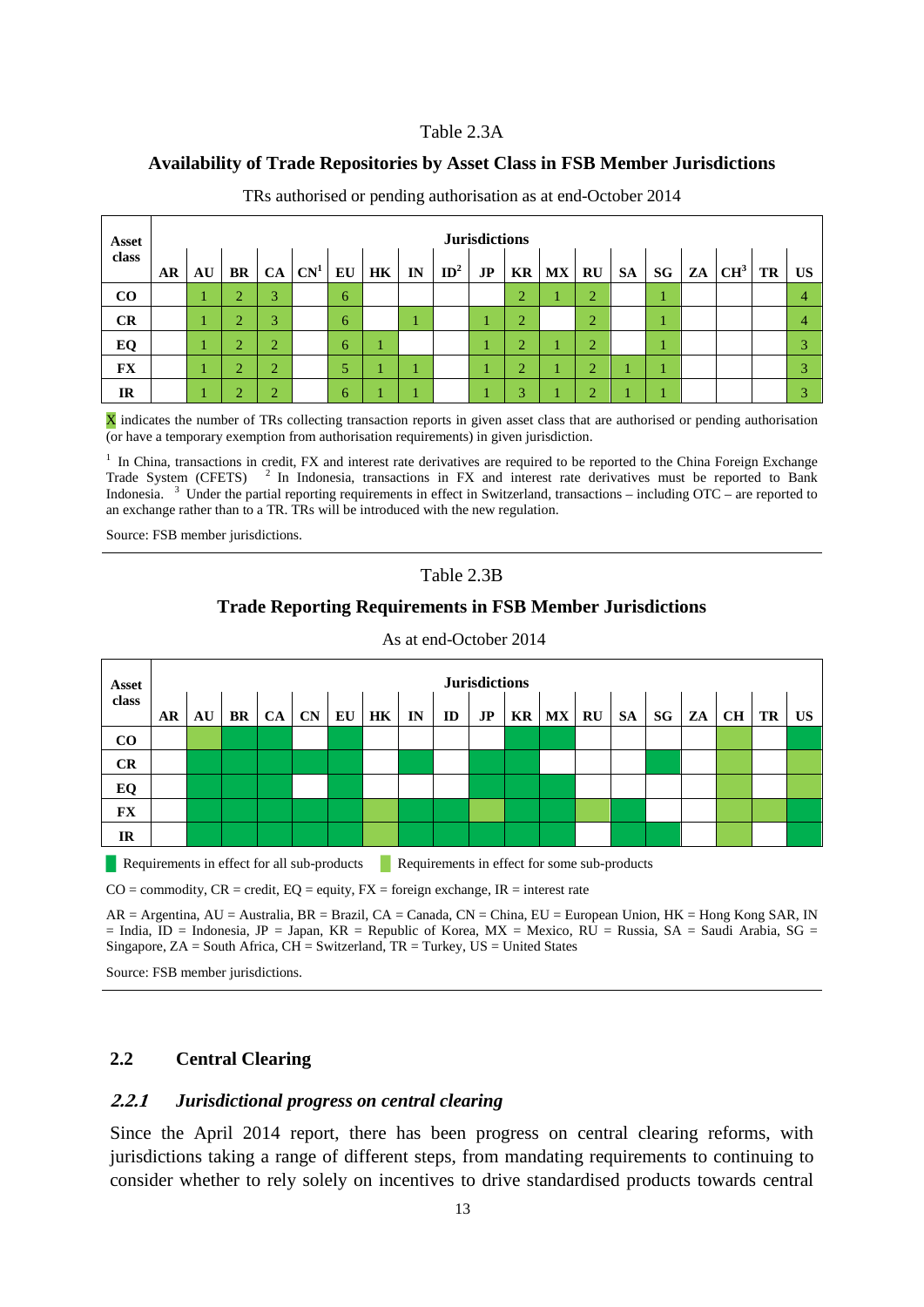Table 2.3A

**Availability of Trade Repositories by Asset Class in FSB Member Jurisdictions**

TRs authorised or pending authorisation as at end-October 2014

| Asset class | Jurisdictions | | | | | | | | | | | | | | | | | | |
|---|---|---|---|---|---|---|---|---|---|---|---|---|---|---|---|---|---|---|---|
| | AR | AU | BR | CA | CN[1] | EU | HK | IN | ID[2] | JP | KR | MX | RU | SA | SG | ZA | CH[3] | TR | US |
| CO | | 1 | 2 | 3 | | 6 | | | | | 2 | 1 | 2 | | 1 | | | | 4 |
| CR | | 1 | 2 | 3 | | 6 | | 1 | | 1 | 2 | | 2 | | 1 | | | | 4 |
| EQ | | 1 | 2 | 2 | | 6 | 1 | | | 1 | 2 | 1 | 2 | | 1 | | | | 3 |
| FX | | 1 | 2 | 2 | | 5 | 1 | 1 | | 1 | 2 | 1 | 2 | 1 | 1 | | | | 3 |
| IR | | 1 | 2 | 2 | | 6 | 1 | 1 | | 1 | 3 | 1 | 2 | 1 | 1 | | | | 3 |

X indicates the number of TRs collecting transaction reports in given asset class that are authorised or pending authorisation (or have a temporary exemption from authorisation requirements) in given jurisdiction.

[1] In China, transactions in credit, FX and interest rate derivatives are required to be reported to the China Foreign Exchange Trade System (CFETS) [2] In Indonesia, transactions in FX and interest rate derivatives must be reported to Bank Indonesia. [3] Under the partial reporting requirements in effect in Switzerland, transactions – including OTC – are reported to an exchange rather than to a TR. TRs will be introduced with the new regulation.

Source: FSB member jurisdictions.

Table 2.3B

**Trade Reporting Requirements in FSB Member Jurisdictions**

As at end-October 2014

| Asset class | Jurisdictions | | | | | | | | | | | | | | | | | | |
|---|---|---|---|---|---|---|---|---|---|---|---|---|---|---|---|---|---|---|---|
| | AR | AU | BR | CA | CN | EU | HK | IN | ID | JP | KR | MX | RU | SA | SG | ZA | CH | TR | US |
| CO | | Some | All | All | | All | | | | | All | All | | | | | Some | | All |
| CR | | All | All | All | All | All | | All | | All | All | | | | All | | Some | | Some |
| EQ | | All | All | All | | All | | | | All | All | All | | | | | Some | | Some |
| FX | | All | All | All | All | All | Some | All | All | Some | All | All | Some | All | | | Some | Some | All |
| IR | | All | All | All | All | All | Some | All | All | All | All | All | | All | All | | Some | | All |

All = Requirements in effect for all sub-products; Some = Requirements in effect for some sub-products

CO = commodity, CR = credit, EQ = equity, FX = foreign exchange, IR = interest rate

AR = Argentina, AU = Australia, BR = Brazil, CA = Canada, CN = China, EU = European Union, HK = Hong Kong SAR, IN = India, ID = Indonesia, JP = Japan, KR = Republic of Korea, MX = Mexico, RU = Russia, SA = Saudi Arabia, SG = Singapore, ZA = South Africa, CH = Switzerland, TR = Turkey, US = United States

Source: FSB member jurisdictions.

## 2.2 Central Clearing

### *2.2.1 Jurisdictional progress on central clearing*

Since the April 2014 report, there has been progress on central clearing reforms, with jurisdictions taking a range of different steps, from mandating requirements to continuing to consider whether to rely solely on incentives to drive standardised products towards central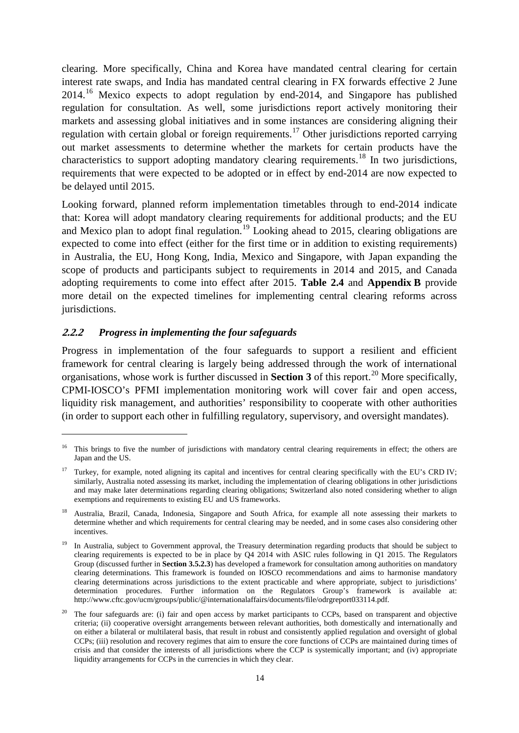clearing. More specifically, China and Korea have mandated central clearing for certain interest rate swaps, and India has mandated central clearing in FX forwards effective 2 June 2014.[16] Mexico expects to adopt regulation by end-2014, and Singapore has published regulation for consultation. As well, some jurisdictions report actively monitoring their markets and assessing global initiatives and in some instances are considering aligning their regulation with certain global or foreign requirements.[17] Other jurisdictions reported carrying out market assessments to determine whether the markets for certain products have the characteristics to support adopting mandatory clearing requirements.[18] In two jurisdictions, requirements that were expected to be adopted or in effect by end-2014 are now expected to be delayed until 2015.

Looking forward, planned reform implementation timetables through to end-2014 indicate that: Korea will adopt mandatory clearing requirements for additional products; and the EU and Mexico plan to adopt final regulation.[19] Looking ahead to 2015, clearing obligations are expected to come into effect (either for the first time or in addition to existing requirements) in Australia, the EU, Hong Kong, India, Mexico and Singapore, with Japan expanding the scope of products and participants subject to requirements in 2014 and 2015, and Canada adopting requirements to come into effect after 2015. **Table 2.4** and **Appendix B** provide more detail on the expected timelines for implementing central clearing reforms across jurisdictions.

### *2.2.2 Progress in implementing the four safeguards*

Progress in implementation of the four safeguards to support a resilient and efficient framework for central clearing is largely being addressed through the work of international organisations, whose work is further discussed in **Section 3** of this report.[20] More specifically, CPMI-IOSCO's PFMI implementation monitoring work will cover fair and open access, liquidity risk management, and authorities' responsibility to cooperate with other authorities (in order to support each other in fulfilling regulatory, supervisory, and oversight mandates).

---

[16] This brings to five the number of jurisdictions with mandatory central clearing requirements in effect; the others are Japan and the US.

[17] Turkey, for example, noted aligning its capital and incentives for central clearing specifically with the EU's CRD IV; similarly, Australia noted assessing its market, including the implementation of clearing obligations in other jurisdictions and may make later determinations regarding clearing obligations; Switzerland also noted considering whether to align exemptions and requirements to existing EU and US frameworks.

[18] Australia, Brazil, Canada, Indonesia, Singapore and South Africa, for example all note assessing their markets to determine whether and which requirements for central clearing may be needed, and in some cases also considering other incentives.

[19] In Australia, subject to Government approval, the Treasury determination regarding products that should be subject to clearing requirements is expected to be in place by Q4 2014 with ASIC rules following in Q1 2015. The Regulators Group (discussed further in **Section 3.5.2.3**) has developed a framework for consultation among authorities on mandatory clearing determinations. This framework is founded on IOSCO recommendations and aims to harmonise mandatory clearing determinations across jurisdictions to the extent practicable and where appropriate, subject to jurisdictions' determination procedures. Further information on the Regulators Group's framework is available at: http://www.cftc.gov/ucm/groups/public/@internationalaffairs/documents/file/odrgreport033114.pdf.

[20] The four safeguards are: (i) fair and open access by market participants to CCPs, based on transparent and objective criteria; (ii) cooperative oversight arrangements between relevant authorities, both domestically and internationally and on either a bilateral or multilateral basis, that result in robust and consistently applied regulation and oversight of global CCPs; (iii) resolution and recovery regimes that aim to ensure the core functions of CCPs are maintained during times of crisis and that consider the interests of all jurisdictions where the CCP is systemically important; and (iv) appropriate liquidity arrangements for CCPs in the currencies in which they clear.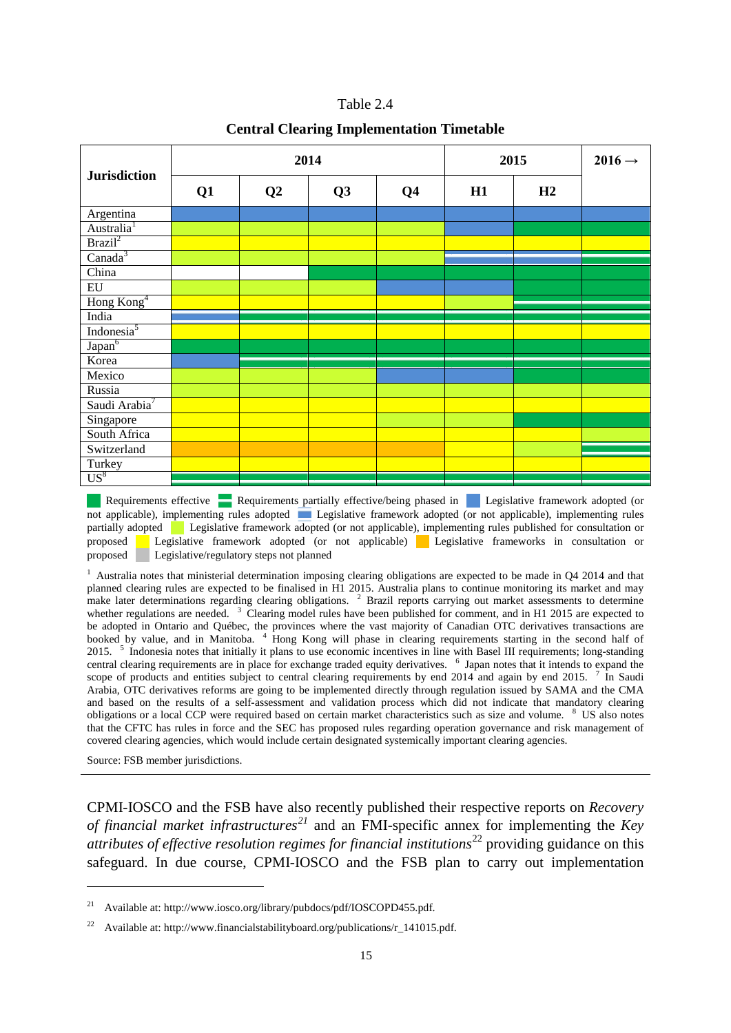Table 2.4

**Central Clearing Implementation Timetable**

| Jurisdiction | 2014 | | | | 2015 | | 2016 → |
|---|---|---|---|---|---|---|---|
| | Q1 | Q2 | Q3 | Q4 | H1 | H2 | |
| Argentina | Rules adopted | Rules adopted | Rules adopted | Rules adopted | Rules adopted | Rules adopted | Rules adopted |
| Australia[1] | Rules proposed | Rules proposed | Rules proposed | Rules proposed | Rules adopted | Effective | Effective |
| Brazil[2] | Framework adopted | Framework adopted | Framework adopted | Framework adopted | Framework adopted | Framework adopted | Framework adopted |
| Canada[3] | Rules proposed | Rules proposed | Rules proposed | Rules proposed | Rules partially adopted | Rules partially adopted | Partially effective |
| China | | | Effective | Effective | Effective | Effective | Effective |
| EU | Rules proposed | Rules proposed | Rules proposed | Rules adopted | Rules adopted | Effective | Effective |
| Hong Kong[4] | Framework adopted | Framework adopted | Framework adopted | Framework adopted | Rules proposed | Partially effective | Partially effective |
| India | Rules partially adopted | Partially effective | Partially effective | Partially effective | Partially effective | Partially effective | Partially effective |
| Indonesia[5] | Framework adopted | Framework adopted | Framework adopted | Framework adopted | Framework adopted | Framework adopted | Framework adopted |
| Japan[6] | Effective | Effective | Effective | Effective | Effective | Effective | Effective |
| Korea | Rules adopted | Partially effective | Partially effective | Partially effective | Partially effective | Partially effective | Partially effective |
| Mexico | Rules proposed | Rules proposed | Rules proposed | Rules adopted | Rules adopted | Effective | Effective |
| Russia | Rules proposed | Rules proposed | Rules proposed | Rules proposed | Rules proposed | Rules proposed | Rules proposed |
| Saudi Arabia[7] | Framework adopted | Framework adopted | Framework adopted | Framework adopted | Framework adopted | Framework adopted | Framework adopted |
| Singapore | Framework adopted | Framework adopted | Framework adopted | Rules proposed | Rules proposed | Effective | Effective |
| South Africa | Framework adopted | Framework adopted | Framework adopted | Framework adopted | Framework adopted | Framework adopted | Rules proposed |
| Switzerland | Framework proposed | Framework proposed | Framework proposed | Framework proposed | Framework adopted | Rules proposed | Partially effective |
| Turkey | Framework adopted | Framework adopted | Framework adopted | Framework adopted | Framework adopted | Framework adopted | Framework adopted |
| US[8] | Partially effective | Partially effective | Partially effective | Partially effective | Partially effective | Partially effective | Partially effective |

Effective = Requirements effective; Partially effective = Requirements partially effective/being phased in; Rules adopted = Legislative framework adopted (or not applicable), implementing rules adopted; Rules partially adopted = Legislative framework adopted (or not applicable), implementing rules partially adopted; Rules proposed = Legislative framework adopted (or not applicable), implementing rules published for consultation or proposed; Framework adopted = Legislative framework adopted (or not applicable); Framework proposed = Legislative frameworks in consultation or proposed; Legislative/regulatory steps not planned

[1] Australia notes that ministerial determination imposing clearing obligations are expected to be made in Q4 2014 and that planned clearing rules are expected to be finalised in H1 2015. Australia plans to continue monitoring its market and may make later determinations regarding clearing obligations. [2] Brazil reports carrying out market assessments to determine whether regulations are needed. [3] Clearing model rules have been published for comment, and in H1 2015 are expected to be adopted in Ontario and Québec, the provinces where the vast majority of Canadian OTC derivatives transactions are booked by value, and in Manitoba. [4] Hong Kong will phase in clearing requirements starting in the second half of 2015. [5] Indonesia notes that initially it plans to use economic incentives in line with Basel III requirements; long-standing central clearing requirements are in place for exchange traded equity derivatives. [6] Japan notes that it intends to expand the scope of products and entities subject to central clearing requirements by end 2014 and again by end 2015. [7] In Saudi Arabia, OTC derivatives reforms are going to be implemented directly through regulation issued by SAMA and the CMA and based on the results of a self-assessment and validation process which did not indicate that mandatory clearing obligations or a local CCP were required based on certain market characteristics such as size and volume. [8] US also notes that the CFTC has rules in force and the SEC has proposed rules regarding operation governance and risk management of covered clearing agencies, which would include certain designated systemically important clearing agencies.

Source: FSB member jurisdictions.

CPMI-IOSCO and the FSB have also recently published their respective reports on *Recovery of financial market infrastructures*[21] and an FMI-specific annex for implementing the *Key attributes of effective resolution regimes for financial institutions*[22] providing guidance on this safeguard. In due course, CPMI-IOSCO and the FSB plan to carry out implementation

[21] Available at: http://www.iosco.org/library/pubdocs/pdf/IOSCOPD455.pdf.

[22] Available at: http://www.financialstabilityboard.org/publications/r_141015.pdf.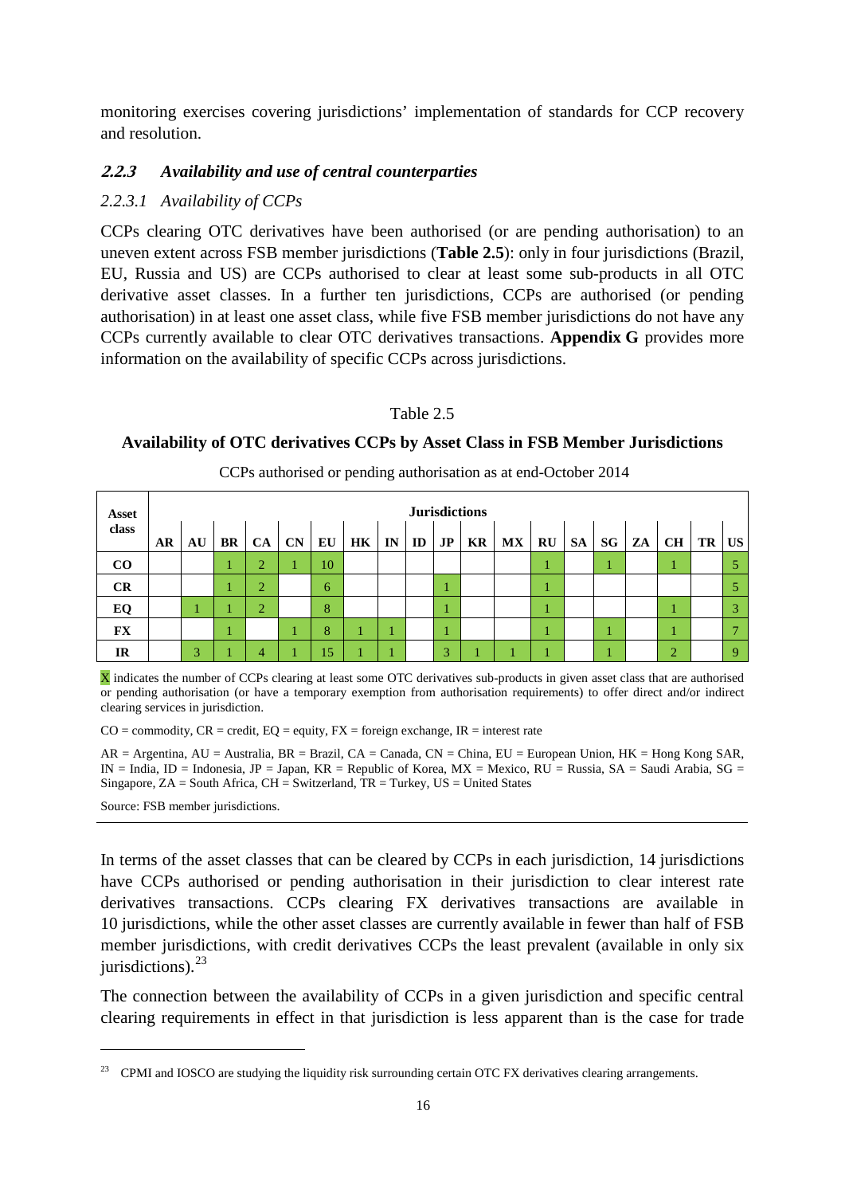monitoring exercises covering jurisdictions' implementation of standards for CCP recovery and resolution.

### *2.2.3 Availability and use of central counterparties*

#### *2.2.3.1 Availability of CCPs*

CCPs clearing OTC derivatives have been authorised (or are pending authorisation) to an uneven extent across FSB member jurisdictions (**Table 2.5**): only in four jurisdictions (Brazil, EU, Russia and US) are CCPs authorised to clear at least some sub-products in all OTC derivative asset classes. In a further ten jurisdictions, CCPs are authorised (or pending authorisation) in at least one asset class, while five FSB member jurisdictions do not have any CCPs currently available to clear OTC derivatives transactions. **Appendix G** provides more information on the availability of specific CCPs across jurisdictions.

Table 2.5

**Availability of OTC derivatives CCPs by Asset Class in FSB Member Jurisdictions**

CCPs authorised or pending authorisation as at end-October 2014

| Asset class | Jurisdictions | | | | | | | | | | | | | | | | | | |
|---|---|---|---|---|---|---|---|---|---|---|---|---|---|---|---|---|---|---|---|
| | **AR** | **AU** | **BR** | **CA** | **CN** | **EU** | **HK** | **IN** | **ID** | **JP** | **KR** | **MX** | **RU** | **SA** | **SG** | **ZA** | **CH** | **TR** | **US** |
| **CO** | | | 1 | 2 | 1 | 10 | | | | | | | 1 | | 1 | | 1 | | 5 |
| **CR** | | | 1 | 2 | | 6 | | | | 1 | | | 1 | | | | | | 5 |
| **EQ** | | 1 | 1 | 2 | | 8 | | | | 1 | | | 1 | | | | 1 | | 3 |
| **FX** | | | 1 | | 1 | 8 | 1 | 1 | | 1 | | | 1 | | 1 | | 1 | | 7 |
| **IR** | | 3 | 1 | 4 | 1 | 15 | 1 | 1 | | 3 | 1 | 1 | 1 | | 1 | | 2 | | 9 |

X indicates the number of CCPs clearing at least some OTC derivatives sub-products in given asset class that are authorised or pending authorisation (or have a temporary exemption from authorisation requirements) to offer direct and/or indirect clearing services in jurisdiction.

CO = commodity, CR = credit, EQ = equity, FX = foreign exchange, IR = interest rate

AR = Argentina, AU = Australia, BR = Brazil, CA = Canada, CN = China, EU = European Union, HK = Hong Kong SAR, IN = India, ID = Indonesia, JP = Japan, KR = Republic of Korea, MX = Mexico, RU = Russia, SA = Saudi Arabia, SG = Singapore, ZA = South Africa, CH = Switzerland, TR = Turkey, US = United States

Source: FSB member jurisdictions.

In terms of the asset classes that can be cleared by CCPs in each jurisdiction, 14 jurisdictions have CCPs authorised or pending authorisation in their jurisdiction to clear interest rate derivatives transactions. CCPs clearing FX derivatives transactions are available in 10 jurisdictions, while the other asset classes are currently available in fewer than half of FSB member jurisdictions, with credit derivatives CCPs the least prevalent (available in only six jurisdictions).[23]

The connection between the availability of CCPs in a given jurisdiction and specific central clearing requirements in effect in that jurisdiction is less apparent than is the case for trade

[23] CPMI and IOSCO are studying the liquidity risk surrounding certain OTC FX derivatives clearing arrangements.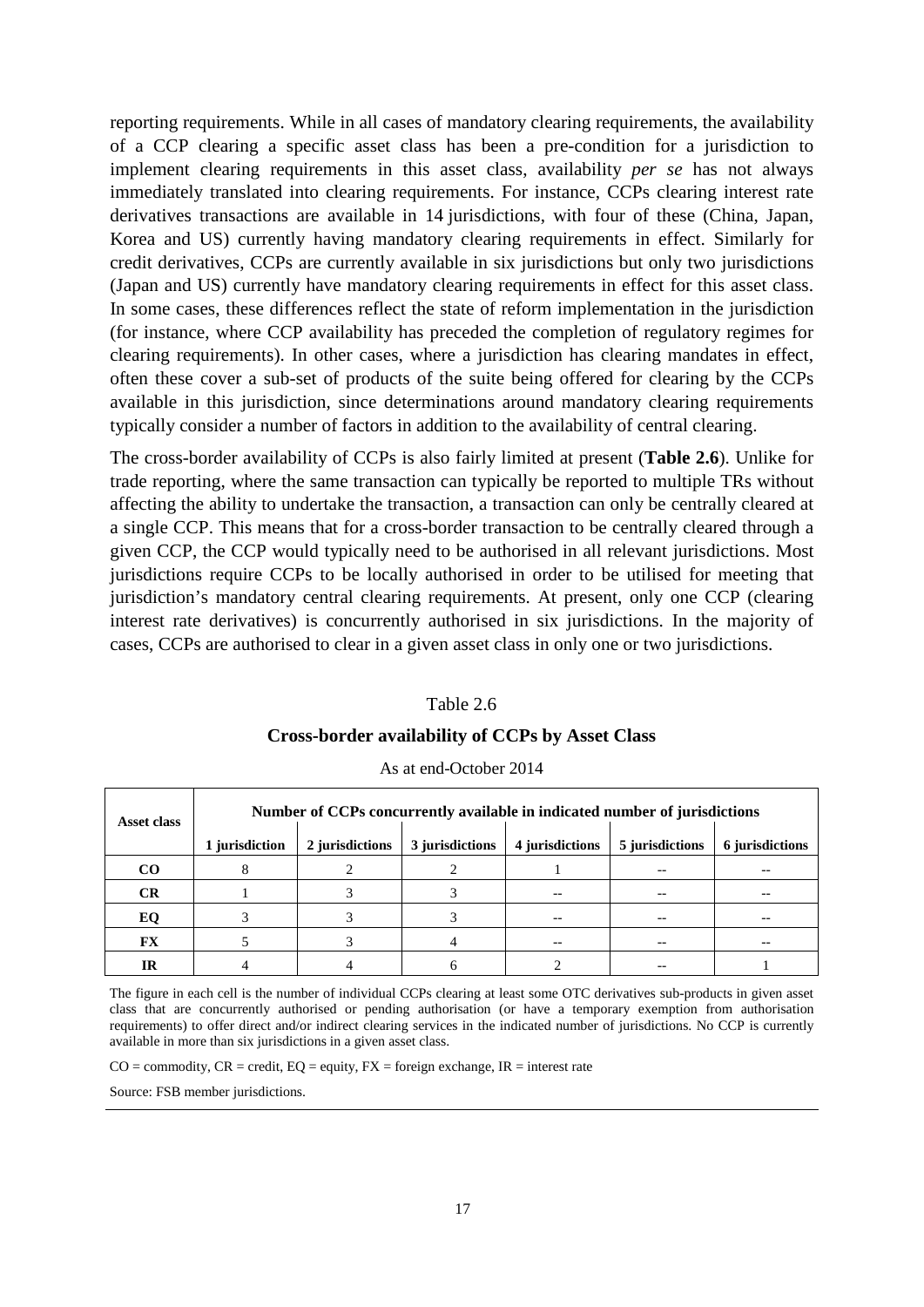reporting requirements. While in all cases of mandatory clearing requirements, the availability of a CCP clearing a specific asset class has been a pre-condition for a jurisdiction to implement clearing requirements in this asset class, availability *per se* has not always immediately translated into clearing requirements. For instance, CCPs clearing interest rate derivatives transactions are available in 14 jurisdictions, with four of these (China, Japan, Korea and US) currently having mandatory clearing requirements in effect. Similarly for credit derivatives, CCPs are currently available in six jurisdictions but only two jurisdictions (Japan and US) currently have mandatory clearing requirements in effect for this asset class. In some cases, these differences reflect the state of reform implementation in the jurisdiction (for instance, where CCP availability has preceded the completion of regulatory regimes for clearing requirements). In other cases, where a jurisdiction has clearing mandates in effect, often these cover a sub-set of products of the suite being offered for clearing by the CCPs available in this jurisdiction, since determinations around mandatory clearing requirements typically consider a number of factors in addition to the availability of central clearing.

The cross-border availability of CCPs is also fairly limited at present (**Table 2.6**). Unlike for trade reporting, where the same transaction can typically be reported to multiple TRs without affecting the ability to undertake the transaction, a transaction can only be centrally cleared at a single CCP. This means that for a cross-border transaction to be centrally cleared through a given CCP, the CCP would typically need to be authorised in all relevant jurisdictions. Most jurisdictions require CCPs to be locally authorised in order to be utilised for meeting that jurisdiction's mandatory central clearing requirements. At present, only one CCP (clearing interest rate derivatives) is concurrently authorised in six jurisdictions. In the majority of cases, CCPs are authorised to clear in a given asset class in only one or two jurisdictions.

Table 2.6

**Cross-border availability of CCPs by Asset Class**

As at end-October 2014

| Asset class | Number of CCPs concurrently available in indicated number of jurisdictions | | | | | |
|---|---|---|---|---|---|---|
| | 1 jurisdiction | 2 jurisdictions | 3 jurisdictions | 4 jurisdictions | 5 jurisdictions | 6 jurisdictions |
| **CO** | 8 | 2 | 2 | 1 | -- | -- |
| **CR** | 1 | 3 | 3 | -- | -- | -- |
| **EQ** | 3 | 3 | 3 | -- | -- | -- |
| **FX** | 5 | 3 | 4 | -- | -- | -- |
| **IR** | 4 | 4 | 6 | 2 | -- | 1 |

The figure in each cell is the number of individual CCPs clearing at least some OTC derivatives sub-products in given asset class that are concurrently authorised or pending authorisation (or have a temporary exemption from authorisation requirements) to offer direct and/or indirect clearing services in the indicated number of jurisdictions. No CCP is currently available in more than six jurisdictions in a given asset class.

CO = commodity, CR = credit, EQ = equity, FX = foreign exchange, IR = interest rate

Source: FSB member jurisdictions.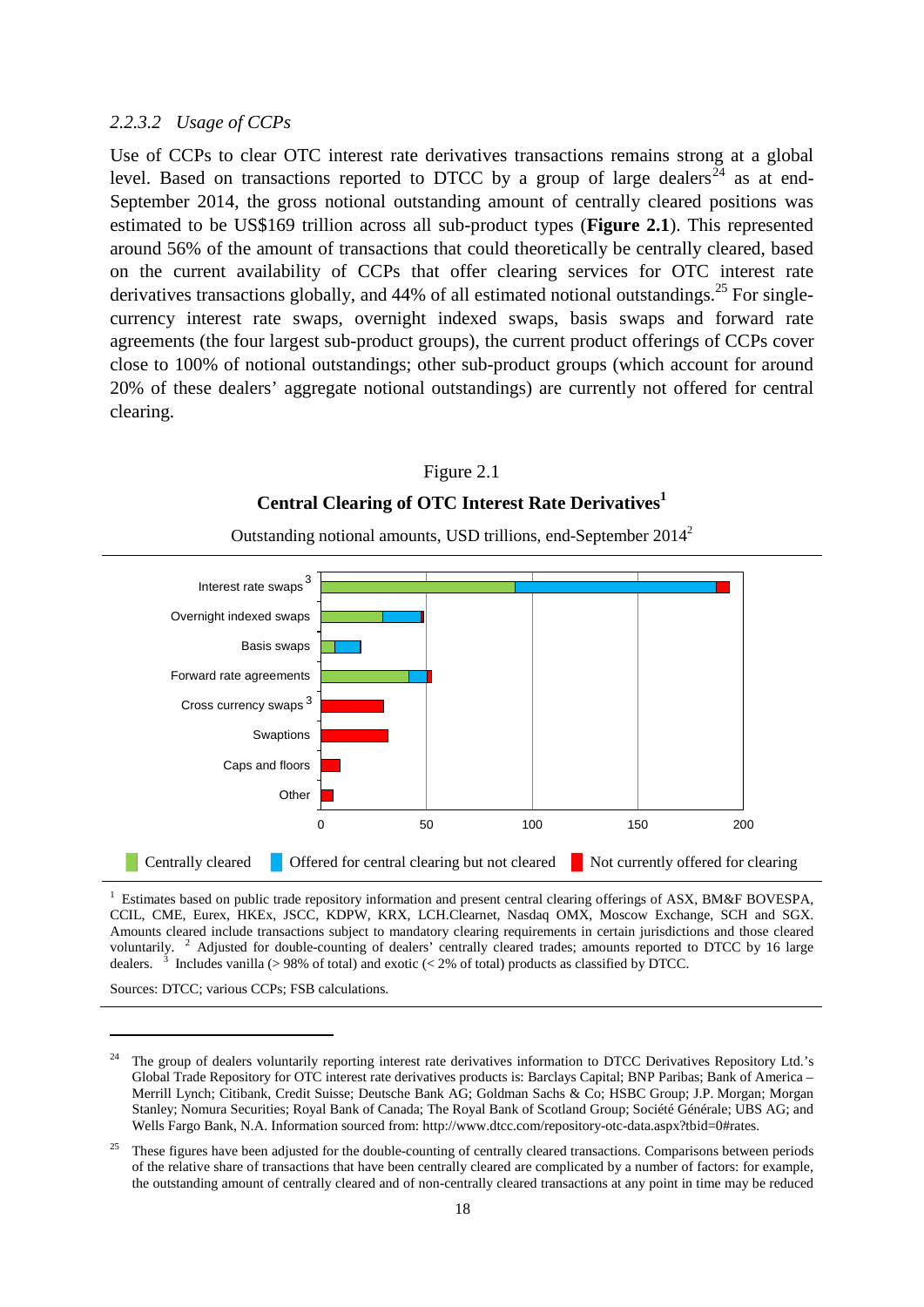#### 2.2.3.2 *Usage of CCPs*

Use of CCPs to clear OTC interest rate derivatives transactions remains strong at a global level. Based on transactions reported to DTCC by a group of large dealers[24] as at end-September 2014, the gross notional outstanding amount of centrally cleared positions was estimated to be US$169 trillion across all sub-product types (**Figure 2.1**). This represented around 56% of the amount of transactions that could theoretically be centrally cleared, based on the current availability of CCPs that offer clearing services for OTC interest rate derivatives transactions globally, and 44% of all estimated notional outstandings.[25] For single-currency interest rate swaps, overnight indexed swaps, basis swaps and forward rate agreements (the four largest sub-product groups), the current product offerings of CCPs cover close to 100% of notional outstandings; other sub-product groups (which account for around 20% of these dealers' aggregate notional outstandings) are currently not offered for central clearing.

Figure 2.1

**Central Clearing of OTC Interest Rate Derivatives**[1]

Outstanding notional amounts, USD trillions, end-September 2014[2]

Interest rate swaps[3]; Overnight indexed swaps; Basis swaps; Forward rate agreements; Cross currency swaps[3]; Swaptions; Caps and floors; Other

0 50 100 150 200

Centrally cleared | Offered for central clearing but not cleared | Not currently offered for clearing

[1] Estimates based on public trade repository information and present central clearing offerings of ASX, BM&F BOVESPA, CCIL, CME, Eurex, HKEx, JSCC, KDPW, KRX, LCH.Clearnet, Nasdaq OMX, Moscow Exchange, SCH and SGX. Amounts cleared include transactions subject to mandatory clearing requirements in certain jurisdictions and those cleared voluntarily. [2] Adjusted for double-counting of dealers' centrally cleared trades; amounts reported to DTCC by 16 large dealers. [3] Includes vanilla (> 98% of total) and exotic (< 2% of total) products as classified by DTCC.

Sources: DTCC; various CCPs; FSB calculations.

---

[24] The group of dealers voluntarily reporting interest rate derivatives information to DTCC Derivatives Repository Ltd.'s Global Trade Repository for OTC interest rate derivatives products is: Barclays Capital; BNP Paribas; Bank of America – Merrill Lynch; Citibank, Credit Suisse; Deutsche Bank AG; Goldman Sachs & Co; HSBC Group; J.P. Morgan; Morgan Stanley; Nomura Securities; Royal Bank of Canada; The Royal Bank of Scotland Group; Société Générale; UBS AG; and Wells Fargo Bank, N.A. Information sourced from: http://www.dtcc.com/repository-otc-data.aspx?tbid=0#rates.

[25] These figures have been adjusted for the double-counting of centrally cleared transactions. Comparisons between periods of the relative share of transactions that have been centrally cleared are complicated by a number of factors: for example, the outstanding amount of centrally cleared and of non-centrally cleared transactions at any point in time may be reduced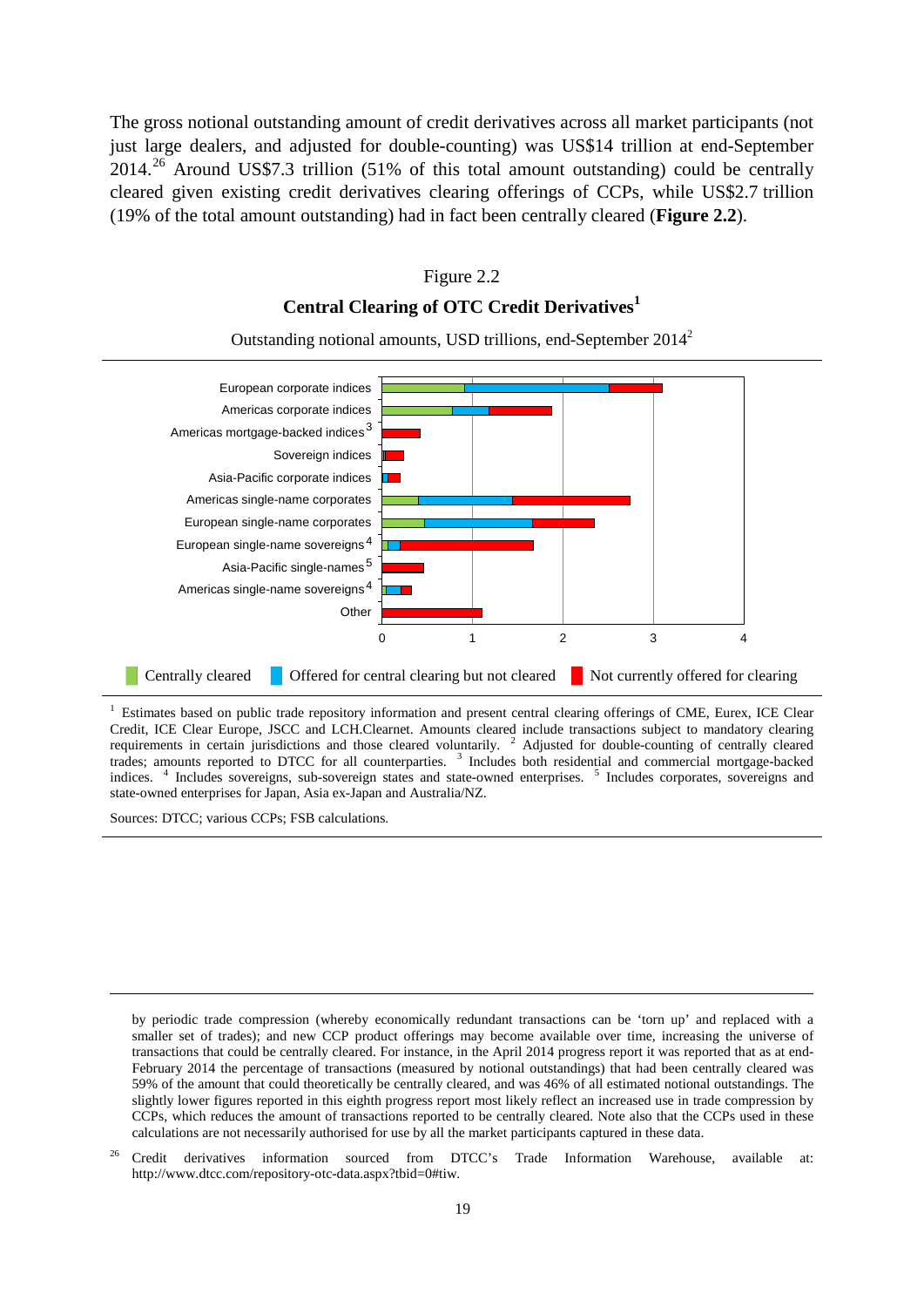The gross notional outstanding amount of credit derivatives across all market participants (not just large dealers, and adjusted for double-counting) was US$14 trillion at end-September 2014.[26] Around US$7.3 trillion (51% of this total amount outstanding) could be centrally cleared given existing credit derivatives clearing offerings of CCPs, while US$2.7 trillion (19% of the total amount outstanding) had in fact been centrally cleared (**Figure 2.2**).

Figure 2.2

**Central Clearing of OTC Credit Derivatives[1]**

Outstanding notional amounts, USD trillions, end-September 2014[2]

[1] Estimates based on public trade repository information and present central clearing offerings of CME, Eurex, ICE Clear Credit, ICE Clear Europe, JSCC and LCH.Clearnet. Amounts cleared include transactions subject to mandatory clearing requirements in certain jurisdictions and those cleared voluntarily. [2] Adjusted for double-counting of centrally cleared trades; amounts reported to DTCC for all counterparties. [3] Includes both residential and commercial mortgage-backed indices. [4] Includes sovereigns, sub-sovereign states and state-owned enterprises. [5] Includes corporates, sovereigns and state-owned enterprises for Japan, Asia ex-Japan and Australia/NZ.

Sources: DTCC; various CCPs; FSB calculations.

---

by periodic trade compression (whereby economically redundant transactions can be 'torn up' and replaced with a smaller set of trades); and new CCP product offerings may become available over time, increasing the universe of transactions that could be centrally cleared. For instance, in the April 2014 progress report it was reported that as at end-February 2014 the percentage of transactions (measured by notional outstandings) that had been centrally cleared was 59% of the amount that could theoretically be centrally cleared, and was 46% of all estimated notional outstandings. The slightly lower figures reported in this eighth progress report most likely reflect an increased use in trade compression by CCPs, which reduces the amount of transactions reported to be centrally cleared. Note also that the CCPs used in these calculations are not necessarily authorised for use by all the market participants captured in these data.

[26] Credit derivatives information sourced from DTCC's Trade Information Warehouse, available at: http://www.dtcc.com/repository-otc-data.aspx?tbid=0#tiw.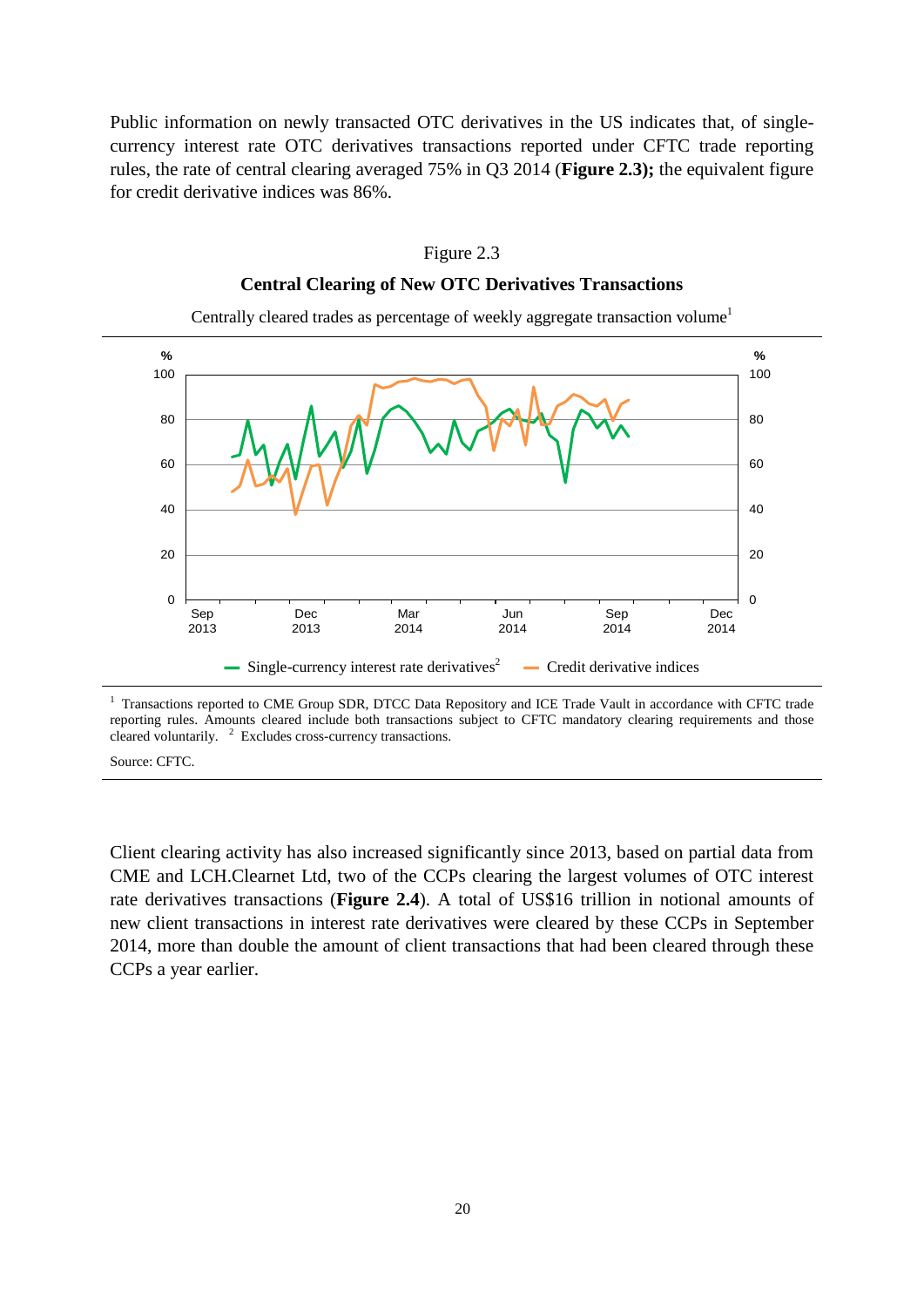Public information on newly transacted OTC derivatives in the US indicates that, of single-currency interest rate OTC derivatives transactions reported under CFTC trade reporting rules, the rate of central clearing averaged 75% in Q3 2014 (**Figure 2.3);** the equivalent figure for credit derivative indices was 86%.

Figure 2.3

**Central Clearing of New OTC Derivatives Transactions**

Centrally cleared trades as percentage of weekly aggregate transaction volume[1]

[1] Transactions reported to CME Group SDR, DTCC Data Repository and ICE Trade Vault in accordance with CFTC trade reporting rules. Amounts cleared include both transactions subject to CFTC mandatory clearing requirements and those cleared voluntarily. [2] Excludes cross-currency transactions.

Source: CFTC.

Client clearing activity has also increased significantly since 2013, based on partial data from CME and LCH.Clearnet Ltd, two of the CCPs clearing the largest volumes of OTC interest rate derivatives transactions (**Figure 2.4**). A total of US$16 trillion in notional amounts of new client transactions in interest rate derivatives were cleared by these CCPs in September 2014, more than double the amount of client transactions that had been cleared through these CCPs a year earlier.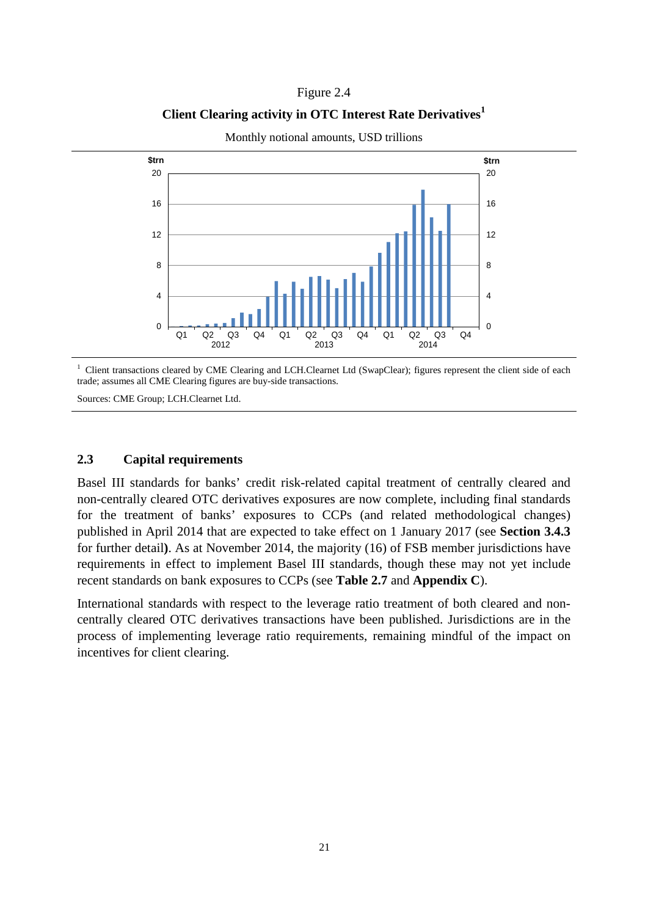Figure 2.4

**Client Clearing activity in OTC Interest Rate Derivatives**[1]

Monthly notional amounts, USD trillions

[1] Client transactions cleared by CME Clearing and LCH.Clearnet Ltd (SwapClear); figures represent the client side of each trade; assumes all CME Clearing figures are buy-side transactions.

Sources: CME Group; LCH.Clearnet Ltd.

## 2.3 Capital requirements

Basel III standards for banks' credit risk-related capital treatment of centrally cleared and non-centrally cleared OTC derivatives exposures are now complete, including final standards for the treatment of banks' exposures to CCPs (and related methodological changes) published in April 2014 that are expected to take effect on 1 January 2017 (see **Section 3.4.3** for further detail**)**. As at November 2014, the majority (16) of FSB member jurisdictions have requirements in effect to implement Basel III standards, though these may not yet include recent standards on bank exposures to CCPs (see **Table 2.7** and **Appendix C**).

International standards with respect to the leverage ratio treatment of both cleared and non-centrally cleared OTC derivatives transactions have been published. Jurisdictions are in the process of implementing leverage ratio requirements, remaining mindful of the impact on incentives for client clearing.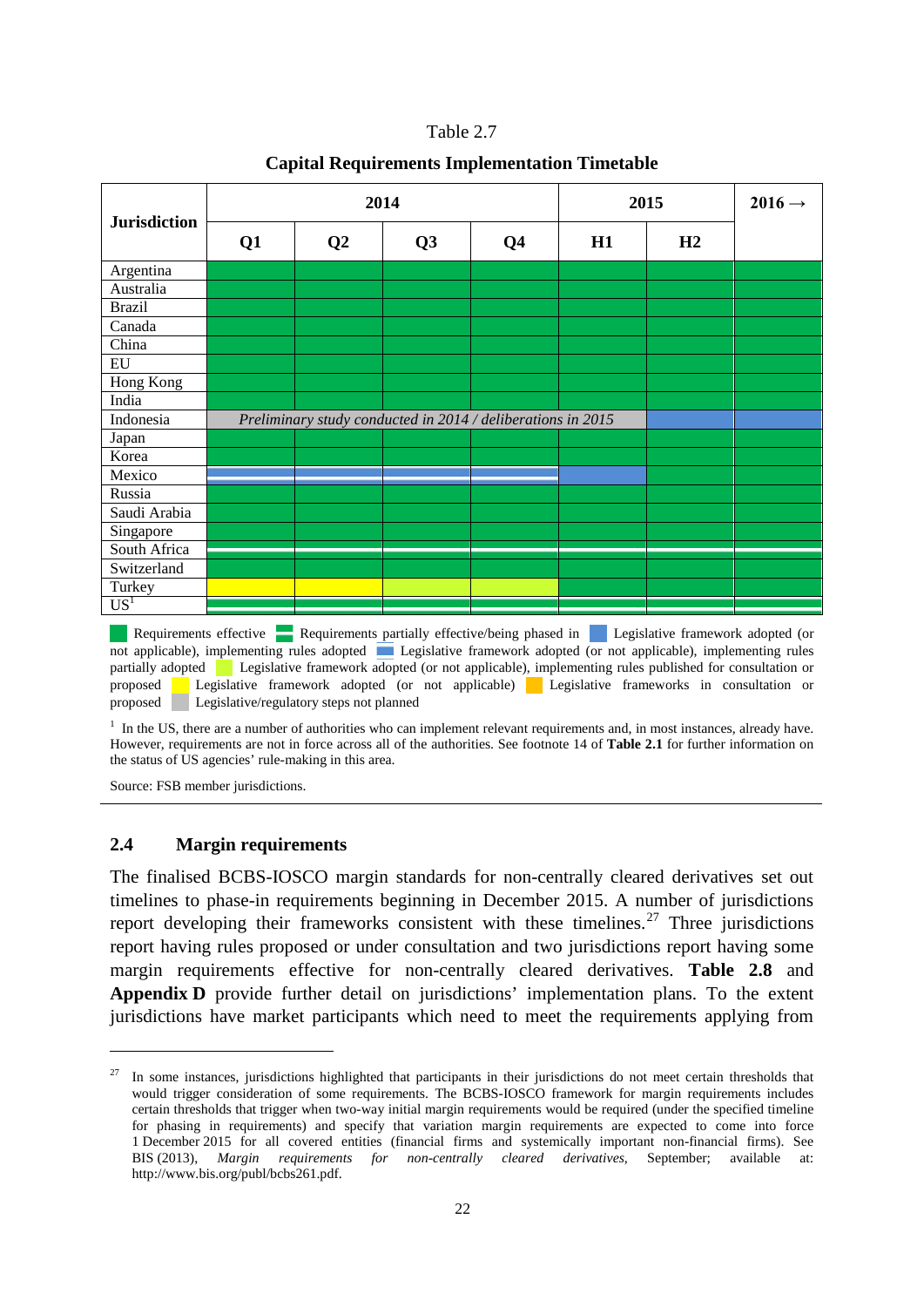Table 2.7

**Capital Requirements Implementation Timetable**

| Jurisdiction | 2014 | | | | 2015 | | 2016 → |
|---|---|---|---|---|---|---|---|
| | Q1 | Q2 | Q3 | Q4 | H1 | H2 | |
| Argentina | | | | | | | |
| Australia | | | | | | | |
| Brazil | | | | | | | |
| Canada | | | | | | | |
| China | | | | | | | |
| EU | | | | | | | |
| Hong Kong | | | | | | | |
| India | | | | | | | |
| Indonesia | *Preliminary study conducted in 2014 / deliberations in 2015* | | | | | | |
| Japan | | | | | | | |
| Korea | | | | | | | |
| Mexico | | | | | | | |
| Russia | | | | | | | |
| Saudi Arabia | | | | | | | |
| Singapore | | | | | | | |
| South Africa | | | | | | | |
| Switzerland | | | | | | | |
| Turkey | | | | | | | |
| US[1] | | | | | | | |

Requirements effective; Requirements partially effective/being phased in; Legislative framework adopted (or not applicable), implementing rules adopted; Legislative framework adopted (or not applicable), implementing rules partially adopted; Legislative framework adopted (or not applicable), implementing rules published for consultation or proposed; Legislative framework adopted (or not applicable); Legislative frameworks in consultation or proposed; Legislative/regulatory steps not planned

[1] In the US, there are a number of authorities who can implement relevant requirements and, in most instances, already have. However, requirements are not in force across all of the authorities. See footnote 14 of **Table 2.1** for further information on the status of US agencies' rule-making in this area.

Source: FSB member jurisdictions.

## 2.4 Margin requirements

The finalised BCBS-IOSCO margin standards for non-centrally cleared derivatives set out timelines to phase-in requirements beginning in December 2015. A number of jurisdictions report developing their frameworks consistent with these timelines.[27] Three jurisdictions report having rules proposed or under consultation and two jurisdictions report having some margin requirements effective for non-centrally cleared derivatives. **Table 2.8** and **Appendix D** provide further detail on jurisdictions' implementation plans. To the extent jurisdictions have market participants which need to meet the requirements applying from

[27] In some instances, jurisdictions highlighted that participants in their jurisdictions do not meet certain thresholds that would trigger consideration of some requirements. The BCBS-IOSCO framework for margin requirements includes certain thresholds that trigger when two-way initial margin requirements would be required (under the specified timeline for phasing in requirements) and specify that variation margin requirements are expected to come into force 1 December 2015 for all covered entities (financial firms and systemically important non-financial firms). See BIS (2013), *Margin requirements for non-centrally cleared derivatives*, September; available at: http://www.bis.org/publ/bcbs261.pdf.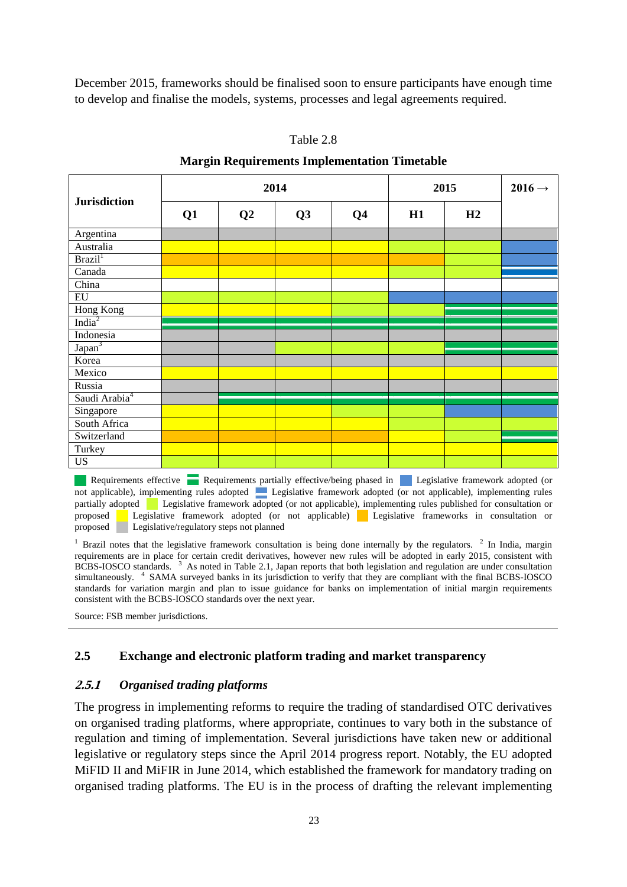December 2015, frameworks should be finalised soon to ensure participants have enough time to develop and finalise the models, systems, processes and legal agreements required.

Table 2.8

**Margin Requirements Implementation Timetable**

| Jurisdiction | 2014 | | | | 2015 | | 2016 → |
|---|---|---|---|---|---|---|---|
| | Q1 | Q2 | Q3 | Q4 | H1 | H2 | |
| Argentina | | | | | | | |
| Australia | | | | | | | |
| Brazil[1] | | | | | | | |
| Canada | | | | | | | |
| China | | | | | | | |
| EU | | | | | | | |
| Hong Kong | | | | | | | |
| India[2] | | | | | | | |
| Indonesia | | | | | | | |
| Japan[3] | | | | | | | |
| Korea | | | | | | | |
| Mexico | | | | | | | |
| Russia | | | | | | | |
| Saudi Arabia[4] | | | | | | | |
| Singapore | | | | | | | |
| South Africa | | | | | | | |
| Switzerland | | | | | | | |
| Turkey | | | | | | | |
| US | | | | | | | |

Requirements effective; Requirements partially effective/being phased in; Legislative framework adopted (or not applicable), implementing rules adopted; Legislative framework adopted (or not applicable), implementing rules partially adopted; Legislative framework adopted (or not applicable), implementing rules published for consultation or proposed; Legislative framework adopted (or not applicable); Legislative frameworks in consultation or proposed; Legislative/regulatory steps not planned

[1] Brazil notes that the legislative framework consultation is being done internally by the regulators. [2] In India, margin requirements are in place for certain credit derivatives, however new rules will be adopted in early 2015, consistent with BCBS-IOSCO standards. [3] As noted in Table 2.1, Japan reports that both legislation and regulation are under consultation simultaneously. [4] SAMA surveyed banks in its jurisdiction to verify that they are compliant with the final BCBS-IOSCO standards for variation margin and plan to issue guidance for banks on implementation of initial margin requirements consistent with the BCBS-IOSCO standards over the next year.

Source: FSB member jurisdictions.

## 2.5 Exchange and electronic platform trading and market transparency

### *2.5.1 Organised trading platforms*

The progress in implementing reforms to require the trading of standardised OTC derivatives on organised trading platforms, where appropriate, continues to vary both in the substance of regulation and timing of implementation. Several jurisdictions have taken new or additional legislative or regulatory steps since the April 2014 progress report. Notably, the EU adopted MiFID II and MiFIR in June 2014, which established the framework for mandatory trading on organised trading platforms. The EU is in the process of drafting the relevant implementing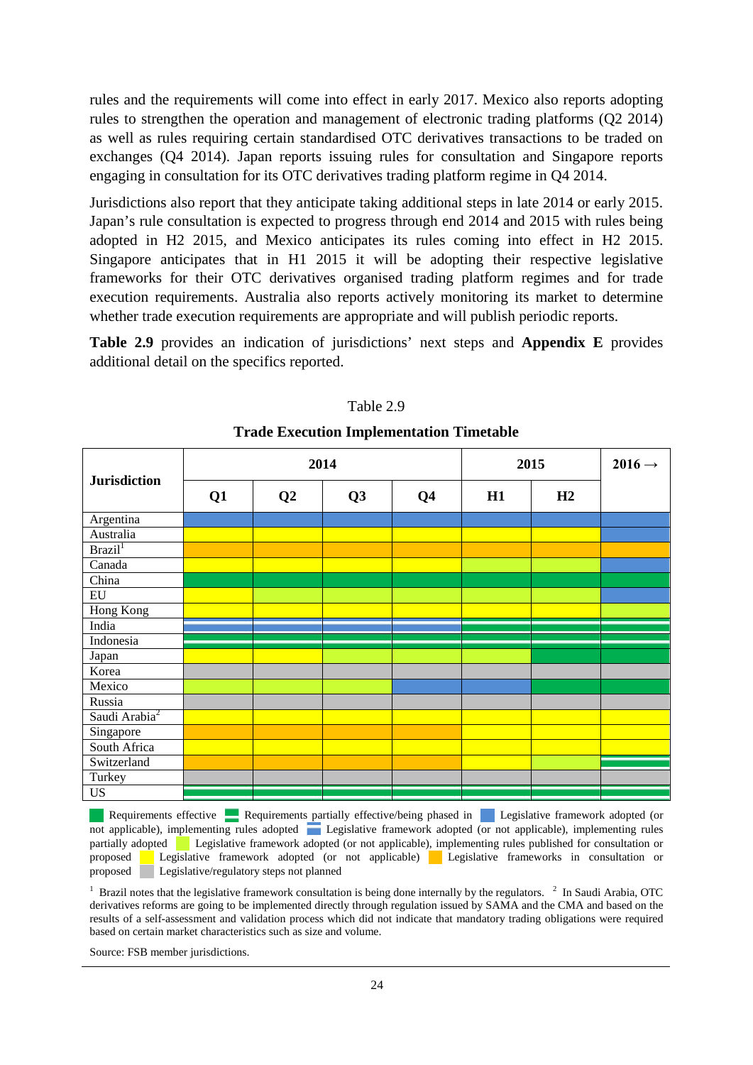rules and the requirements will come into effect in early 2017. Mexico also reports adopting rules to strengthen the operation and management of electronic trading platforms (Q2 2014) as well as rules requiring certain standardised OTC derivatives transactions to be traded on exchanges (Q4 2014). Japan reports issuing rules for consultation and Singapore reports engaging in consultation for its OTC derivatives trading platform regime in Q4 2014.

Jurisdictions also report that they anticipate taking additional steps in late 2014 or early 2015. Japan's rule consultation is expected to progress through end 2014 and 2015 with rules being adopted in H2 2015, and Mexico anticipates its rules coming into effect in H2 2015. Singapore anticipates that in H1 2015 it will be adopting their respective legislative frameworks for their OTC derivatives organised trading platform regimes and for trade execution requirements. Australia also reports actively monitoring its market to determine whether trade execution requirements are appropriate and will publish periodic reports.

**Table 2.9** provides an indication of jurisdictions' next steps and **Appendix E** provides additional detail on the specifics reported.

Table 2.9

**Trade Execution Implementation Timetable**

| Jurisdiction | 2014 | | | | 2015 | | 2016 → |
|---|---|---|---|---|---|---|---|
| | Q1 | Q2 | Q3 | Q4 | H1 | H2 | |
| Argentina | Blue | Blue | Blue | Blue | Blue | Blue | Blue |
| Australia | Yellow | Yellow | Yellow | Yellow | Yellow | Yellow | Blue |
| Brazil[1] | Orange | Orange | Orange | Orange | Orange | Orange | Orange |
| Canada | Yellow | Yellow | Yellow | Yellow | Light green | Light green | Blue |
| China | Green | Green | Green | Green | Green | Green | Green |
| EU | Yellow | Light green | Light green | Light green | Light green | Light green | Blue |
| Hong Kong | Yellow | Yellow | Yellow | Yellow | Yellow | Yellow | Light green |
| India | Blue striped | Blue striped | Blue striped | Blue striped | Green striped | Green striped | Green striped |
| Indonesia | Green striped | Green striped | Green striped | Green striped | Green striped | Green striped | Green striped |
| Japan | Yellow | Yellow | Light green | Light green | Light green | Green | Green |
| Korea | Grey | Grey | Grey | Grey | Grey | Grey | Grey |
| Mexico | Light green | Light green | Light green | Blue | Blue | Green | Green |
| Russia | Grey | Grey | Grey | Grey | Grey | Grey | Grey |
| Saudi Arabia[2] | Yellow | Yellow | Yellow | Yellow | Yellow | Yellow | Yellow |
| Singapore | Orange | Orange | Orange | Orange | Yellow | Yellow | Yellow |
| South Africa | Yellow | Yellow | Yellow | Yellow | Yellow | Yellow | Yellow |
| Switzerland | Orange | Orange | Orange | Orange | Yellow | Light green | Green striped |
| Turkey | Grey | Grey | Grey | Grey | Grey | Grey | Grey |
| US | Green striped | Green striped | Green striped | Green striped | Green striped | Green striped | Green striped |

Green: Requirements effective; Green striped: Requirements partially effective/being phased in; Blue: Legislative framework adopted (or not applicable), implementing rules adopted; Blue striped: Legislative framework adopted (or not applicable), implementing rules partially adopted; Light green: Legislative framework adopted (or not applicable), implementing rules published for consultation or proposed; Yellow: Legislative framework adopted (or not applicable); Orange: Legislative frameworks in consultation or proposed; Grey: Legislative/regulatory steps not planned

[1] Brazil notes that the legislative framework consultation is being done internally by the regulators. [2] In Saudi Arabia, OTC derivatives reforms are going to be implemented directly through regulation issued by SAMA and the CMA and based on the results of a self-assessment and validation process which did not indicate that mandatory trading obligations were required based on certain market characteristics such as size and volume.

Source: FSB member jurisdictions.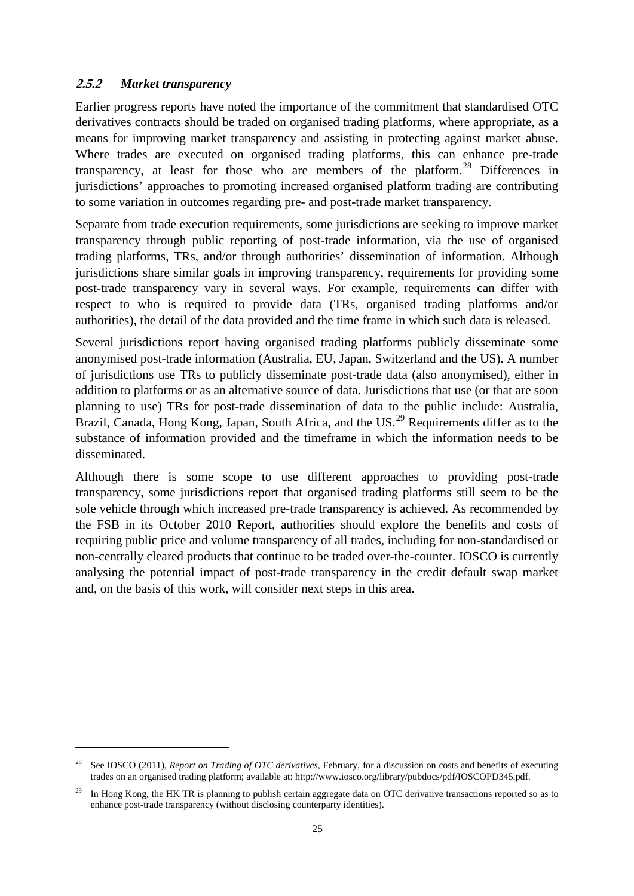### *2.5.2 Market transparency*

Earlier progress reports have noted the importance of the commitment that standardised OTC derivatives contracts should be traded on organised trading platforms, where appropriate, as a means for improving market transparency and assisting in protecting against market abuse. Where trades are executed on organised trading platforms, this can enhance pre-trade transparency, at least for those who are members of the platform.[28] Differences in jurisdictions' approaches to promoting increased organised platform trading are contributing to some variation in outcomes regarding pre- and post-trade market transparency.

Separate from trade execution requirements, some jurisdictions are seeking to improve market transparency through public reporting of post-trade information, via the use of organised trading platforms, TRs, and/or through authorities' dissemination of information. Although jurisdictions share similar goals in improving transparency, requirements for providing some post-trade transparency vary in several ways. For example, requirements can differ with respect to who is required to provide data (TRs, organised trading platforms and/or authorities), the detail of the data provided and the time frame in which such data is released.

Several jurisdictions report having organised trading platforms publicly disseminate some anonymised post-trade information (Australia, EU, Japan, Switzerland and the US). A number of jurisdictions use TRs to publicly disseminate post-trade data (also anonymised), either in addition to platforms or as an alternative source of data. Jurisdictions that use (or that are soon planning to use) TRs for post-trade dissemination of data to the public include: Australia, Brazil, Canada, Hong Kong, Japan, South Africa, and the US.[29] Requirements differ as to the substance of information provided and the timeframe in which the information needs to be disseminated.

Although there is some scope to use different approaches to providing post-trade transparency, some jurisdictions report that organised trading platforms still seem to be the sole vehicle through which increased pre-trade transparency is achieved. As recommended by the FSB in its October 2010 Report, authorities should explore the benefits and costs of requiring public price and volume transparency of all trades, including for non-standardised or non-centrally cleared products that continue to be traded over-the-counter. IOSCO is currently analysing the potential impact of post-trade transparency in the credit default swap market and, on the basis of this work, will consider next steps in this area.

---

[28] See IOSCO (2011), *Report on Trading of OTC derivatives*, February, for a discussion on costs and benefits of executing trades on an organised trading platform; available at: http://www.iosco.org/library/pubdocs/pdf/IOSCOPD345.pdf.

[29] In Hong Kong, the HK TR is planning to publish certain aggregate data on OTC derivative transactions reported so as to enhance post-trade transparency (without disclosing counterparty identities).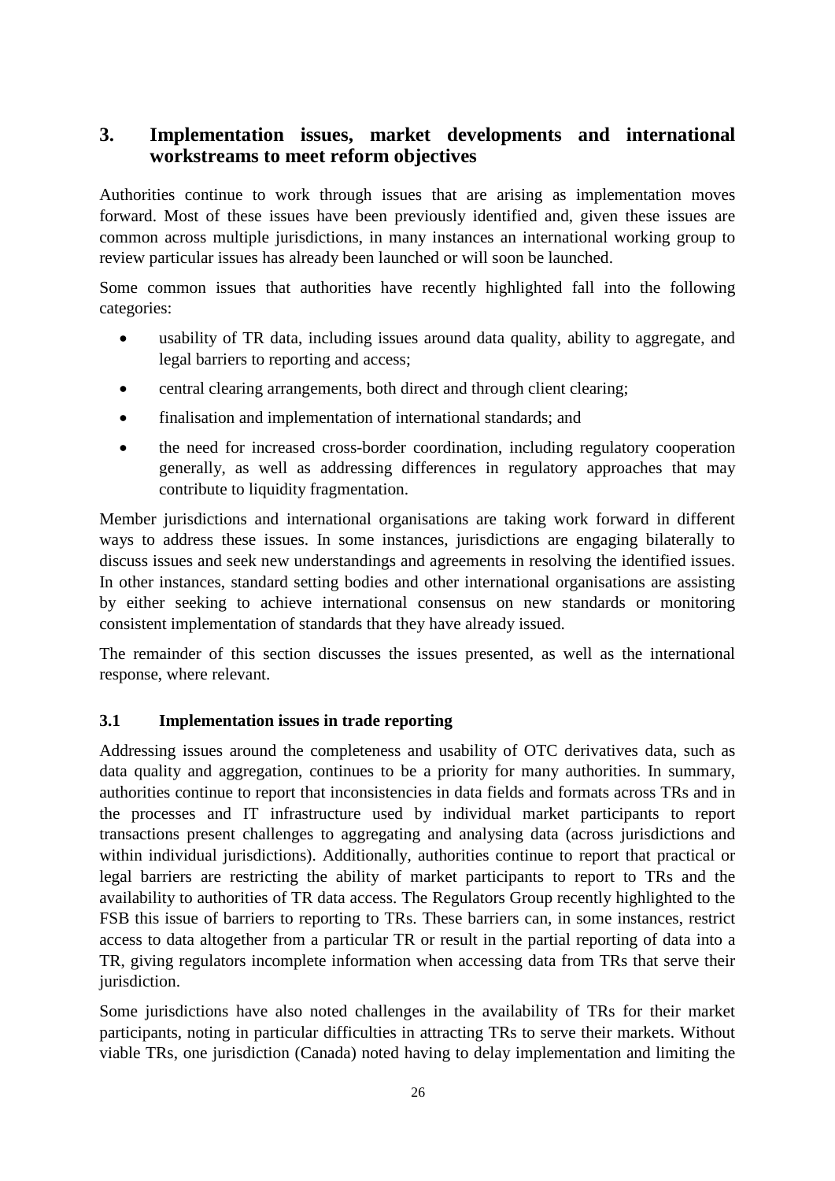## 3. Implementation issues, market developments and international workstreams to meet reform objectives

Authorities continue to work through issues that are arising as implementation moves forward. Most of these issues have been previously identified and, given these issues are common across multiple jurisdictions, in many instances an international working group to review particular issues has already been launched or will soon be launched.

Some common issues that authorities have recently highlighted fall into the following categories:

- usability of TR data, including issues around data quality, ability to aggregate, and legal barriers to reporting and access;
- central clearing arrangements, both direct and through client clearing;
- finalisation and implementation of international standards; and
- the need for increased cross-border coordination, including regulatory cooperation generally, as well as addressing differences in regulatory approaches that may contribute to liquidity fragmentation.

Member jurisdictions and international organisations are taking work forward in different ways to address these issues. In some instances, jurisdictions are engaging bilaterally to discuss issues and seek new understandings and agreements in resolving the identified issues. In other instances, standard setting bodies and other international organisations are assisting by either seeking to achieve international consensus on new standards or monitoring consistent implementation of standards that they have already issued.

The remainder of this section discusses the issues presented, as well as the international response, where relevant.

### 3.1 Implementation issues in trade reporting

Addressing issues around the completeness and usability of OTC derivatives data, such as data quality and aggregation, continues to be a priority for many authorities. In summary, authorities continue to report that inconsistencies in data fields and formats across TRs and in the processes and IT infrastructure used by individual market participants to report transactions present challenges to aggregating and analysing data (across jurisdictions and within individual jurisdictions). Additionally, authorities continue to report that practical or legal barriers are restricting the ability of market participants to report to TRs and the availability to authorities of TR data access. The Regulators Group recently highlighted to the FSB this issue of barriers to reporting to TRs. These barriers can, in some instances, restrict access to data altogether from a particular TR or result in the partial reporting of data into a TR, giving regulators incomplete information when accessing data from TRs that serve their jurisdiction.

Some jurisdictions have also noted challenges in the availability of TRs for their market participants, noting in particular difficulties in attracting TRs to serve their markets. Without viable TRs, one jurisdiction (Canada) noted having to delay implementation and limiting the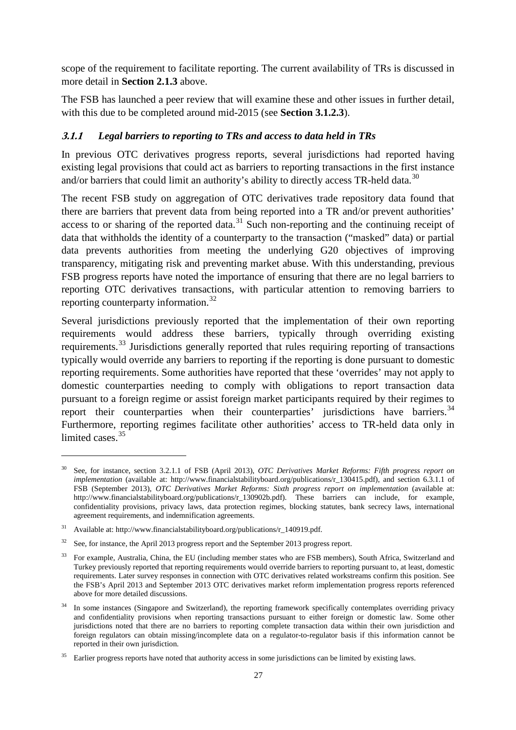scope of the requirement to facilitate reporting. The current availability of TRs is discussed in more detail in **Section 2.1.3** above.

The FSB has launched a peer review that will examine these and other issues in further detail, with this due to be completed around mid-2015 (see **Section 3.1.2.3**).

### *3.1.1 Legal barriers to reporting to TRs and access to data held in TRs*

In previous OTC derivatives progress reports, several jurisdictions had reported having existing legal provisions that could act as barriers to reporting transactions in the first instance and/or barriers that could limit an authority's ability to directly access TR-held data.[30]

The recent FSB study on aggregation of OTC derivatives trade repository data found that there are barriers that prevent data from being reported into a TR and/or prevent authorities' access to or sharing of the reported data.[31] Such non-reporting and the continuing receipt of data that withholds the identity of a counterparty to the transaction ("masked" data) or partial data prevents authorities from meeting the underlying G20 objectives of improving transparency, mitigating risk and preventing market abuse. With this understanding, previous FSB progress reports have noted the importance of ensuring that there are no legal barriers to reporting OTC derivatives transactions, with particular attention to removing barriers to reporting counterparty information.[32]

Several jurisdictions previously reported that the implementation of their own reporting requirements would address these barriers, typically through overriding existing requirements.[33] Jurisdictions generally reported that rules requiring reporting of transactions typically would override any barriers to reporting if the reporting is done pursuant to domestic reporting requirements. Some authorities have reported that these 'overrides' may not apply to domestic counterparties needing to comply with obligations to report transaction data pursuant to a foreign regime or assist foreign market participants required by their regimes to report their counterparties when their counterparties' jurisdictions have barriers.[34] Furthermore, reporting regimes facilitate other authorities' access to TR-held data only in limited cases.[35]

---

[30] See, for instance, section 3.2.1.1 of FSB (April 2013), *OTC Derivatives Market Reforms: Fifth progress report on implementation* (available at: http://www.financialstabilityboard.org/publications/r_130415.pdf), and section 6.3.1.1 of FSB (September 2013), *OTC Derivatives Market Reforms: Sixth progress report on implementation* (available at: http://www.financialstabilityboard.org/publications/r_130902b.pdf). These barriers can include, for example, confidentiality provisions, privacy laws, data protection regimes, blocking statutes, bank secrecy laws, international agreement requirements, and indemnification agreements.

[31] Available at: http://www.financialstabilityboard.org/publications/r_140919.pdf.

[32] See, for instance, the April 2013 progress report and the September 2013 progress report.

[33] For example, Australia, China, the EU (including member states who are FSB members), South Africa, Switzerland and Turkey previously reported that reporting requirements would override barriers to reporting pursuant to, at least, domestic requirements. Later survey responses in connection with OTC derivatives related workstreams confirm this position. See the FSB's April 2013 and September 2013 OTC derivatives market reform implementation progress reports referenced above for more detailed discussions.

[34] In some instances (Singapore and Switzerland), the reporting framework specifically contemplates overriding privacy and confidentiality provisions when reporting transactions pursuant to either foreign or domestic law. Some other jurisdictions noted that there are no barriers to reporting complete transaction data within their own jurisdiction and foreign regulators can obtain missing/incomplete data on a regulator-to-regulator basis if this information cannot be reported in their own jurisdiction.

[35] Earlier progress reports have noted that authority access in some jurisdictions can be limited by existing laws.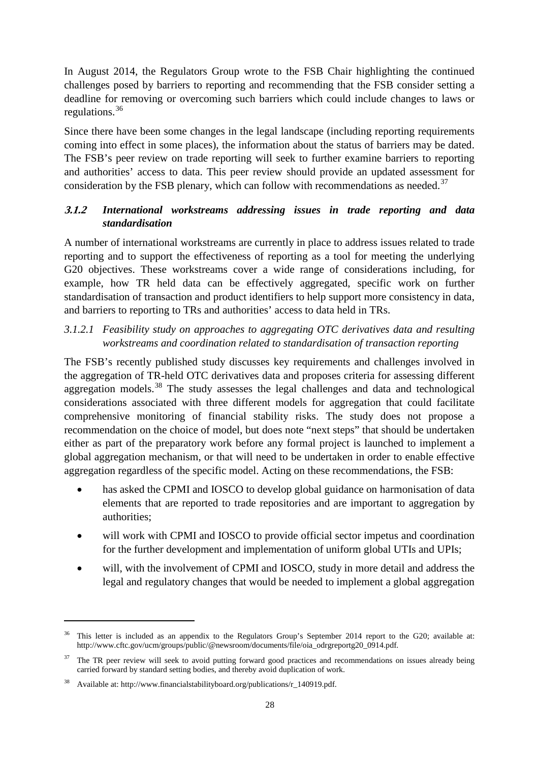In August 2014, the Regulators Group wrote to the FSB Chair highlighting the continued challenges posed by barriers to reporting and recommending that the FSB consider setting a deadline for removing or overcoming such barriers which could include changes to laws or regulations.[36]

Since there have been some changes in the legal landscape (including reporting requirements coming into effect in some places), the information about the status of barriers may be dated. The FSB's peer review on trade reporting will seek to further examine barriers to reporting and authorities' access to data. This peer review should provide an updated assessment for consideration by the FSB plenary, which can follow with recommendations as needed.[37]

### 3.1.2 *International workstreams addressing issues in trade reporting and data standardisation*

A number of international workstreams are currently in place to address issues related to trade reporting and to support the effectiveness of reporting as a tool for meeting the underlying G20 objectives. These workstreams cover a wide range of considerations including, for example, how TR held data can be effectively aggregated, specific work on further standardisation of transaction and product identifiers to help support more consistency in data, and barriers to reporting to TRs and authorities' access to data held in TRs.

#### *3.1.2.1 Feasibility study on approaches to aggregating OTC derivatives data and resulting workstreams and coordination related to standardisation of transaction reporting*

The FSB's recently published study discusses key requirements and challenges involved in the aggregation of TR-held OTC derivatives data and proposes criteria for assessing different aggregation models.[38] The study assesses the legal challenges and data and technological considerations associated with three different models for aggregation that could facilitate comprehensive monitoring of financial stability risks. The study does not propose a recommendation on the choice of model, but does note "next steps" that should be undertaken either as part of the preparatory work before any formal project is launched to implement a global aggregation mechanism, or that will need to be undertaken in order to enable effective aggregation regardless of the specific model. Acting on these recommendations, the FSB:

- has asked the CPMI and IOSCO to develop global guidance on harmonisation of data elements that are reported to trade repositories and are important to aggregation by authorities;
- will work with CPMI and IOSCO to provide official sector impetus and coordination for the further development and implementation of uniform global UTIs and UPIs;
- will, with the involvement of CPMI and IOSCO, study in more detail and address the legal and regulatory changes that would be needed to implement a global aggregation

---

[36] This letter is included as an appendix to the Regulators Group's September 2014 report to the G20; available at: http://www.cftc.gov/ucm/groups/public/@newsroom/documents/file/oia_odrgreportg20_0914.pdf.

[37] The TR peer review will seek to avoid putting forward good practices and recommendations on issues already being carried forward by standard setting bodies, and thereby avoid duplication of work.

[38] Available at: http://www.financialstabilityboard.org/publications/r_140919.pdf.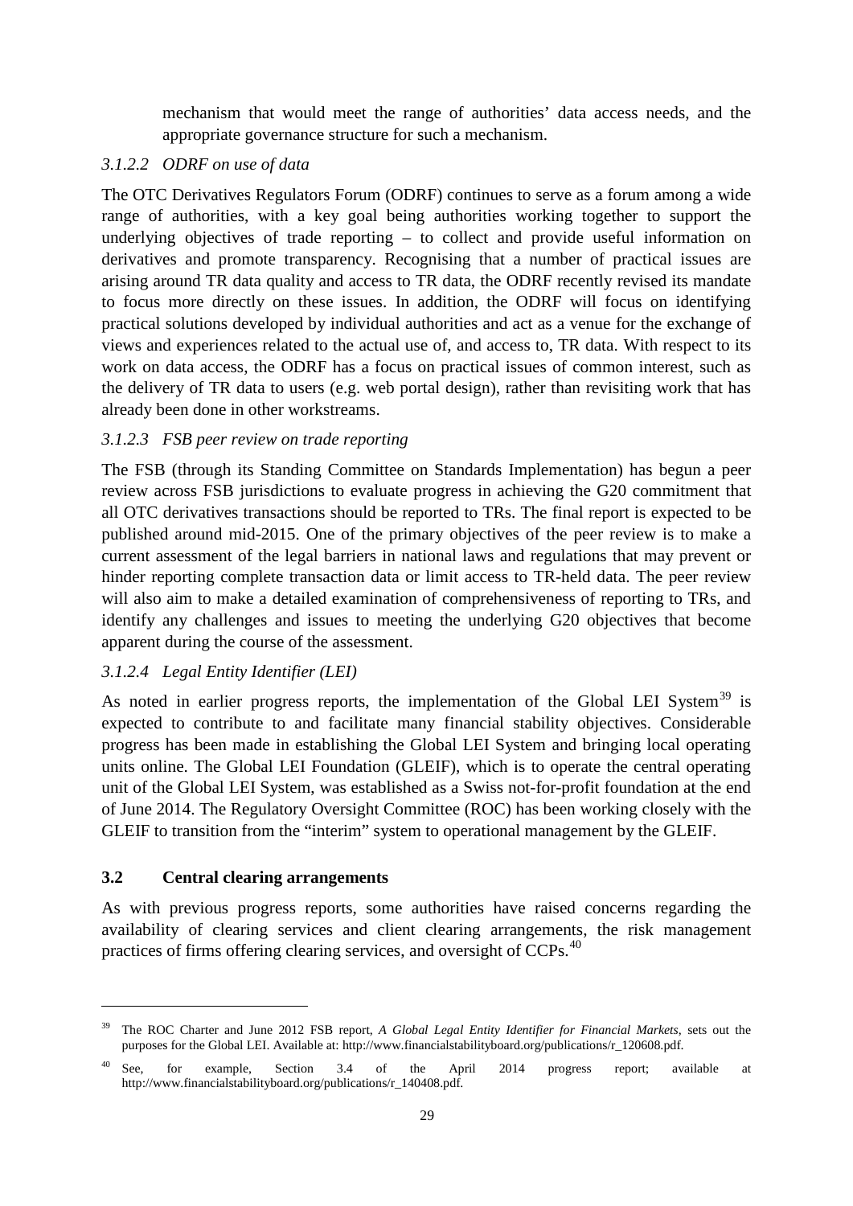mechanism that would meet the range of authorities' data access needs, and the appropriate governance structure for such a mechanism.

#### *3.1.2.2 ODRF on use of data*

The OTC Derivatives Regulators Forum (ODRF) continues to serve as a forum among a wide range of authorities, with a key goal being authorities working together to support the underlying objectives of trade reporting – to collect and provide useful information on derivatives and promote transparency. Recognising that a number of practical issues are arising around TR data quality and access to TR data, the ODRF recently revised its mandate to focus more directly on these issues. In addition, the ODRF will focus on identifying practical solutions developed by individual authorities and act as a venue for the exchange of views and experiences related to the actual use of, and access to, TR data. With respect to its work on data access, the ODRF has a focus on practical issues of common interest, such as the delivery of TR data to users (e.g. web portal design), rather than revisiting work that has already been done in other workstreams.

#### *3.1.2.3 FSB peer review on trade reporting*

The FSB (through its Standing Committee on Standards Implementation) has begun a peer review across FSB jurisdictions to evaluate progress in achieving the G20 commitment that all OTC derivatives transactions should be reported to TRs. The final report is expected to be published around mid-2015. One of the primary objectives of the peer review is to make a current assessment of the legal barriers in national laws and regulations that may prevent or hinder reporting complete transaction data or limit access to TR-held data. The peer review will also aim to make a detailed examination of comprehensiveness of reporting to TRs, and identify any challenges and issues to meeting the underlying G20 objectives that become apparent during the course of the assessment.

#### *3.1.2.4 Legal Entity Identifier (LEI)*

As noted in earlier progress reports, the implementation of the Global LEI System[39] is expected to contribute to and facilitate many financial stability objectives. Considerable progress has been made in establishing the Global LEI System and bringing local operating units online. The Global LEI Foundation (GLEIF), which is to operate the central operating unit of the Global LEI System, was established as a Swiss not-for-profit foundation at the end of June 2014. The Regulatory Oversight Committee (ROC) has been working closely with the GLEIF to transition from the "interim" system to operational management by the GLEIF.

### 3.2 Central clearing arrangements

As with previous progress reports, some authorities have raised concerns regarding the availability of clearing services and client clearing arrangements, the risk management practices of firms offering clearing services, and oversight of CCPs.[40]

---

[39] The ROC Charter and June 2012 FSB report, *A Global Legal Entity Identifier for Financial Markets*, sets out the purposes for the Global LEI. Available at: http://www.financialstabilityboard.org/publications/r_120608.pdf.

[40] See, for example, Section 3.4 of the April 2014 progress report; available at http://www.financialstabilityboard.org/publications/r_140408.pdf.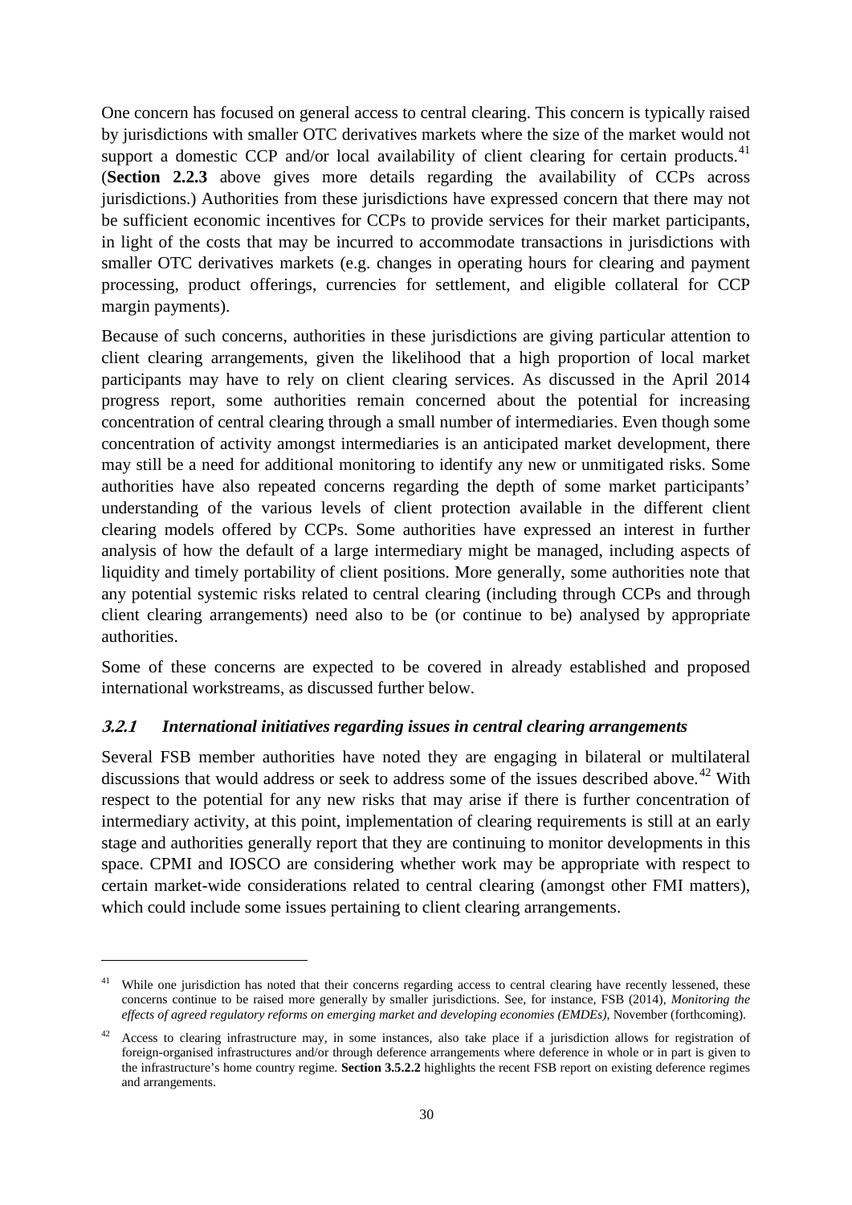One concern has focused on general access to central clearing. This concern is typically raised by jurisdictions with smaller OTC derivatives markets where the size of the market would not support a domestic CCP and/or local availability of client clearing for certain products.[41] (**Section 2.2.3** above gives more details regarding the availability of CCPs across jurisdictions.) Authorities from these jurisdictions have expressed concern that there may not be sufficient economic incentives for CCPs to provide services for their market participants, in light of the costs that may be incurred to accommodate transactions in jurisdictions with smaller OTC derivatives markets (e.g. changes in operating hours for clearing and payment processing, product offerings, currencies for settlement, and eligible collateral for CCP margin payments).

Because of such concerns, authorities in these jurisdictions are giving particular attention to client clearing arrangements, given the likelihood that a high proportion of local market participants may have to rely on client clearing services. As discussed in the April 2014 progress report, some authorities remain concerned about the potential for increasing concentration of central clearing through a small number of intermediaries. Even though some concentration of activity amongst intermediaries is an anticipated market development, there may still be a need for additional monitoring to identify any new or unmitigated risks. Some authorities have also repeated concerns regarding the depth of some market participants' understanding of the various levels of client protection available in the different client clearing models offered by CCPs. Some authorities have expressed an interest in further analysis of how the default of a large intermediary might be managed, including aspects of liquidity and timely portability of client positions. More generally, some authorities note that any potential systemic risks related to central clearing (including through CCPs and through client clearing arrangements) need also to be (or continue to be) analysed by appropriate authorities.

Some of these concerns are expected to be covered in already established and proposed international workstreams, as discussed further below.

### *3.2.1 International initiatives regarding issues in central clearing arrangements*

Several FSB member authorities have noted they are engaging in bilateral or multilateral discussions that would address or seek to address some of the issues described above.[42] With respect to the potential for any new risks that may arise if there is further concentration of intermediary activity, at this point, implementation of clearing requirements is still at an early stage and authorities generally report that they are continuing to monitor developments in this space. CPMI and IOSCO are considering whether work may be appropriate with respect to certain market-wide considerations related to central clearing (amongst other FMI matters), which could include some issues pertaining to client clearing arrangements.

---

[41] While one jurisdiction has noted that their concerns regarding access to central clearing have recently lessened, these concerns continue to be raised more generally by smaller jurisdictions. See, for instance, FSB (2014), *Monitoring the effects of agreed regulatory reforms on emerging market and developing economies (EMDEs)*, November (forthcoming).

[42] Access to clearing infrastructure may, in some instances, also take place if a jurisdiction allows for registration of foreign-organised infrastructures and/or through deference arrangements where deference in whole or in part is given to the infrastructure's home country regime. **Section 3.5.2.2** highlights the recent FSB report on existing deference regimes and arrangements.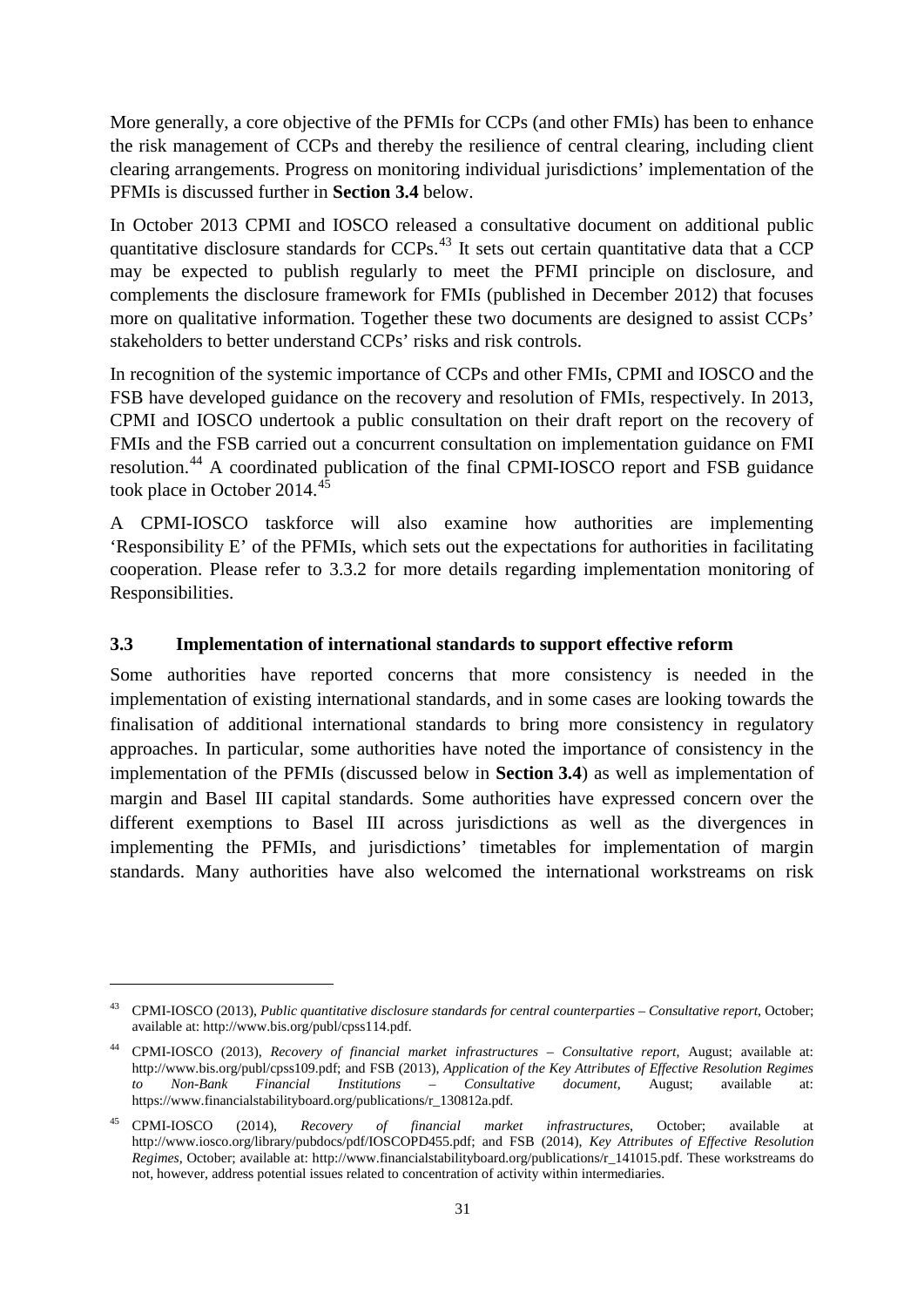More generally, a core objective of the PFMIs for CCPs (and other FMIs) has been to enhance the risk management of CCPs and thereby the resilience of central clearing, including client clearing arrangements. Progress on monitoring individual jurisdictions' implementation of the PFMIs is discussed further in **Section 3.4** below.

In October 2013 CPMI and IOSCO released a consultative document on additional public quantitative disclosure standards for CCPs.[43] It sets out certain quantitative data that a CCP may be expected to publish regularly to meet the PFMI principle on disclosure, and complements the disclosure framework for FMIs (published in December 2012) that focuses more on qualitative information. Together these two documents are designed to assist CCPs' stakeholders to better understand CCPs' risks and risk controls.

In recognition of the systemic importance of CCPs and other FMIs, CPMI and IOSCO and the FSB have developed guidance on the recovery and resolution of FMIs, respectively. In 2013, CPMI and IOSCO undertook a public consultation on their draft report on the recovery of FMIs and the FSB carried out a concurrent consultation on implementation guidance on FMI resolution.[44] A coordinated publication of the final CPMI-IOSCO report and FSB guidance took place in October 2014.[45]

A CPMI-IOSCO taskforce will also examine how authorities are implementing 'Responsibility E' of the PFMIs, which sets out the expectations for authorities in facilitating cooperation. Please refer to 3.3.2 for more details regarding implementation monitoring of Responsibilities.

### 3.3 Implementation of international standards to support effective reform

Some authorities have reported concerns that more consistency is needed in the implementation of existing international standards, and in some cases are looking towards the finalisation of additional international standards to bring more consistency in regulatory approaches. In particular, some authorities have noted the importance of consistency in the implementation of the PFMIs (discussed below in **Section 3.4**) as well as implementation of margin and Basel III capital standards. Some authorities have expressed concern over the different exemptions to Basel III across jurisdictions as well as the divergences in implementing the PFMIs, and jurisdictions' timetables for implementation of margin standards. Many authorities have also welcomed the international workstreams on risk

---

[43] CPMI-IOSCO (2013), *Public quantitative disclosure standards for central counterparties – Consultative report*, October; available at: http://www.bis.org/publ/cpss114.pdf.

[44] CPMI-IOSCO (2013), *Recovery of financial market infrastructures – Consultative report*, August; available at: http://www.bis.org/publ/cpss109.pdf; and FSB (2013), *Application of the Key Attributes of Effective Resolution Regimes to Non-Bank Financial Institutions – Consultative document*, August; available at: https://www.financialstabilityboard.org/publications/r_130812a.pdf.

[45] CPMI-IOSCO (2014), *Recovery of financial market infrastructures*, October; available at http://www.iosco.org/library/pubdocs/pdf/IOSCOPD455.pdf; and FSB (2014), *Key Attributes of Effective Resolution Regimes*, October; available at: http://www.financialstabilityboard.org/publications/r_141015.pdf. These workstreams do not, however, address potential issues related to concentration of activity within intermediaries.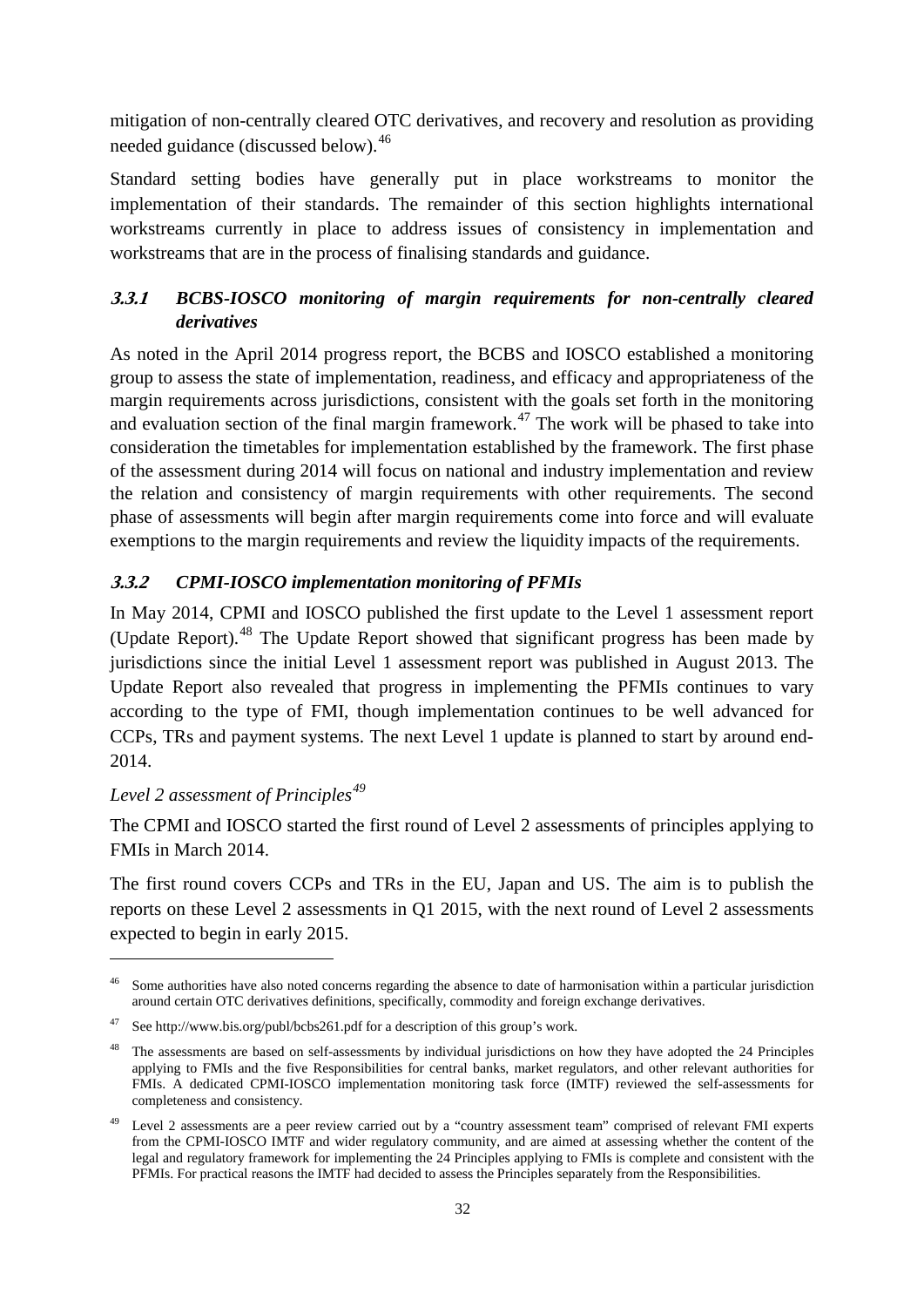mitigation of non-centrally cleared OTC derivatives, and recovery and resolution as providing needed guidance (discussed below).[46]

Standard setting bodies have generally put in place workstreams to monitor the implementation of their standards. The remainder of this section highlights international workstreams currently in place to address issues of consistency in implementation and workstreams that are in the process of finalising standards and guidance.

### 3.3.1 BCBS-IOSCO monitoring of margin requirements for non-centrally cleared derivatives

As noted in the April 2014 progress report, the BCBS and IOSCO established a monitoring group to assess the state of implementation, readiness, and efficacy and appropriateness of the margin requirements across jurisdictions, consistent with the goals set forth in the monitoring and evaluation section of the final margin framework.[47] The work will be phased to take into consideration the timetables for implementation established by the framework. The first phase of the assessment during 2014 will focus on national and industry implementation and review the relation and consistency of margin requirements with other requirements. The second phase of assessments will begin after margin requirements come into force and will evaluate exemptions to the margin requirements and review the liquidity impacts of the requirements.

### 3.3.2 CPMI-IOSCO implementation monitoring of PFMIs

In May 2014, CPMI and IOSCO published the first update to the Level 1 assessment report (Update Report).[48] The Update Report showed that significant progress has been made by jurisdictions since the initial Level 1 assessment report was published in August 2013. The Update Report also revealed that progress in implementing the PFMIs continues to vary according to the type of FMI, though implementation continues to be well advanced for CCPs, TRs and payment systems. The next Level 1 update is planned to start by around end-2014.

*Level 2 assessment of Principles*[49]

The CPMI and IOSCO started the first round of Level 2 assessments of principles applying to FMIs in March 2014.

The first round covers CCPs and TRs in the EU, Japan and US. The aim is to publish the reports on these Level 2 assessments in Q1 2015, with the next round of Level 2 assessments expected to begin in early 2015.

---

[46] Some authorities have also noted concerns regarding the absence to date of harmonisation within a particular jurisdiction around certain OTC derivatives definitions, specifically, commodity and foreign exchange derivatives.

[47] See http://www.bis.org/publ/bcbs261.pdf for a description of this group's work.

[48] The assessments are based on self-assessments by individual jurisdictions on how they have adopted the 24 Principles applying to FMIs and the five Responsibilities for central banks, market regulators, and other relevant authorities for FMIs. A dedicated CPMI-IOSCO implementation monitoring task force (IMTF) reviewed the self-assessments for completeness and consistency.

[49] Level 2 assessments are a peer review carried out by a "country assessment team" comprised of relevant FMI experts from the CPMI-IOSCO IMTF and wider regulatory community, and are aimed at assessing whether the content of the legal and regulatory framework for implementing the 24 Principles applying to FMIs is complete and consistent with the PFMIs. For practical reasons the IMTF had decided to assess the Principles separately from the Responsibilities.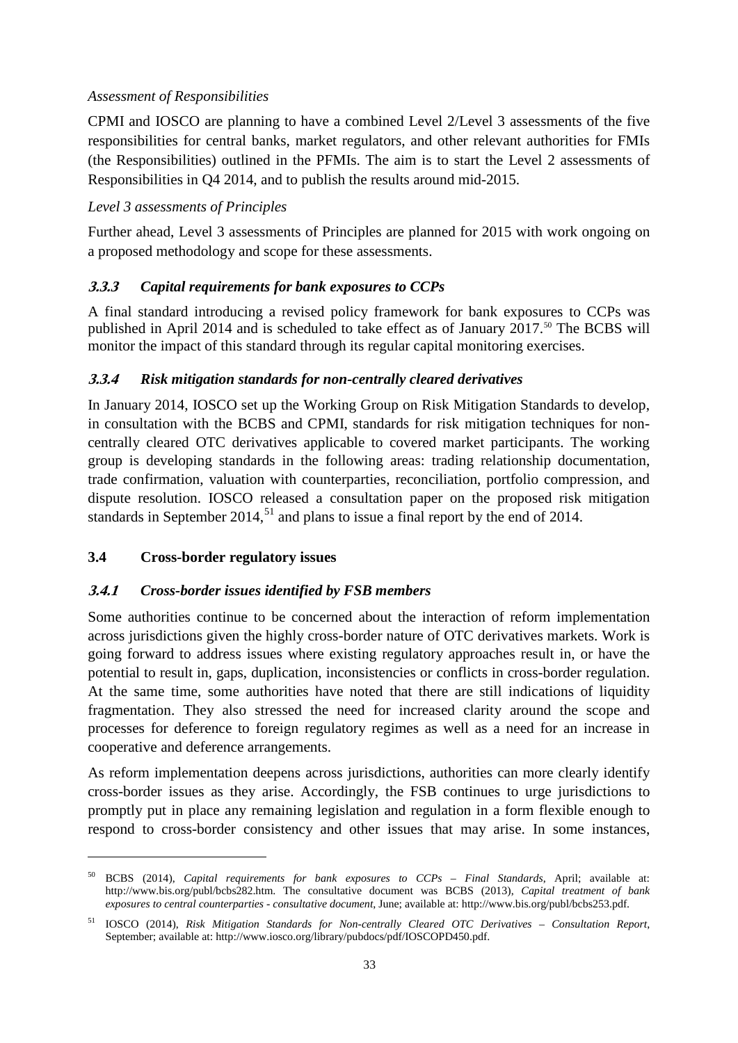*Assessment of Responsibilities*

CPMI and IOSCO are planning to have a combined Level 2/Level 3 assessments of the five responsibilities for central banks, market regulators, and other relevant authorities for FMIs (the Responsibilities) outlined in the PFMIs. The aim is to start the Level 2 assessments of Responsibilities in Q4 2014, and to publish the results around mid-2015.

*Level 3 assessments of Principles*

Further ahead, Level 3 assessments of Principles are planned for 2015 with work ongoing on a proposed methodology and scope for these assessments.

#### *3.3.3 Capital requirements for bank exposures to CCPs*

A final standard introducing a revised policy framework for bank exposures to CCPs was published in April 2014 and is scheduled to take effect as of January 2017.[50] The BCBS will monitor the impact of this standard through its regular capital monitoring exercises.

#### *3.3.4 Risk mitigation standards for non-centrally cleared derivatives*

In January 2014, IOSCO set up the Working Group on Risk Mitigation Standards to develop, in consultation with the BCBS and CPMI, standards for risk mitigation techniques for non-centrally cleared OTC derivatives applicable to covered market participants. The working group is developing standards in the following areas: trading relationship documentation, trade confirmation, valuation with counterparties, reconciliation, portfolio compression, and dispute resolution. IOSCO released a consultation paper on the proposed risk mitigation standards in September 2014,[51] and plans to issue a final report by the end of 2014.

### 3.4 Cross-border regulatory issues

#### *3.4.1 Cross-border issues identified by FSB members*

Some authorities continue to be concerned about the interaction of reform implementation across jurisdictions given the highly cross-border nature of OTC derivatives markets. Work is going forward to address issues where existing regulatory approaches result in, or have the potential to result in, gaps, duplication, inconsistencies or conflicts in cross-border regulation. At the same time, some authorities have noted that there are still indications of liquidity fragmentation. They also stressed the need for increased clarity around the scope and processes for deference to foreign regulatory regimes as well as a need for an increase in cooperative and deference arrangements.

As reform implementation deepens across jurisdictions, authorities can more clearly identify cross-border issues as they arise. Accordingly, the FSB continues to urge jurisdictions to promptly put in place any remaining legislation and regulation in a form flexible enough to respond to cross-border consistency and other issues that may arise. In some instances,

---

[50] BCBS (2014), *Capital requirements for bank exposures to CCPs – Final Standards*, April; available at: http://www.bis.org/publ/bcbs282.htm. The consultative document was BCBS (2013), *Capital treatment of bank exposures to central counterparties - consultative document*, June; available at: http://www.bis.org/publ/bcbs253.pdf.

[51] IOSCO (2014), *Risk Mitigation Standards for Non-centrally Cleared OTC Derivatives – Consultation Report*, September; available at: http://www.iosco.org/library/pubdocs/pdf/IOSCOPD450.pdf.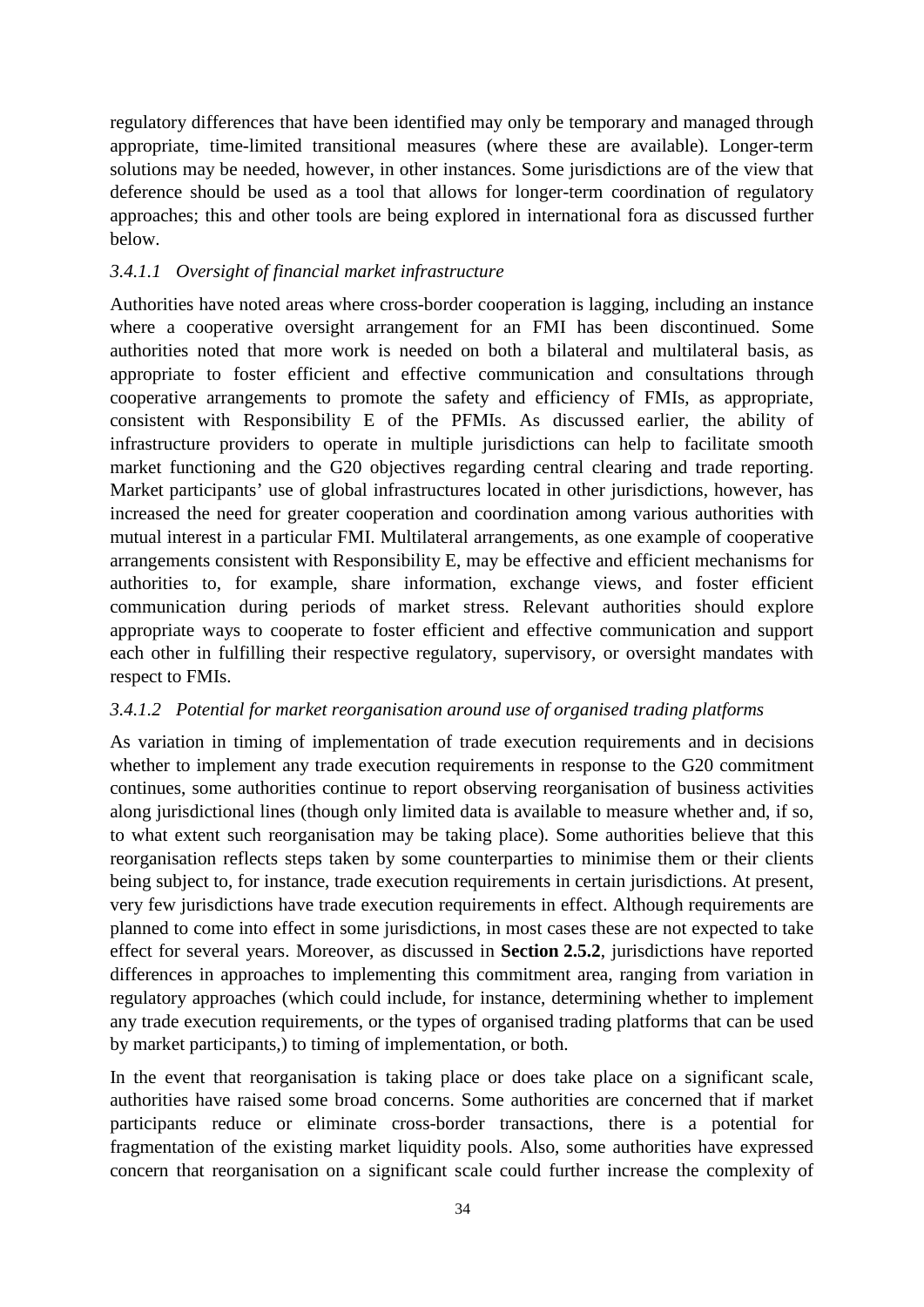regulatory differences that have been identified may only be temporary and managed through appropriate, time-limited transitional measures (where these are available). Longer-term solutions may be needed, however, in other instances. Some jurisdictions are of the view that deference should be used as a tool that allows for longer-term coordination of regulatory approaches; this and other tools are being explored in international fora as discussed further below.

#### *3.4.1.1 Oversight of financial market infrastructure*

Authorities have noted areas where cross-border cooperation is lagging, including an instance where a cooperative oversight arrangement for an FMI has been discontinued. Some authorities noted that more work is needed on both a bilateral and multilateral basis, as appropriate to foster efficient and effective communication and consultations through cooperative arrangements to promote the safety and efficiency of FMIs, as appropriate, consistent with Responsibility E of the PFMIs. As discussed earlier, the ability of infrastructure providers to operate in multiple jurisdictions can help to facilitate smooth market functioning and the G20 objectives regarding central clearing and trade reporting. Market participants' use of global infrastructures located in other jurisdictions, however, has increased the need for greater cooperation and coordination among various authorities with mutual interest in a particular FMI. Multilateral arrangements, as one example of cooperative arrangements consistent with Responsibility E, may be effective and efficient mechanisms for authorities to, for example, share information, exchange views, and foster efficient communication during periods of market stress. Relevant authorities should explore appropriate ways to cooperate to foster efficient and effective communication and support each other in fulfilling their respective regulatory, supervisory, or oversight mandates with respect to FMIs.

#### *3.4.1.2 Potential for market reorganisation around use of organised trading platforms*

As variation in timing of implementation of trade execution requirements and in decisions whether to implement any trade execution requirements in response to the G20 commitment continues, some authorities continue to report observing reorganisation of business activities along jurisdictional lines (though only limited data is available to measure whether and, if so, to what extent such reorganisation may be taking place). Some authorities believe that this reorganisation reflects steps taken by some counterparties to minimise them or their clients being subject to, for instance, trade execution requirements in certain jurisdictions. At present, very few jurisdictions have trade execution requirements in effect. Although requirements are planned to come into effect in some jurisdictions, in most cases these are not expected to take effect for several years. Moreover, as discussed in **Section 2.5.2**, jurisdictions have reported differences in approaches to implementing this commitment area, ranging from variation in regulatory approaches (which could include, for instance, determining whether to implement any trade execution requirements, or the types of organised trading platforms that can be used by market participants,) to timing of implementation, or both.

In the event that reorganisation is taking place or does take place on a significant scale, authorities have raised some broad concerns. Some authorities are concerned that if market participants reduce or eliminate cross-border transactions, there is a potential for fragmentation of the existing market liquidity pools. Also, some authorities have expressed concern that reorganisation on a significant scale could further increase the complexity of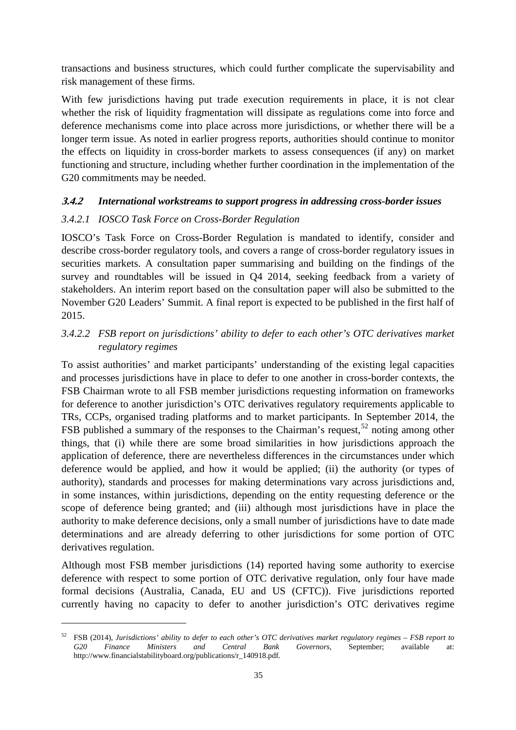transactions and business structures, which could further complicate the supervisability and risk management of these firms.

With few jurisdictions having put trade execution requirements in place, it is not clear whether the risk of liquidity fragmentation will dissipate as regulations come into force and deference mechanisms come into place across more jurisdictions, or whether there will be a longer term issue. As noted in earlier progress reports, authorities should continue to monitor the effects on liquidity in cross-border markets to assess consequences (if any) on market functioning and structure, including whether further coordination in the implementation of the G20 commitments may be needed.

### *3.4.2 International workstreams to support progress in addressing cross-border issues*

#### *3.4.2.1 IOSCO Task Force on Cross-Border Regulation*

IOSCO's Task Force on Cross-Border Regulation is mandated to identify, consider and describe cross-border regulatory tools, and covers a range of cross-border regulatory issues in securities markets. A consultation paper summarising and building on the findings of the survey and roundtables will be issued in Q4 2014, seeking feedback from a variety of stakeholders. An interim report based on the consultation paper will also be submitted to the November G20 Leaders' Summit. A final report is expected to be published in the first half of 2015.

#### *3.4.2.2 FSB report on jurisdictions' ability to defer to each other's OTC derivatives market regulatory regimes*

To assist authorities' and market participants' understanding of the existing legal capacities and processes jurisdictions have in place to defer to one another in cross-border contexts, the FSB Chairman wrote to all FSB member jurisdictions requesting information on frameworks for deference to another jurisdiction's OTC derivatives regulatory requirements applicable to TRs, CCPs, organised trading platforms and to market participants. In September 2014, the FSB published a summary of the responses to the Chairman's request,[52] noting among other things, that (i) while there are some broad similarities in how jurisdictions approach the application of deference, there are nevertheless differences in the circumstances under which deference would be applied, and how it would be applied; (ii) the authority (or types of authority), standards and processes for making determinations vary across jurisdictions and, in some instances, within jurisdictions, depending on the entity requesting deference or the scope of deference being granted; and (iii) although most jurisdictions have in place the authority to make deference decisions, only a small number of jurisdictions have to date made determinations and are already deferring to other jurisdictions for some portion of OTC derivatives regulation.

Although most FSB member jurisdictions (14) reported having some authority to exercise deference with respect to some portion of OTC derivative regulation, only four have made formal decisions (Australia, Canada, EU and US (CFTC)). Five jurisdictions reported currently having no capacity to defer to another jurisdiction's OTC derivatives regime

---

[52] FSB (2014), *Jurisdictions' ability to defer to each other's OTC derivatives market regulatory regimes – FSB report to G20 Finance Ministers and Central Bank Governors*, September; available at: http://www.financialstabilityboard.org/publications/r_140918.pdf.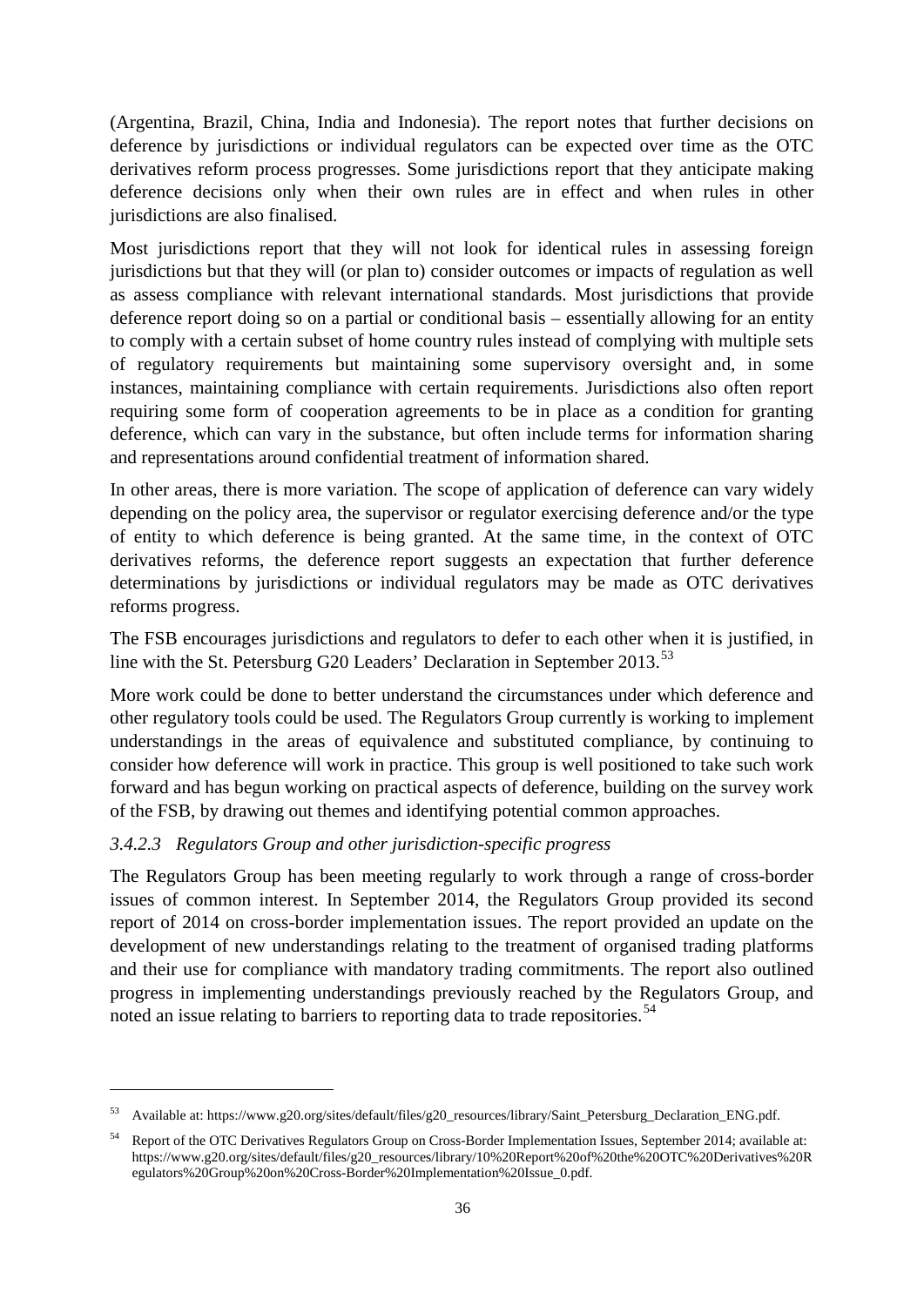(Argentina, Brazil, China, India and Indonesia). The report notes that further decisions on deference by jurisdictions or individual regulators can be expected over time as the OTC derivatives reform process progresses. Some jurisdictions report that they anticipate making deference decisions only when their own rules are in effect and when rules in other jurisdictions are also finalised.

Most jurisdictions report that they will not look for identical rules in assessing foreign jurisdictions but that they will (or plan to) consider outcomes or impacts of regulation as well as assess compliance with relevant international standards. Most jurisdictions that provide deference report doing so on a partial or conditional basis – essentially allowing for an entity to comply with a certain subset of home country rules instead of complying with multiple sets of regulatory requirements but maintaining some supervisory oversight and, in some instances, maintaining compliance with certain requirements. Jurisdictions also often report requiring some form of cooperation agreements to be in place as a condition for granting deference, which can vary in the substance, but often include terms for information sharing and representations around confidential treatment of information shared.

In other areas, there is more variation. The scope of application of deference can vary widely depending on the policy area, the supervisor or regulator exercising deference and/or the type of entity to which deference is being granted. At the same time, in the context of OTC derivatives reforms, the deference report suggests an expectation that further deference determinations by jurisdictions or individual regulators may be made as OTC derivatives reforms progress.

The FSB encourages jurisdictions and regulators to defer to each other when it is justified, in line with the St. Petersburg G20 Leaders' Declaration in September 2013.[53]

More work could be done to better understand the circumstances under which deference and other regulatory tools could be used. The Regulators Group currently is working to implement understandings in the areas of equivalence and substituted compliance, by continuing to consider how deference will work in practice. This group is well positioned to take such work forward and has begun working on practical aspects of deference, building on the survey work of the FSB, by drawing out themes and identifying potential common approaches.

#### *3.4.2.3 Regulators Group and other jurisdiction-specific progress*

The Regulators Group has been meeting regularly to work through a range of cross-border issues of common interest. In September 2014, the Regulators Group provided its second report of 2014 on cross-border implementation issues. The report provided an update on the development of new understandings relating to the treatment of organised trading platforms and their use for compliance with mandatory trading commitments. The report also outlined progress in implementing understandings previously reached by the Regulators Group, and noted an issue relating to barriers to reporting data to trade repositories.[54]

---

[53] Available at: https://www.g20.org/sites/default/files/g20_resources/library/Saint_Petersburg_Declaration_ENG.pdf.

[54] Report of the OTC Derivatives Regulators Group on Cross-Border Implementation Issues, September 2014; available at: https://www.g20.org/sites/default/files/g20_resources/library/10%20Report%20of%20the%20OTC%20Derivatives%20Regulators%20Group%20on%20Cross-Border%20Implementation%20Issue_0.pdf.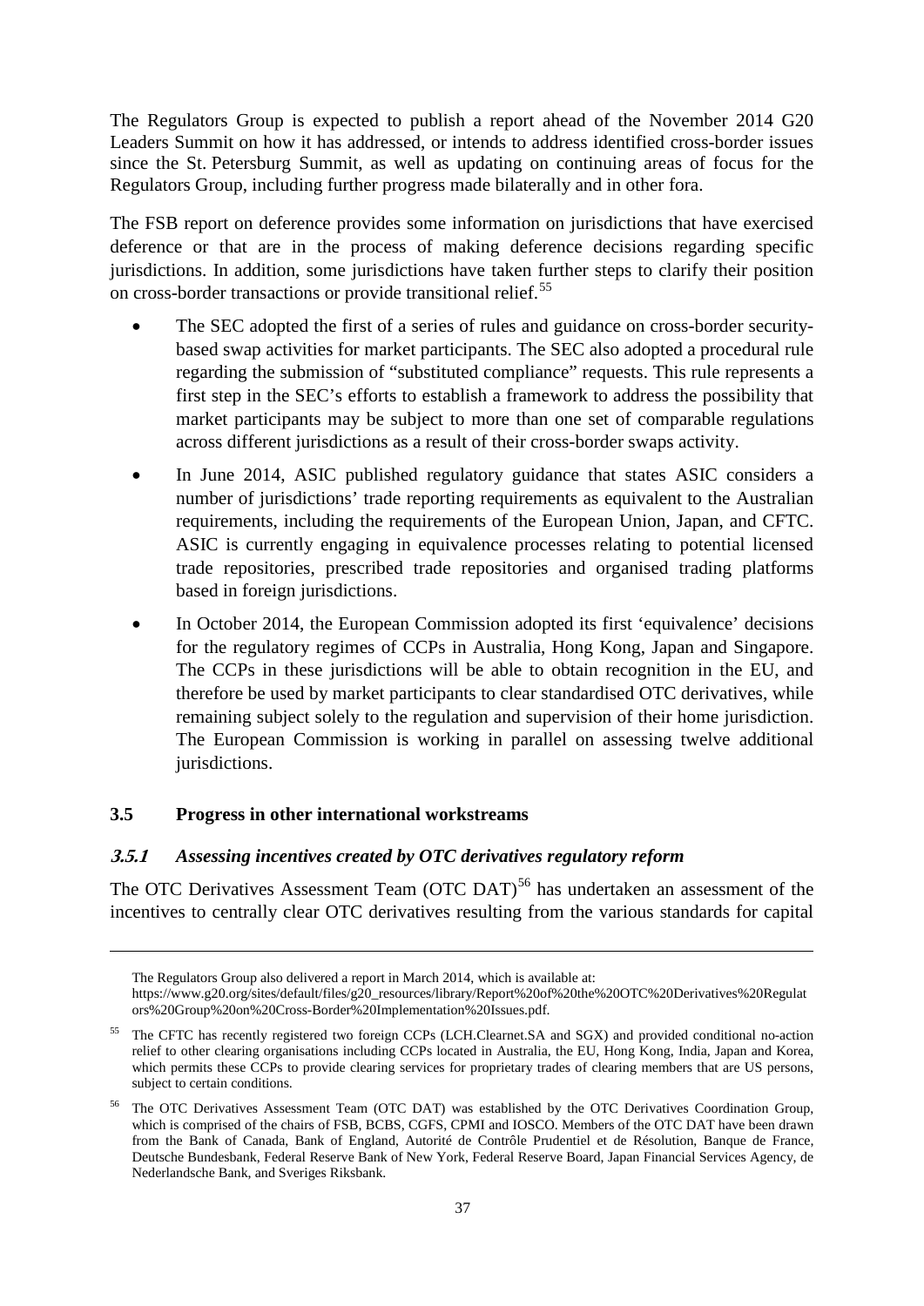The Regulators Group is expected to publish a report ahead of the November 2014 G20 Leaders Summit on how it has addressed, or intends to address identified cross-border issues since the St. Petersburg Summit, as well as updating on continuing areas of focus for the Regulators Group, including further progress made bilaterally and in other fora.

The FSB report on deference provides some information on jurisdictions that have exercised deference or that are in the process of making deference decisions regarding specific jurisdictions. In addition, some jurisdictions have taken further steps to clarify their position on cross-border transactions or provide transitional relief.[55]

- The SEC adopted the first of a series of rules and guidance on cross-border security-based swap activities for market participants. The SEC also adopted a procedural rule regarding the submission of "substituted compliance" requests. This rule represents a first step in the SEC's efforts to establish a framework to address the possibility that market participants may be subject to more than one set of comparable regulations across different jurisdictions as a result of their cross-border swaps activity.
- In June 2014, ASIC published regulatory guidance that states ASIC considers a number of jurisdictions' trade reporting requirements as equivalent to the Australian requirements, including the requirements of the European Union, Japan, and CFTC. ASIC is currently engaging in equivalence processes relating to potential licensed trade repositories, prescribed trade repositories and organised trading platforms based in foreign jurisdictions.
- In October 2014, the European Commission adopted its first 'equivalence' decisions for the regulatory regimes of CCPs in Australia, Hong Kong, Japan and Singapore. The CCPs in these jurisdictions will be able to obtain recognition in the EU, and therefore be used by market participants to clear standardised OTC derivatives, while remaining subject solely to the regulation and supervision of their home jurisdiction. The European Commission is working in parallel on assessing twelve additional jurisdictions.

### 3.5 Progress in other international workstreams

#### *3.5.1 Assessing incentives created by OTC derivatives regulatory reform*

The OTC Derivatives Assessment Team (OTC DAT)[56] has undertaken an assessment of the incentives to centrally clear OTC derivatives resulting from the various standards for capital

---

The Regulators Group also delivered a report in March 2014, which is available at: https://www.g20.org/sites/default/files/g20_resources/library/Report%20of%20the%20OTC%20Derivatives%20Regulators%20Group%20on%20Cross-Border%20Implementation%20Issues.pdf.

[55] The CFTC has recently registered two foreign CCPs (LCH.Clearnet.SA and SGX) and provided conditional no-action relief to other clearing organisations including CCPs located in Australia, the EU, Hong Kong, India, Japan and Korea, which permits these CCPs to provide clearing services for proprietary trades of clearing members that are US persons, subject to certain conditions.

[56] The OTC Derivatives Assessment Team (OTC DAT) was established by the OTC Derivatives Coordination Group, which is comprised of the chairs of FSB, BCBS, CGFS, CPMI and IOSCO. Members of the OTC DAT have been drawn from the Bank of Canada, Bank of England, Autorité de Contrôle Prudentiel et de Résolution, Banque de France, Deutsche Bundesbank, Federal Reserve Bank of New York, Federal Reserve Board, Japan Financial Services Agency, de Nederlandsche Bank, and Sveriges Riksbank.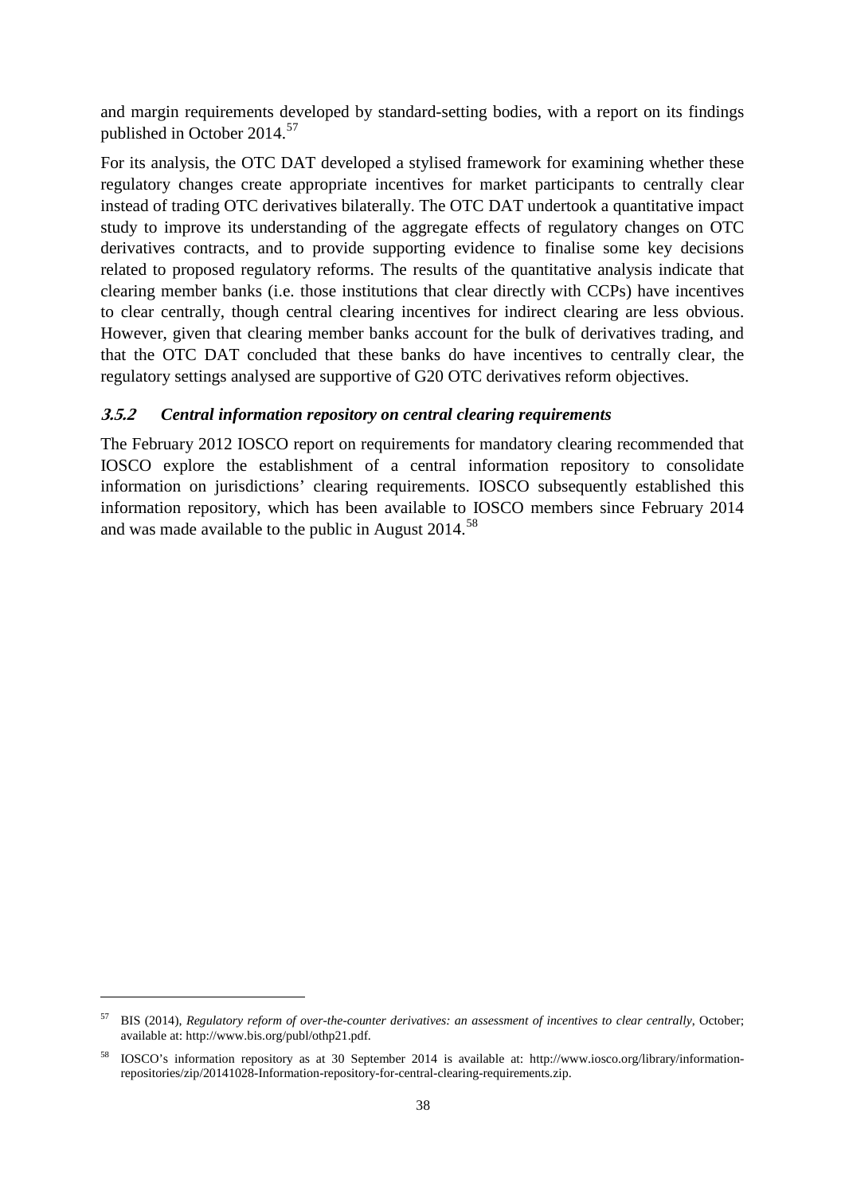and margin requirements developed by standard-setting bodies, with a report on its findings published in October 2014.[57]

For its analysis, the OTC DAT developed a stylised framework for examining whether these regulatory changes create appropriate incentives for market participants to centrally clear instead of trading OTC derivatives bilaterally. The OTC DAT undertook a quantitative impact study to improve its understanding of the aggregate effects of regulatory changes on OTC derivatives contracts, and to provide supporting evidence to finalise some key decisions related to proposed regulatory reforms. The results of the quantitative analysis indicate that clearing member banks (i.e. those institutions that clear directly with CCPs) have incentives to clear centrally, though central clearing incentives for indirect clearing are less obvious. However, given that clearing member banks account for the bulk of derivatives trading, and that the OTC DAT concluded that these banks do have incentives to centrally clear, the regulatory settings analysed are supportive of G20 OTC derivatives reform objectives.

### *3.5.2 Central information repository on central clearing requirements*

The February 2012 IOSCO report on requirements for mandatory clearing recommended that IOSCO explore the establishment of a central information repository to consolidate information on jurisdictions' clearing requirements. IOSCO subsequently established this information repository, which has been available to IOSCO members since February 2014 and was made available to the public in August 2014.[58]

---

[57] BIS (2014), *Regulatory reform of over-the-counter derivatives: an assessment of incentives to clear centrally*, October; available at: http://www.bis.org/publ/othp21.pdf.

[58] IOSCO's information repository as at 30 September 2014 is available at: http://www.iosco.org/library/information-repositories/zip/20141028-Information-repository-for-central-clearing-requirements.zip.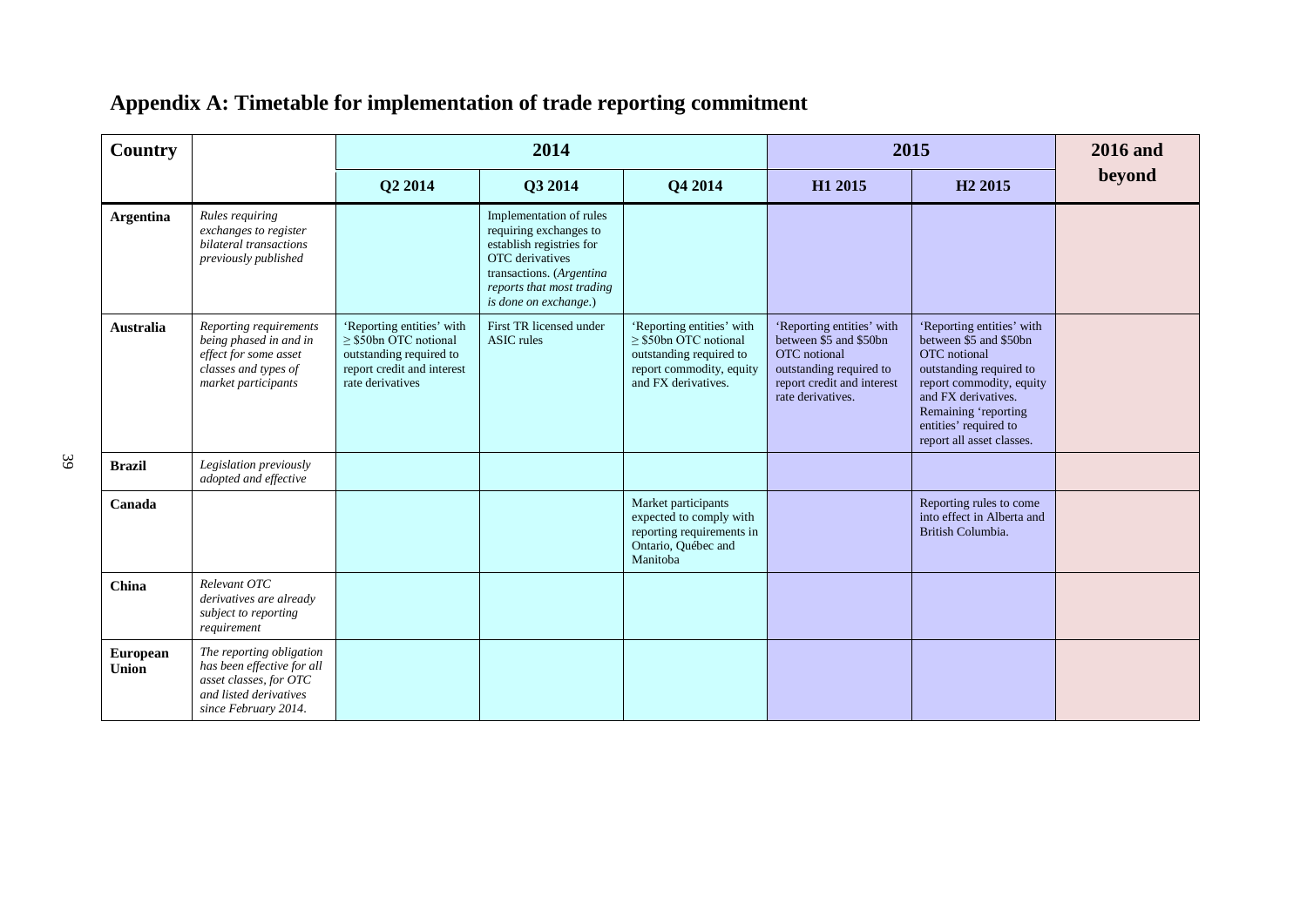## Appendix A: Timetable for implementation of trade reporting commitment

| Country | | 2014 | | | 2015 | | 2016 and beyond |
|---|---|---|---|---|---|---|---|
| | | Q2 2014 | Q3 2014 | Q4 2014 | H1 2015 | H2 2015 | |
| **Argentina** | *Rules requiring exchanges to register bilateral transactions previously published* | | Implementation of rules requiring exchanges to establish registries for OTC derivatives transactions. (*Argentina reports that most trading is done on exchange.*) | | | | |
| **Australia** | *Reporting requirements being phased in and in effect for some asset classes and types of market participants* | 'Reporting entities' with ≥ \$50bn OTC notional outstanding required to report credit and interest rate derivatives | First TR licensed under ASIC rules | 'Reporting entities' with ≥ \$50bn OTC notional outstanding required to report commodity, equity and FX derivatives. | 'Reporting entities' with between \$5 and \$50bn OTC notional outstanding required to report credit and interest rate derivatives. | 'Reporting entities' with between \$5 and \$50bn OTC notional outstanding required to report commodity, equity and FX derivatives. Remaining 'reporting entities' required to report all asset classes. | |
| **Brazil** | *Legislation previously adopted and effective* | | | | | | |
| **Canada** | | | | Market participants expected to comply with reporting requirements in Ontario, Québec and Manitoba | | Reporting rules to come into effect in Alberta and British Columbia. | |
| **China** | *Relevant OTC derivatives are already subject to reporting requirement* | | | | | | |
| **European Union** | *The reporting obligation has been effective for all asset classes, for OTC and listed derivatives since February 2014.* | | | | | | |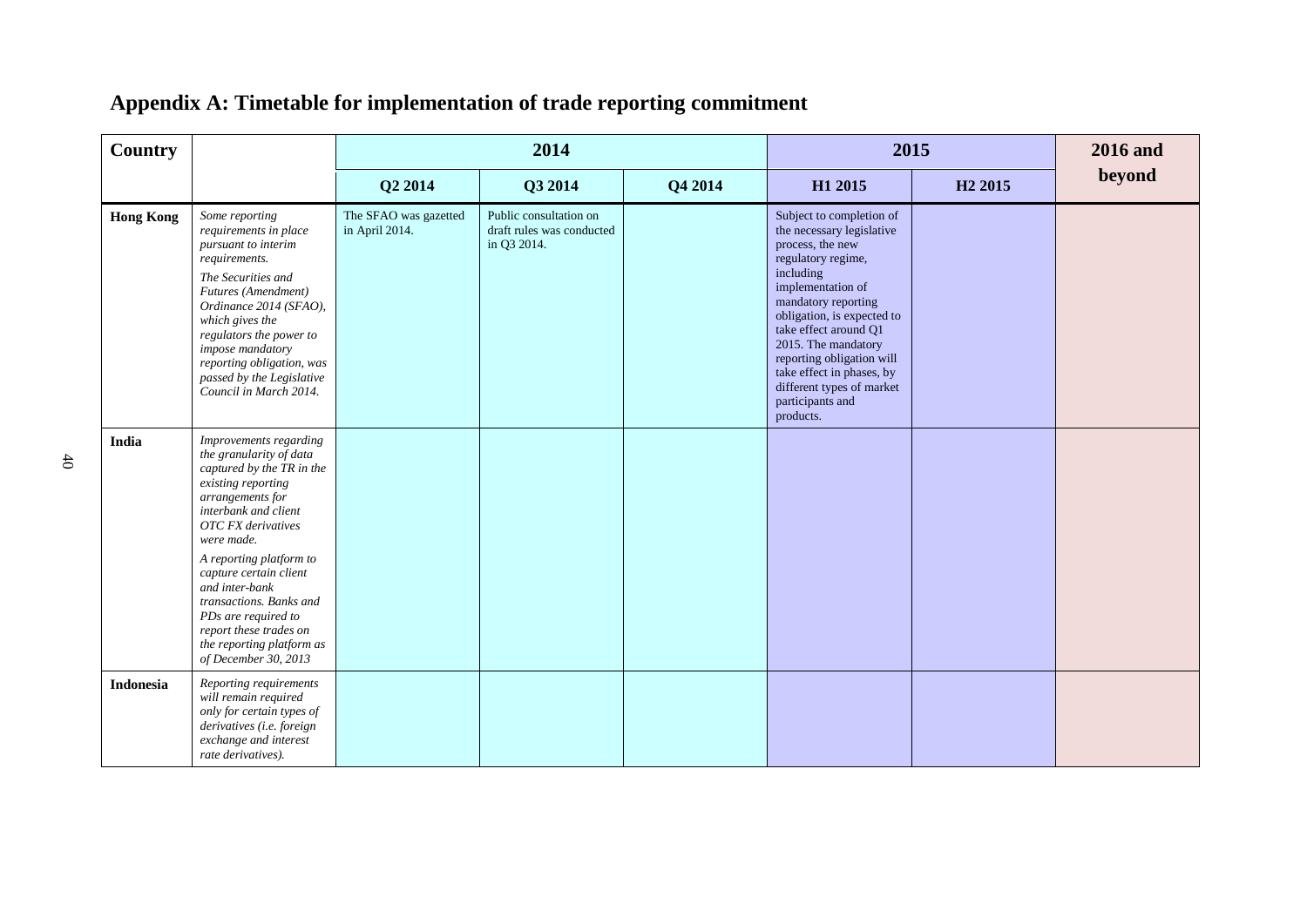## Appendix A: Timetable for implementation of trade reporting commitment

| Country | | 2014 | | | 2015 | | 2016 and beyond |
|---|---|---|---|---|---|---|---|
| | | Q2 2014 | Q3 2014 | Q4 2014 | H1 2015 | H2 2015 | |
| **Hong Kong** | *Some reporting requirements in place pursuant to interim requirements.*<br><br>*The Securities and Futures (Amendment) Ordinance 2014 (SFAO), which gives the regulators the power to impose mandatory reporting obligation, was passed by the Legislative Council in March 2014.* | The SFAO was gazetted in April 2014. | Public consultation on draft rules was conducted in Q3 2014. | | Subject to completion of the necessary legislative process, the new regulatory regime, including implementation of mandatory reporting obligation, is expected to take effect around Q1 2015. The mandatory reporting obligation will take effect in phases, by different types of market participants and products. | | |
| **India** | *Improvements regarding the granularity of data captured by the TR in the existing reporting arrangements for interbank and client OTC FX derivatives were made.*<br><br>*A reporting platform to capture certain client and inter-bank transactions. Banks and PDs are required to report these trades on the reporting platform as of December 30, 2013* | | | | | | |
| **Indonesia** | *Reporting requirements will remain required only for certain types of derivatives (i.e. foreign exchange and interest rate derivatives).* | | | | | | |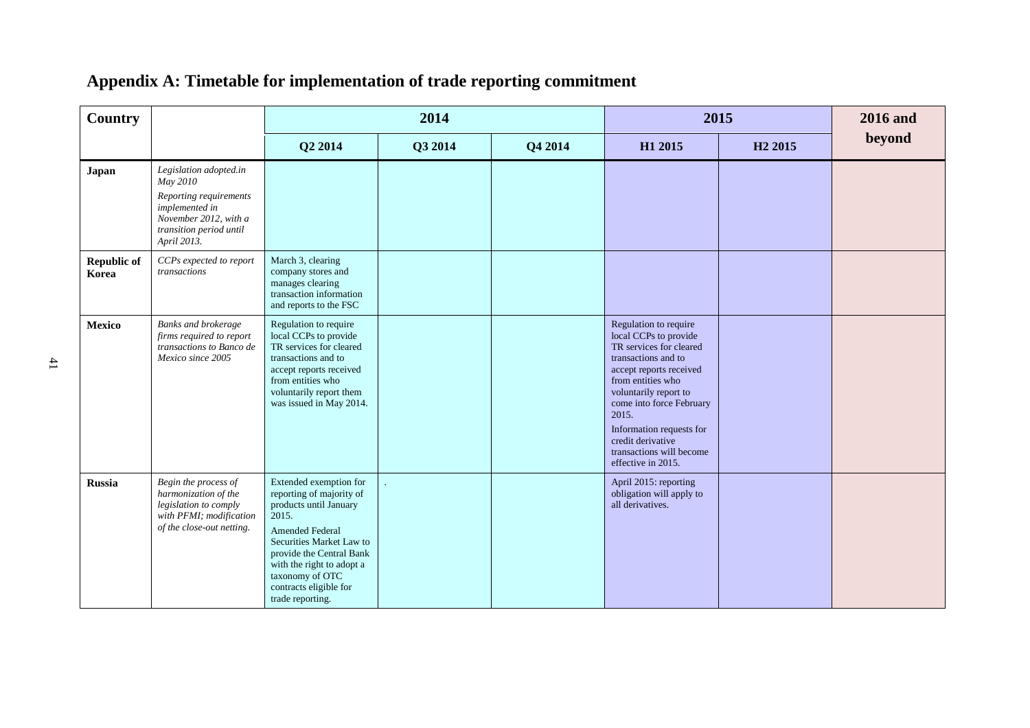## Appendix A: Timetable for implementation of trade reporting commitment

| Country | | 2014 | | | 2015 | | 2016 and beyond |
|---|---|---|---|---|---|---|---|
| | | Q2 2014 | Q3 2014 | Q4 2014 | H1 2015 | H2 2015 | |
| **Japan** | *Legislation adopted.in May 2010*<br>*Reporting requirements implemented in November 2012, with a transition period until April 2013.* | | | | | | |
| **Republic of Korea** | *CCPs expected to report transactions* | March 3, clearing company stores and manages clearing transaction information and reports to the FSC | | | | | |
| **Mexico** | *Banks and brokerage firms required to report transactions to Banco de Mexico since 2005* | Regulation to require local CCPs to provide TR services for cleared transactions and to accept reports received from entities who voluntarily report them was issued in May 2014. | | | Regulation to require local CCPs to provide TR services for cleared transactions and to accept reports received from entities who voluntarily report to come into force February 2015.<br>Information requests for credit derivative transactions will become effective in 2015. | | |
| **Russia** | *Begin the process of harmonization of the legislation to comply with PFMI; modification of the close-out netting.* | Extended exemption for reporting of majority of products until January 2015.<br>Amended Federal Securities Market Law to provide the Central Bank with the right to adopt a taxonomy of OTC contracts eligible for trade reporting. | . | | April 2015: reporting obligation will apply to all derivatives. | | |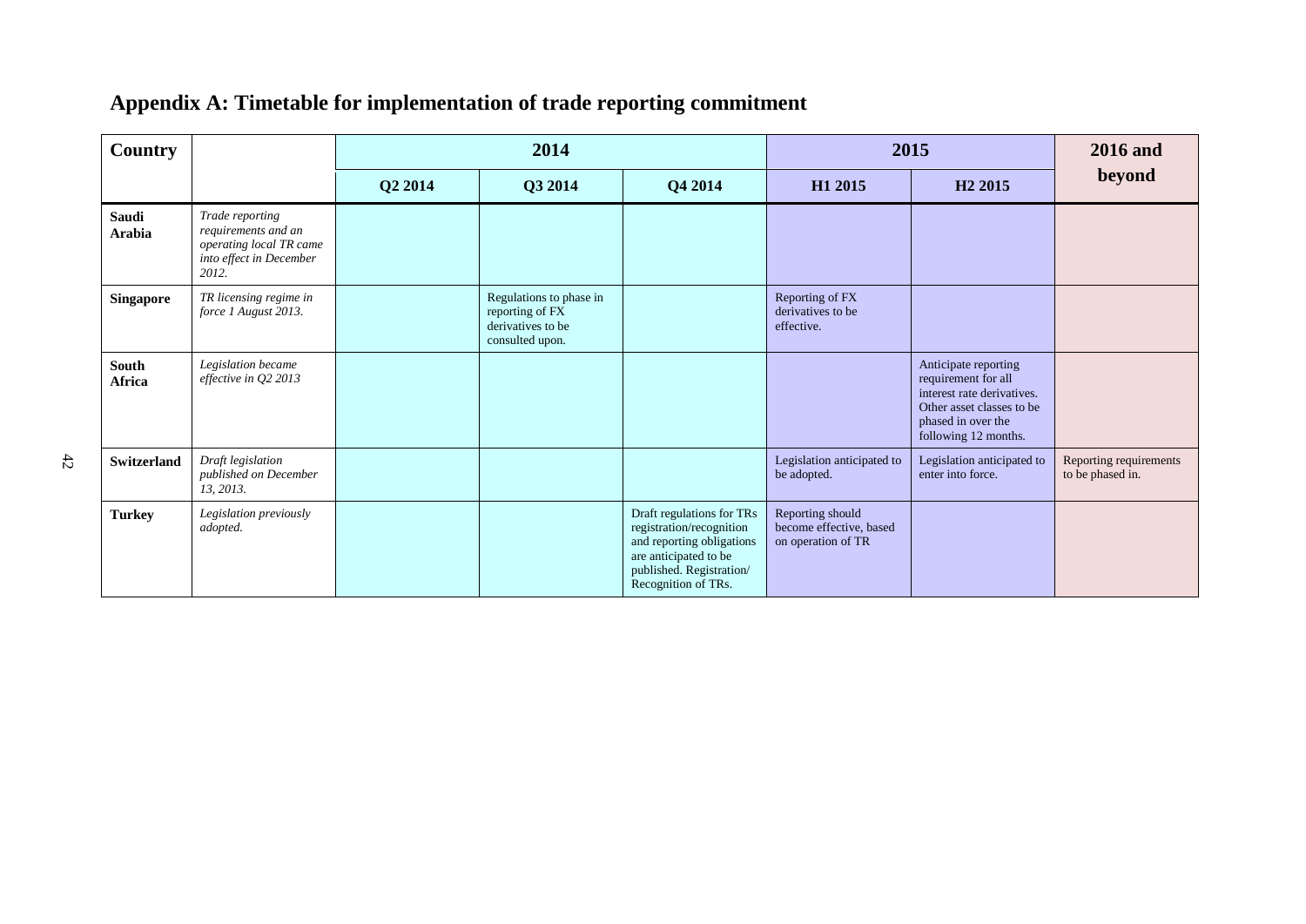## Appendix A: Timetable for implementation of trade reporting commitment

| Country | | 2014 | | | 2015 | | 2016 and beyond |
|---|---|---|---|---|---|---|---|
| | | Q2 2014 | Q3 2014 | Q4 2014 | H1 2015 | H2 2015 | |
| **Saudi Arabia** | *Trade reporting requirements and an operating local TR came into effect in December 2012.* | | | | | | |
| **Singapore** | *TR licensing regime in force 1 August 2013.* | | Regulations to phase in reporting of FX derivatives to be consulted upon. | | Reporting of FX derivatives to be effective. | | |
| **South Africa** | *Legislation became effective in Q2 2013* | | | | | Anticipate reporting requirement for all interest rate derivatives. Other asset classes to be phased in over the following 12 months. | |
| **Switzerland** | *Draft legislation published on December 13, 2013.* | | | | Legislation anticipated to be adopted. | Legislation anticipated to enter into force. | Reporting requirements to be phased in. |
| **Turkey** | *Legislation previously adopted.* | | | Draft regulations for TRs registration/recognition and reporting obligations are anticipated to be published. Registration/ Recognition of TRs. | Reporting should become effective, based on operation of TR | | |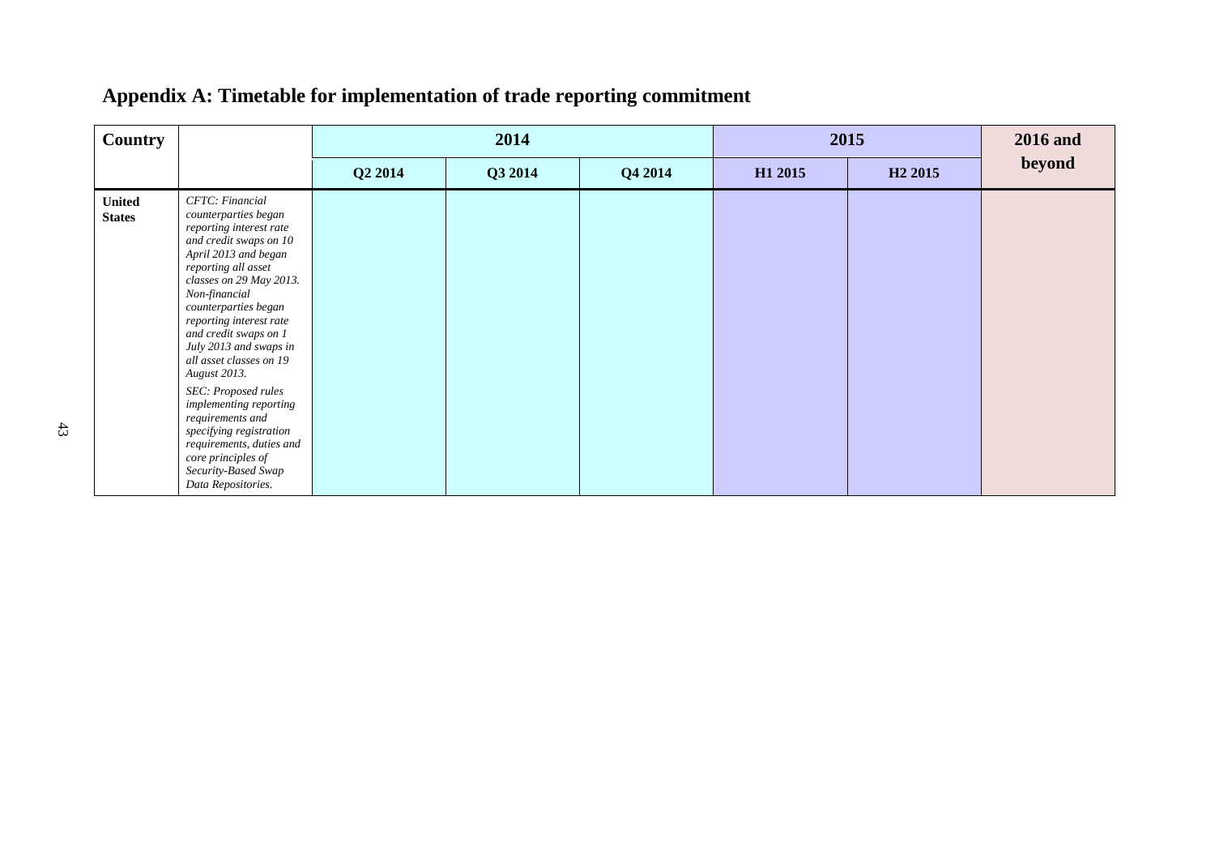## Appendix A: Timetable for implementation of trade reporting commitment

| Country | | 2014 | | | 2015 | | 2016 and beyond |
|---|---|---|---|---|---|---|---|
| | | Q2 2014 | Q3 2014 | Q4 2014 | H1 2015 | H2 2015 | |
| **United States** | *CFTC: Financial counterparties began reporting interest rate and credit swaps on 10 April 2013 and began reporting all asset classes on 29 May 2013. Non-financial counterparties began reporting interest rate and credit swaps on 1 July 2013 and swaps in all asset classes on 19 August 2013.* <br> *SEC: Proposed rules implementing reporting requirements and specifying registration requirements, duties and core principles of Security-Based Swap Data Repositories.* | | | | | | |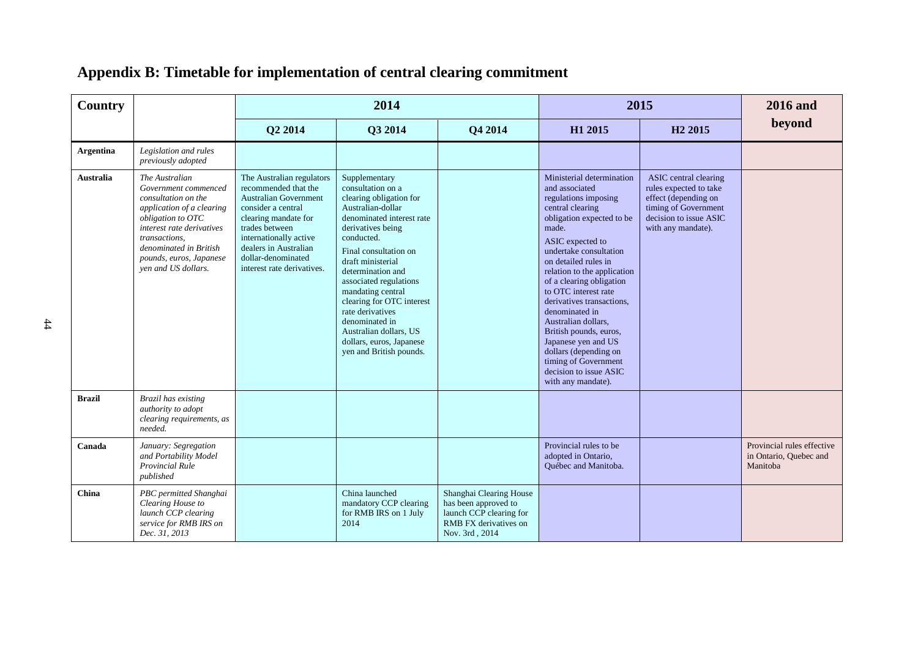## Appendix B: Timetable for implementation of central clearing commitment

| Country | | 2014 | | | 2015 | | 2016 and beyond |
|---|---|---|---|---|---|---|---|
| | | Q2 2014 | Q3 2014 | Q4 2014 | H1 2015 | H2 2015 | |
| **Argentina** | *Legislation and rules previously adopted* | | | | | | |
| **Australia** | *The Australian Government commenced consultation on the application of a clearing obligation to OTC interest rate derivatives transactions, denominated in British pounds, euros, Japanese yen and US dollars.* | The Australian regulators recommended that the Australian Government consider a central clearing mandate for trades between internationally active dealers in Australian dollar-denominated interest rate derivatives. | Supplementary consultation on a clearing obligation for Australian-dollar denominated interest rate derivatives being conducted.<br>Final consultation on draft ministerial determination and associated regulations mandating central clearing for OTC interest rate derivatives denominated in Australian dollars, US dollars, euros, Japanese yen and British pounds. | | Ministerial determination and associated regulations imposing central clearing obligation expected to be made.<br>ASIC expected to undertake consultation on detailed rules in relation to the application of a clearing obligation to OTC interest rate derivatives transactions, denominated in Australian dollars, British pounds, euros, Japanese yen and US dollars (depending on timing of Government decision to issue ASIC with any mandate). | ASIC central clearing rules expected to take effect (depending on timing of Government decision to issue ASIC with any mandate). | |
| **Brazil** | *Brazil has existing authority to adopt clearing requirements, as needed.* | | | | | | |
| **Canada** | *January: Segregation and Portability Model Provincial Rule published* | | | | Provincial rules to be adopted in Ontario, Québec and Manitoba. | | Provincial rules effective in Ontario, Quebec and Manitoba |
| **China** | *PBC permitted Shanghai Clearing House to launch CCP clearing service for RMB IRS on Dec. 31, 2013* | | China launched mandatory CCP clearing for RMB IRS on 1 July 2014 | Shanghai Clearing House has been approved to launch CCP clearing for RMB FX derivatives on Nov. 3rd , 2014 | | | |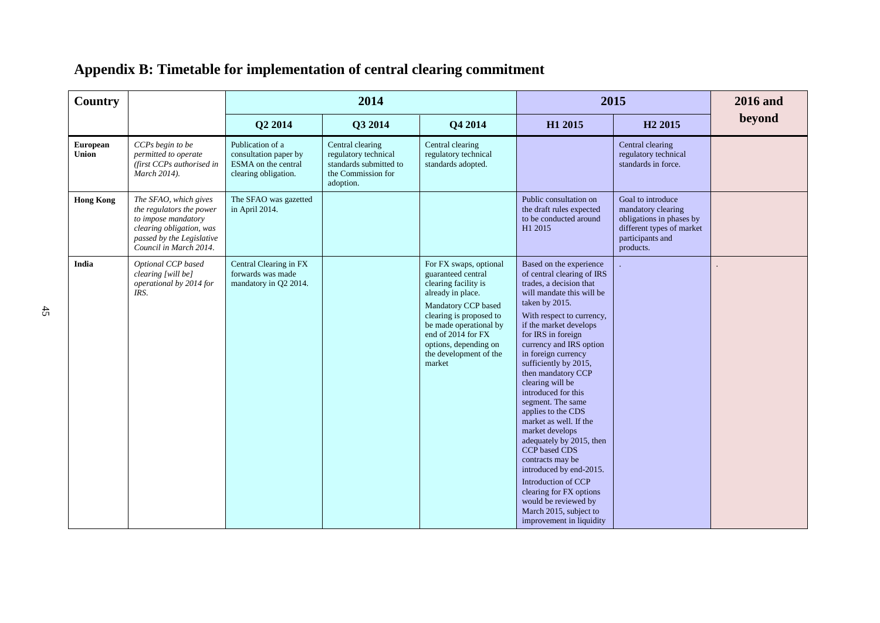## Appendix B: Timetable for implementation of central clearing commitment

| Country | | 2014 | | | 2015 | | 2016 and beyond |
|---|---|---|---|---|---|---|---|
| | | Q2 2014 | Q3 2014 | Q4 2014 | H1 2015 | H2 2015 | |
| **European Union** | *CCPs begin to be permitted to operate (first CCPs authorised in March 2014).* | Publication of a consultation paper by ESMA on the central clearing obligation. | Central clearing regulatory technical standards submitted to the Commission for adoption. | Central clearing regulatory technical standards adopted. | | Central clearing regulatory technical standards in force. | |
| **Hong Kong** | *The SFAO, which gives the regulators the power to impose mandatory clearing obligation, was passed by the Legislative Council in March 2014.* | The SFAO was gazetted in April 2014. | | | Public consultation on the draft rules expected to be conducted around H1 2015 | Goal to introduce mandatory clearing obligations in phases by different types of market participants and products. | |
| **India** | *Optional CCP based clearing [will be] operational by 2014 for IRS.* | Central Clearing in FX forwards was made mandatory in Q2 2014. | | For FX swaps, optional guaranteed central clearing facility is already in place.<br><br>Mandatory CCP based clearing is proposed to be made operational by end of 2014 for FX options, depending on the development of the market | Based on the experience of central clearing of IRS trades, a decision that will mandate this will be taken by 2015.<br><br>With respect to currency, if the market develops for IRS in foreign currency and IRS option in foreign currency sufficiently by 2015, then mandatory CCP clearing will be introduced for this segment. The same applies to the CDS market as well. If the market develops adequately by 2015, then CCP based CDS contracts may be introduced by end-2015.<br><br>Introduction of CCP clearing for FX options would be reviewed by March 2015, subject to improvement in liquidity | . | . |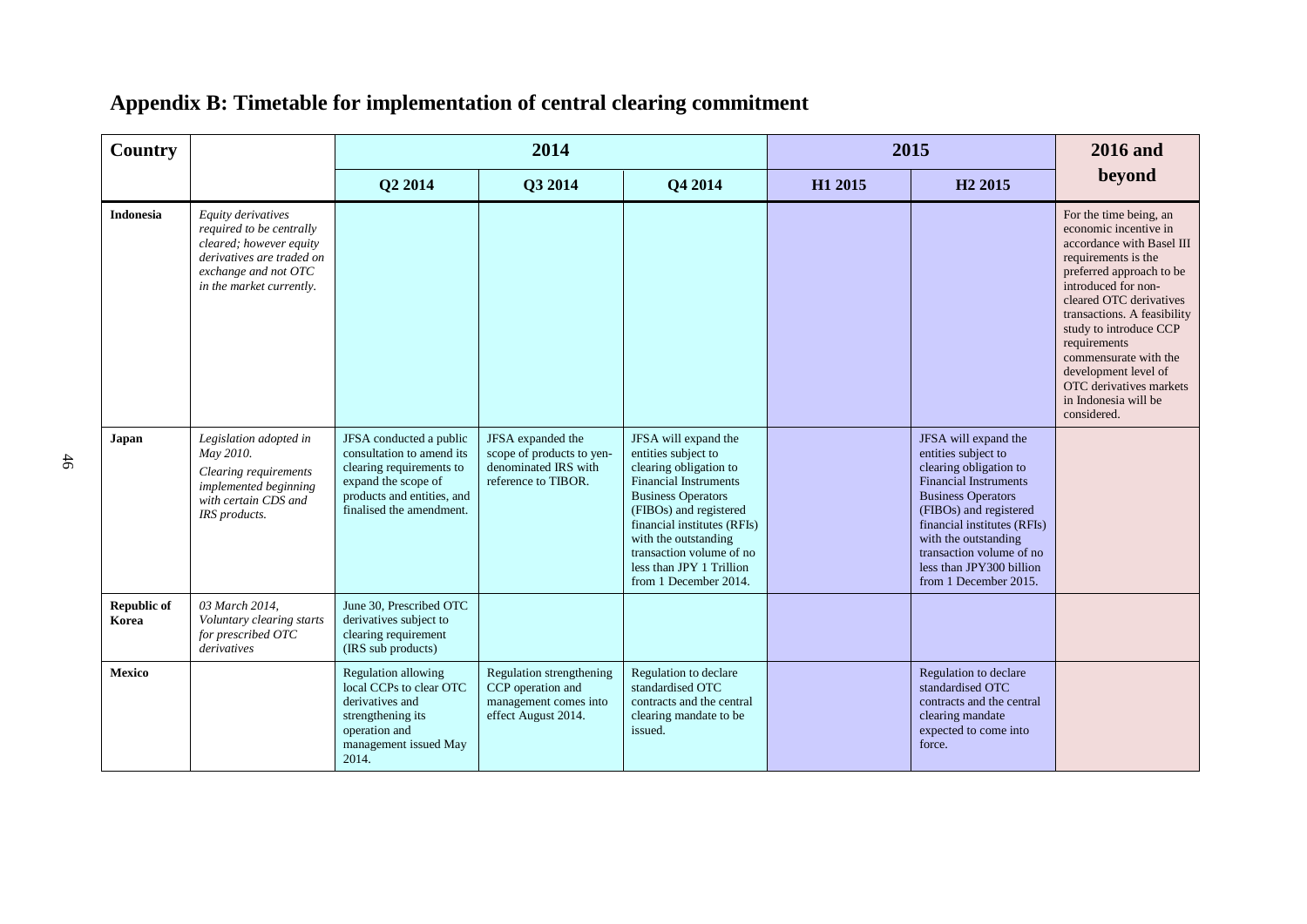## Appendix B: Timetable for implementation of central clearing commitment

| Country | | 2014 | | | 2015 | | 2016 and beyond |
|---|---|---|---|---|---|---|---|
| | | Q2 2014 | Q3 2014 | Q4 2014 | H1 2015 | H2 2015 | |
| **Indonesia** | *Equity derivatives required to be centrally cleared; however equity derivatives are traded on exchange and not OTC in the market currently.* | | | | | | For the time being, an economic incentive in accordance with Basel III requirements is the preferred approach to be introduced for non-cleared OTC derivatives transactions. A feasibility study to introduce CCP requirements commensurate with the development level of OTC derivatives markets in Indonesia will be considered. |
| **Japan** | *Legislation adopted in May 2010.* *Clearing requirements implemented beginning with certain CDS and IRS products.* | JFSA conducted a public consultation to amend its clearing requirements to expand the scope of products and entities, and finalised the amendment. | JFSA expanded the scope of products to yen-denominated IRS with reference to TIBOR. | JFSA will expand the entities subject to clearing obligation to Financial Instruments Business Operators (FIBOs) and registered financial institutes (RFIs) with the outstanding transaction volume of no less than JPY 1 Trillion from 1 December 2014. | | JFSA will expand the entities subject to clearing obligation to Financial Instruments Business Operators (FIBOs) and registered financial institutes (RFIs) with the outstanding transaction volume of no less than JPY300 billion from 1 December 2015. | |
| **Republic of Korea** | *03 March 2014, Voluntary clearing starts for prescribed OTC derivatives* | June 30, Prescribed OTC derivatives subject to clearing requirement (IRS sub products) | | | | | |
| **Mexico** | | Regulation allowing local CCPs to clear OTC derivatives and strengthening its operation and management issued May 2014. | Regulation strengthening CCP operation and management comes into effect August 2014. | Regulation to declare standardised OTC contracts and the central clearing mandate to be issued. | | Regulation to declare standardised OTC contracts and the central clearing mandate expected to come into force. | |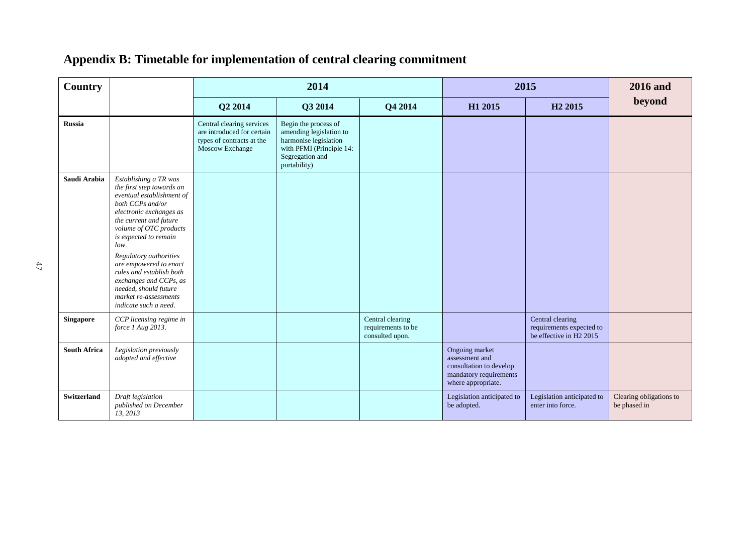## Appendix B: Timetable for implementation of central clearing commitment

| Country | | 2014 | | | 2015 | | 2016 and beyond |
|---|---|---|---|---|---|---|---|
| | | Q2 2014 | Q3 2014 | Q4 2014 | H1 2015 | H2 2015 | |
| **Russia** | | Central clearing services are introduced for certain types of contracts at the Moscow Exchange | Begin the process of amending legislation to harmonise legislation with PFMI (Principle 14: Segregation and portability) | | | | |
| **Saudi Arabia** | *Establishing a TR was the first step towards an eventual establishment of both CCPs and/or electronic exchanges as the current and future volume of OTC products is expected to remain low.* *Regulatory authorities are empowered to enact rules and establish both exchanges and CCPs, as needed, should future market re-assessments indicate such a need.* | | | | | | |
| **Singapore** | *CCP licensing regime in force 1 Aug 2013.* | | | Central clearing requirements to be consulted upon. | | Central clearing requirements expected to be effective in H2 2015 | |
| **South Africa** | *Legislation previously adopted and effective* | | | | Ongoing market assessment and consultation to develop mandatory requirements where appropriate. | | |
| **Switzerland** | *Draft legislation published on December 13, 2013* | | | | Legislation anticipated to be adopted. | Legislation anticipated to enter into force. | Clearing obligations to be phased in |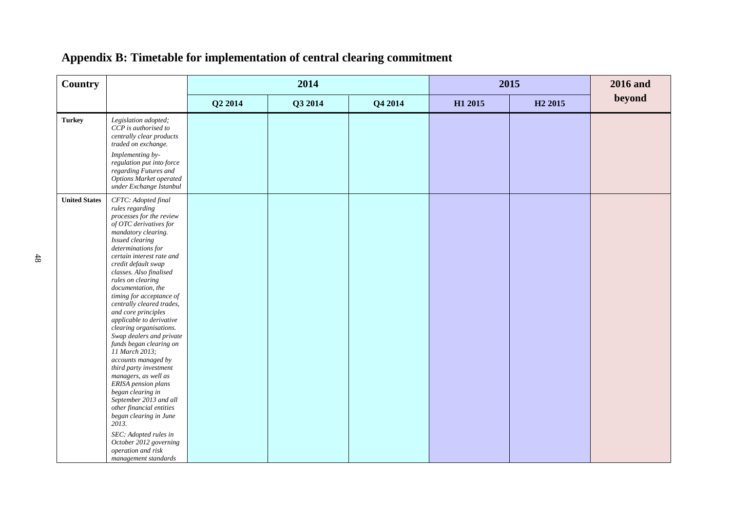## Appendix B: Timetable for implementation of central clearing commitment

| Country | | 2014 | | | 2015 | | 2016 and beyond |
|---|---|---|---|---|---|---|---|
| | | Q2 2014 | Q3 2014 | Q4 2014 | H1 2015 | H2 2015 | |
| **Turkey** | *Legislation adopted; CCP is authorised to centrally clear products traded on exchange.* <br> *Implementing by-regulation put into force regarding Futures and Options Market operated under Exchange Istanbul* | | | | | | |
| **United States** | *CFTC: Adopted final rules regarding processes for the review of OTC derivatives for mandatory clearing. Issued clearing determinations for certain interest rate and credit default swap classes. Also finalised rules on clearing documentation, the timing for acceptance of centrally cleared trades, and core principles applicable to derivative clearing organisations. Swap dealers and private funds began clearing on 11 March 2013; accounts managed by third party investment managers, as well as ERISA pension plans began clearing in September 2013 and all other financial entities began clearing in June 2013.* <br> *SEC: Adopted rules in October 2012 governing operation and risk management standards* | | | | | | |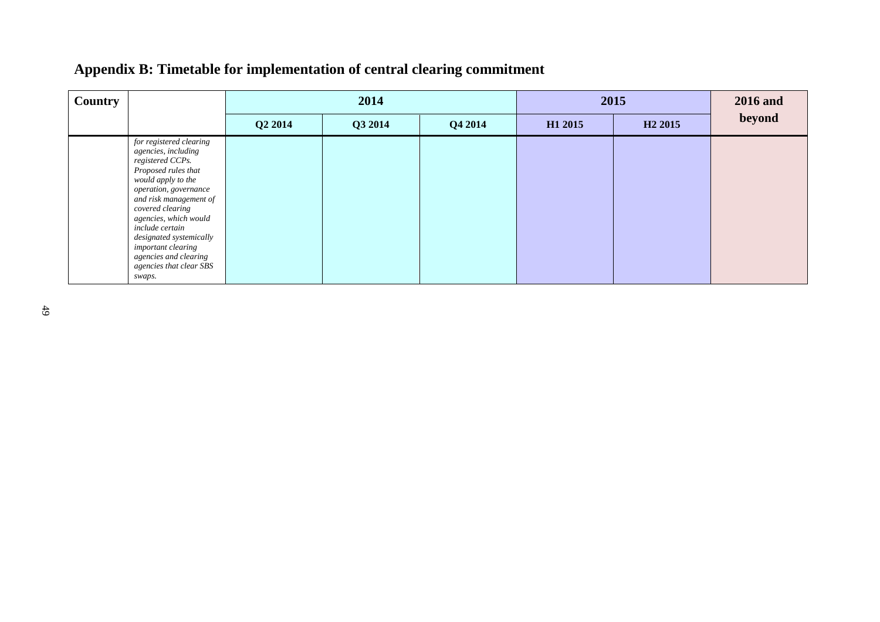## Appendix B: Timetable for implementation of central clearing commitment

| Country | | 2014 | | | 2015 | | 2016 and beyond |
|---|---|---|---|---|---|---|---|
| | | Q2 2014 | Q3 2014 | Q4 2014 | H1 2015 | H2 2015 | |
| | *for registered clearing agencies, including registered CCPs. Proposed rules that would apply to the operation, governance and risk management of covered clearing agencies, which would include certain designated systemically important clearing agencies and clearing agencies that clear SBS swaps.* | | | | | | |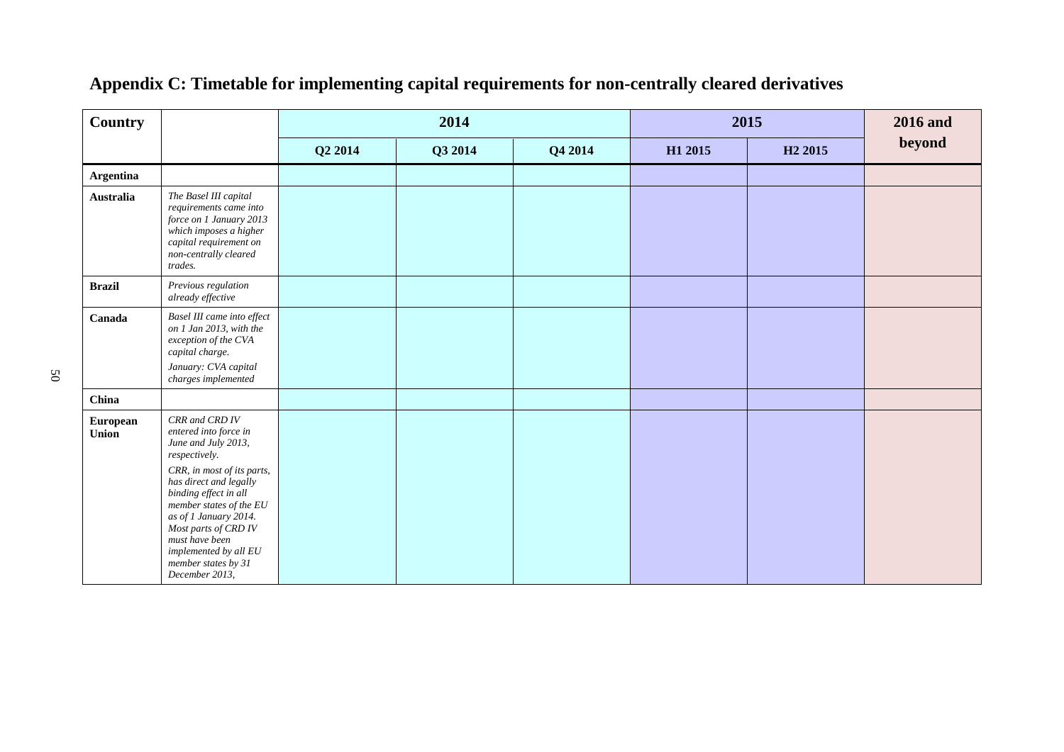## Appendix C: Timetable for implementing capital requirements for non-centrally cleared derivatives

| Country | | 2014 | | | 2015 | | 2016 and beyond |
|---|---|---|---|---|---|---|---|
| | | Q2 2014 | Q3 2014 | Q4 2014 | H1 2015 | H2 2015 | |
| **Argentina** | | | | | | | |
| **Australia** | *The Basel III capital requirements came into force on 1 January 2013 which imposes a higher capital requirement on non-centrally cleared trades.* | | | | | | |
| **Brazil** | *Previous regulation already effective* | | | | | | |
| **Canada** | *Basel III came into effect on 1 Jan 2013, with the exception of the CVA capital charge.* *January: CVA capital charges implemented* | | | | | | |
| **China** | | | | | | | |
| **European Union** | *CRR and CRD IV entered into force in June and July 2013, respectively.* *CRR, in most of its parts, has direct and legally binding effect in all member states of the EU as of 1 January 2014. Most parts of CRD IV must have been implemented by all EU member states by 31 December 2013,* | | | | | | |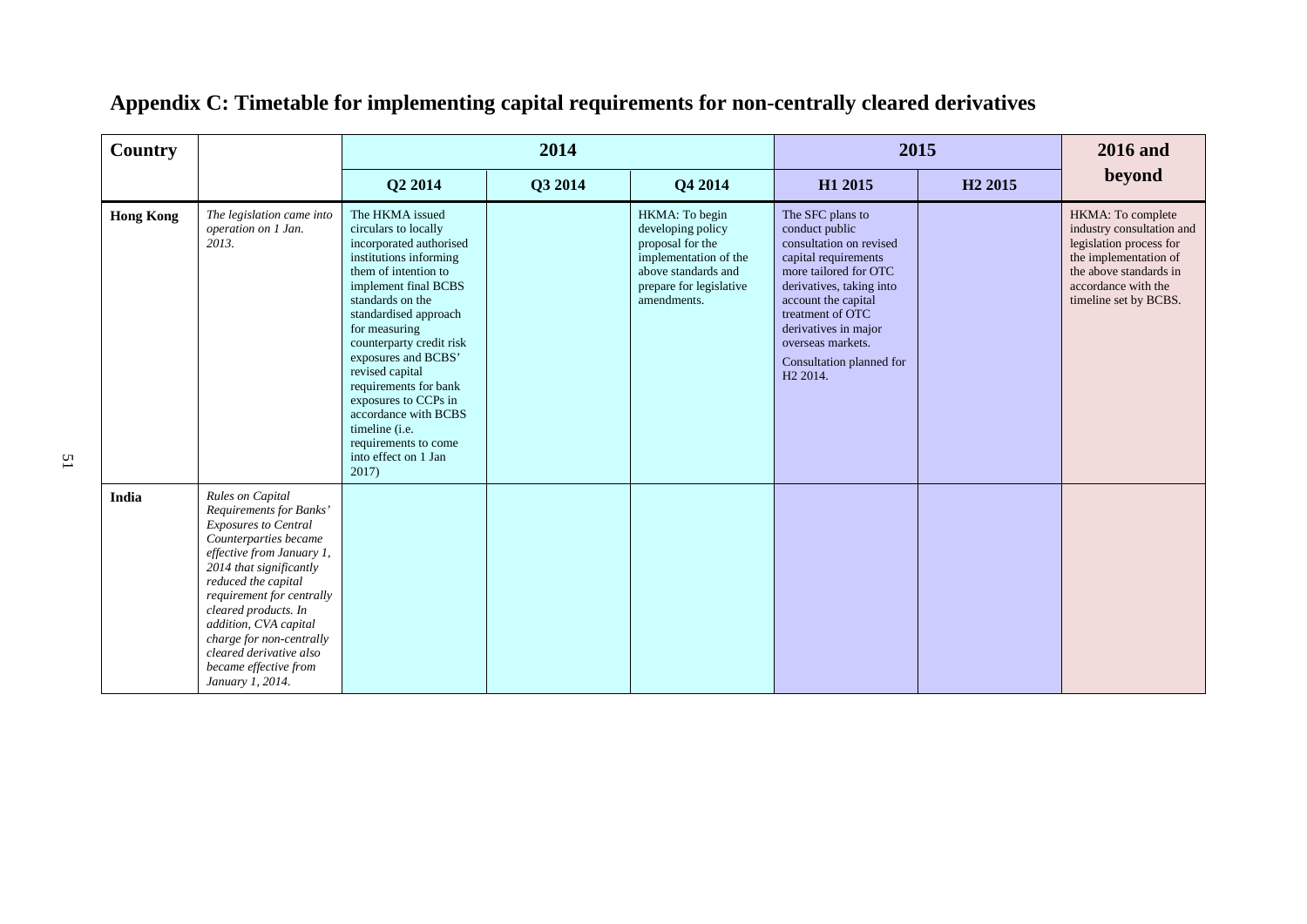## Appendix C: Timetable for implementing capital requirements for non-centrally cleared derivatives

| Country | | 2014 | | | 2015 | | 2016 and beyond |
|---|---|---|---|---|---|---|---|
| | | Q2 2014 | Q3 2014 | Q4 2014 | H1 2015 | H2 2015 | |
| **Hong Kong** | *The legislation came into operation on 1 Jan. 2013.* | The HKMA issued circulars to locally incorporated authorised institutions informing them of intention to implement final BCBS standards on the standardised approach for measuring counterparty credit risk exposures and BCBS' revised capital requirements for bank exposures to CCPs in accordance with BCBS timeline (i.e. requirements to come into effect on 1 Jan 2017) | | HKMA: To begin developing policy proposal for the implementation of the above standards and prepare for legislative amendments. | The SFC plans to conduct public consultation on revised capital requirements more tailored for OTC derivatives, taking into account the capital treatment of OTC derivatives in major overseas markets.<br><br>Consultation planned for H2 2014. | | HKMA: To complete industry consultation and legislation process for the implementation of the above standards in accordance with the timeline set by BCBS. |
| **India** | *Rules on Capital Requirements for Banks' Exposures to Central Counterparties became effective from January 1, 2014 that significantly reduced the capital requirement for centrally cleared products. In addition, CVA capital charge for non-centrally cleared derivative also became effective from January 1, 2014.* | | | | | | |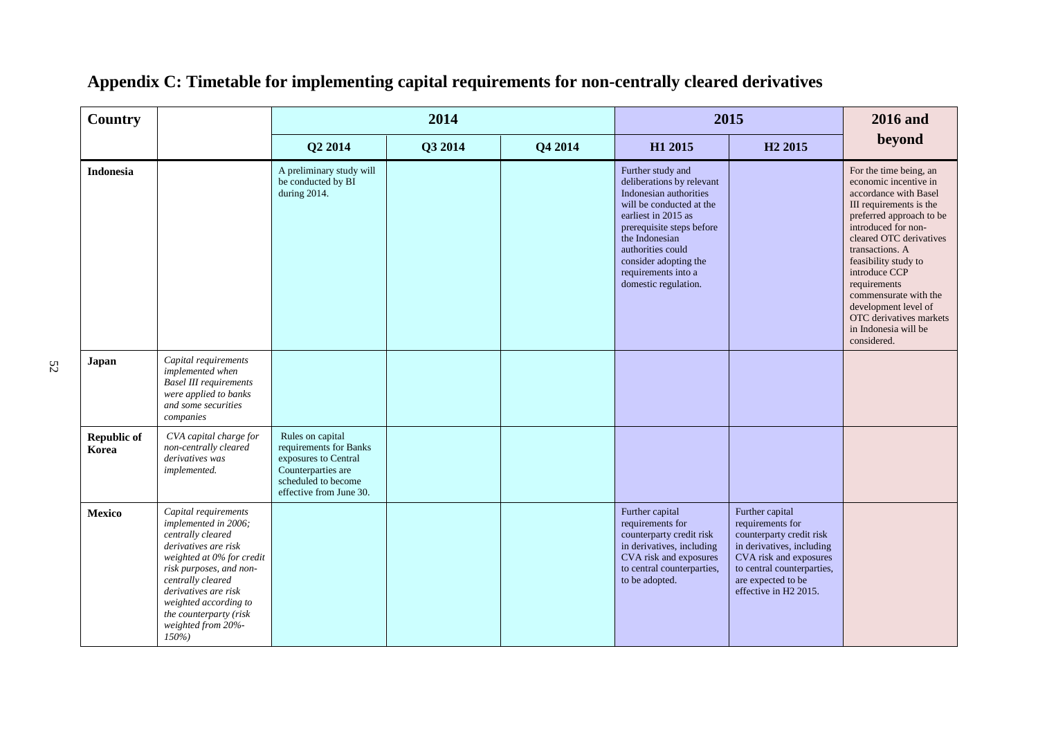# Appendix C: Timetable for implementing capital requirements for non-centrally cleared derivatives

| Country | | 2014 | | | 2015 | | 2016 and beyond |
|---|---|---|---|---|---|---|---|
| | | Q2 2014 | Q3 2014 | Q4 2014 | H1 2015 | H2 2015 | |
| **Indonesia** | | A preliminary study will be conducted by BI during 2014. | | | Further study and deliberations by relevant Indonesian authorities will be conducted at the earliest in 2015 as prerequisite steps before the Indonesian authorities could consider adopting the requirements into a domestic regulation. | | For the time being, an economic incentive in accordance with Basel III requirements is the preferred approach to be introduced for non-cleared OTC derivatives transactions. A feasibility study to introduce CCP requirements commensurate with the development level of OTC derivatives markets in Indonesia will be considered. |
| **Japan** | *Capital requirements implemented when Basel III requirements were applied to banks and some securities companies* | | | | | | |
| **Republic of Korea** | *CVA capital charge for non-centrally cleared derivatives was implemented.* | Rules on capital requirements for Banks exposures to Central Counterparties are scheduled to become effective from June 30. | | | | | |
| **Mexico** | *Capital requirements implemented in 2006; centrally cleared derivatives are risk weighted at 0% for credit risk purposes, and non-centrally cleared derivatives are risk weighted according to the counterparty (risk weighted from 20%-150%)* | | | | Further capital requirements for counterparty credit risk in derivatives, including CVA risk and exposures to central counterparties, to be adopted. | Further capital requirements for counterparty credit risk in derivatives, including CVA risk and exposures to central counterparties, are expected to be effective in H2 2015. | |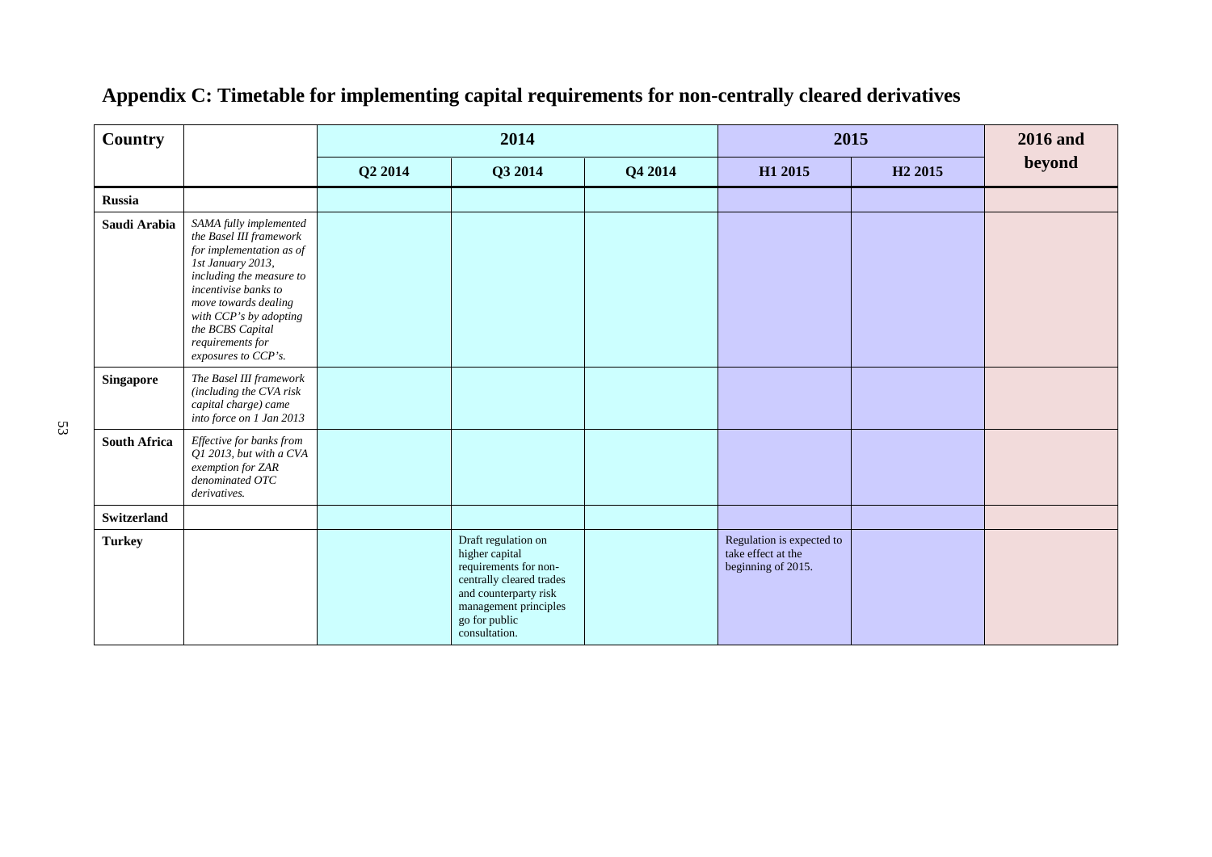## Appendix C: Timetable for implementing capital requirements for non-centrally cleared derivatives

| Country | | 2014 | | | 2015 | | 2016 and beyond |
|---|---|---|---|---|---|---|---|
| | | Q2 2014 | Q3 2014 | Q4 2014 | H1 2015 | H2 2015 | |
| **Russia** | | | | | | | |
| **Saudi Arabia** | *SAMA fully implemented the Basel III framework for implementation as of 1st January 2013, including the measure to incentivise banks to move towards dealing with CCP's by adopting the BCBS Capital requirements for exposures to CCP's.* | | | | | | |
| **Singapore** | *The Basel III framework (including the CVA risk capital charge) came into force on 1 Jan 2013* | | | | | | |
| **South Africa** | *Effective for banks from Q1 2013, but with a CVA exemption for ZAR denominated OTC derivatives.* | | | | | | |
| **Switzerland** | | | | | | | |
| **Turkey** | | | Draft regulation on higher capital requirements for non-centrally cleared trades and counterparty risk management principles go for public consultation. | | Regulation is expected to take effect at the beginning of 2015. | | |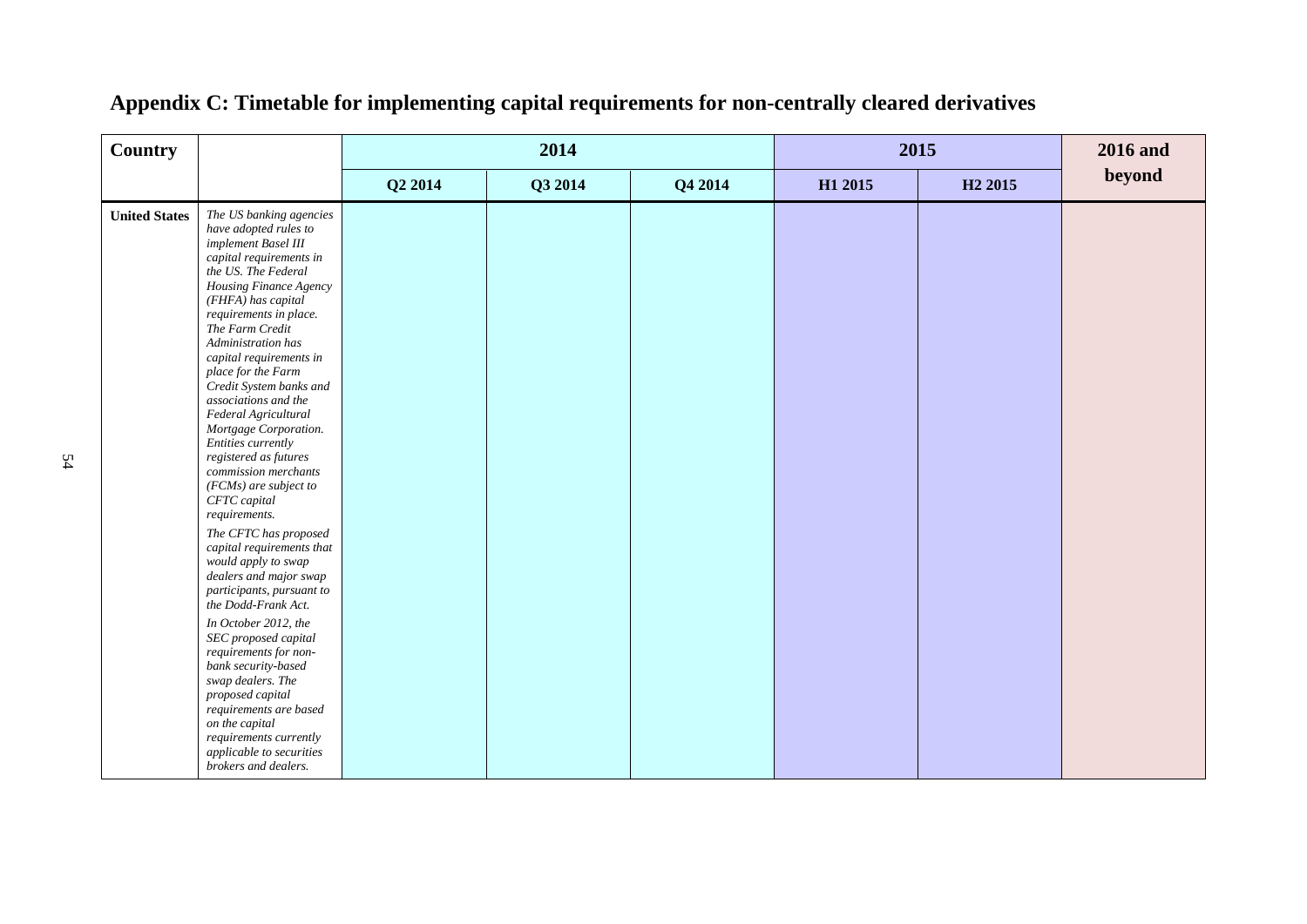## Appendix C: Timetable for implementing capital requirements for non-centrally cleared derivatives

| Country | | 2014 | | | 2015 | | 2016 and beyond |
|---|---|---|---|---|---|---|---|
| | | Q2 2014 | Q3 2014 | Q4 2014 | H1 2015 | H2 2015 | |
| **United States** | *The US banking agencies have adopted rules to implement Basel III capital requirements in the US. The Federal Housing Finance Agency (FHFA) has capital requirements in place. The Farm Credit Administration has capital requirements in place for the Farm Credit System banks and associations and the Federal Agricultural Mortgage Corporation. Entities currently registered as futures commission merchants (FCMs) are subject to CFTC capital requirements.*<br><br>*The CFTC has proposed capital requirements that would apply to swap dealers and major swap participants, pursuant to the Dodd-Frank Act.*<br><br>*In October 2012, the SEC proposed capital requirements for non-bank security-based swap dealers. The proposed capital requirements are based on the capital requirements currently applicable to securities brokers and dealers.* | | | | | | |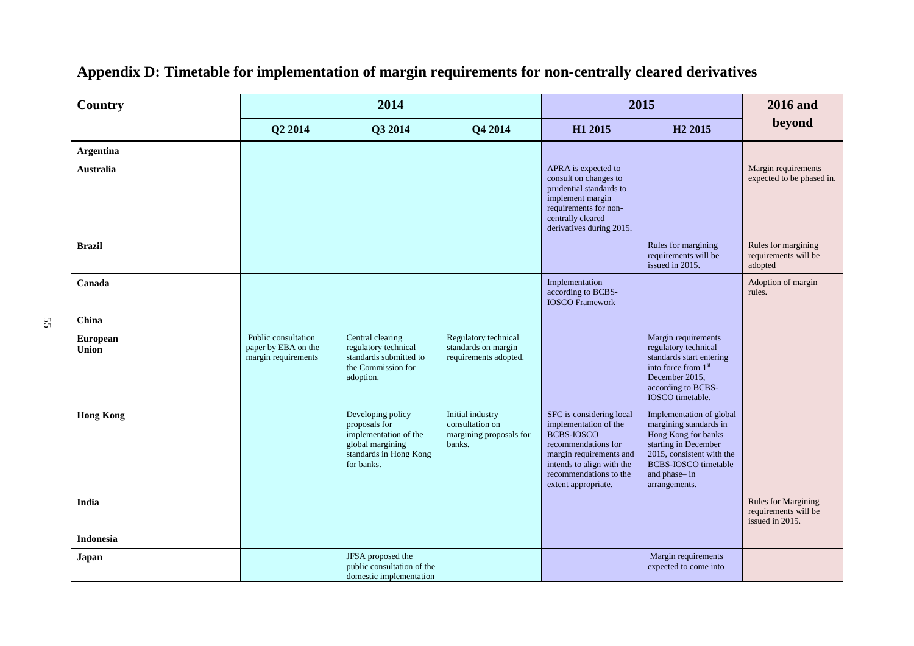## Appendix D: Timetable for implementation of margin requirements for non-centrally cleared derivatives

| Country | | 2014 | | | 2015 | | 2016 and beyond |
|---|---|---|---|---|---|---|---|
| | | Q2 2014 | Q3 2014 | Q4 2014 | H1 2015 | H2 2015 | |
| **Argentina** | | | | | | | |
| **Australia** | | | | | APRA is expected to consult on changes to prudential standards to implement margin requirements for non-centrally cleared derivatives during 2015. | | Margin requirements expected to be phased in. |
| **Brazil** | | | | | | Rules for margining requirements will be issued in 2015. | Rules for margining requirements will be adopted |
| **Canada** | | | | | Implementation according to BCBS-IOSCO Framework | | Adoption of margin rules. |
| **China** | | | | | | | |
| **European Union** | | Public consultation paper by EBA on the margin requirements | Central clearing regulatory technical standards submitted to the Commission for adoption. | Regulatory technical standards on margin requirements adopted. | | Margin requirements regulatory technical standards start entering into force from 1st December 2015, according to BCBS-IOSCO timetable. | |
| **Hong Kong** | | | Developing policy proposals for implementation of the global margining standards in Hong Kong for banks. | Initial industry consultation on margining proposals for banks. | SFC is considering local implementation of the BCBS-IOSCO recommendations for margin requirements and intends to align with the recommendations to the extent appropriate. | Implementation of global margining standards in Hong Kong for banks starting in December 2015, consistent with the BCBS-IOSCO timetable and phase– in arrangements. | |
| **India** | | | | | | | Rules for Margining requirements will be issued in 2015. |
| **Indonesia** | | | | | | | |
| **Japan** | | | JFSA proposed the public consultation of the domestic implementation | | | Margin requirements expected to come into | |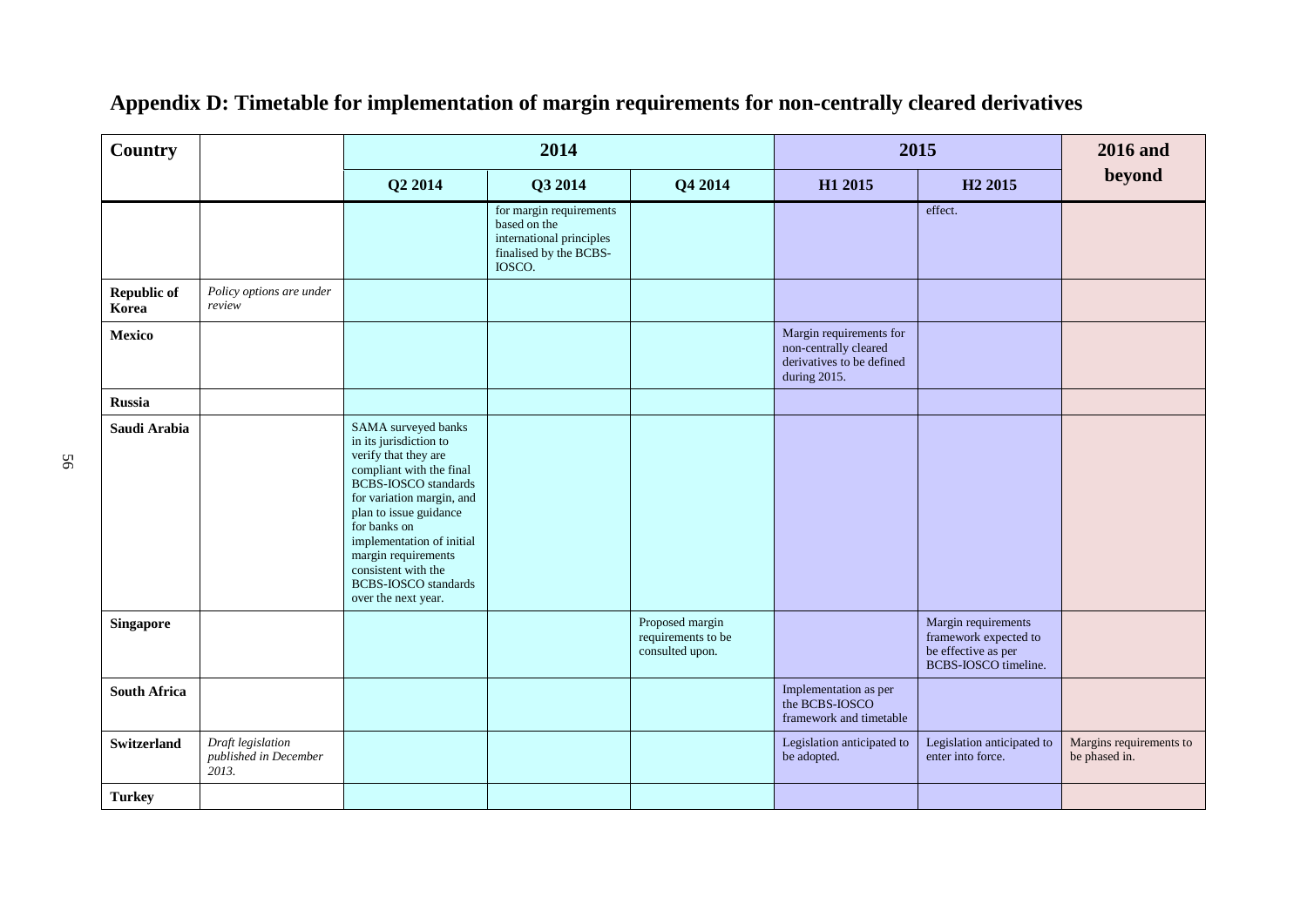# Appendix D: Timetable for implementation of margin requirements for non-centrally cleared derivatives

| Country | | 2014 | | | 2015 | | 2016 and beyond |
|---|---|---|---|---|---|---|---|
| | | Q2 2014 | Q3 2014 | Q4 2014 | H1 2015 | H2 2015 | |
| | | | for margin requirements based on the international principles finalised by the BCBS-IOSCO. | | | effect. | |
| **Republic of Korea** | *Policy options are under review* | | | | | | |
| **Mexico** | | | | | Margin requirements for non-centrally cleared derivatives to be defined during 2015. | | |
| **Russia** | | | | | | | |
| **Saudi Arabia** | | SAMA surveyed banks in its jurisdiction to verify that they are compliant with the final BCBS-IOSCO standards for variation margin, and plan to issue guidance for banks on implementation of initial margin requirements consistent with the BCBS-IOSCO standards over the next year. | | | | | |
| **Singapore** | | | | Proposed margin requirements to be consulted upon. | | Margin requirements framework expected to be effective as per BCBS-IOSCO timeline. | |
| **South Africa** | | | | | Implementation as per the BCBS-IOSCO framework and timetable | | |
| **Switzerland** | *Draft legislation published in December 2013.* | | | | Legislation anticipated to be adopted. | Legislation anticipated to enter into force. | Margins requirements to be phased in. |
| **Turkey** | | | | | | | |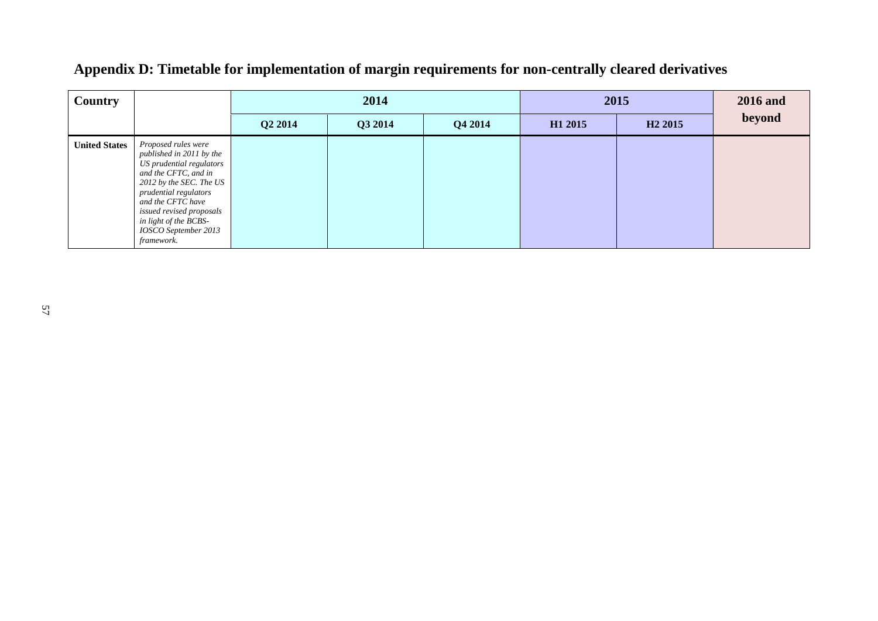## Appendix D: Timetable for implementation of margin requirements for non-centrally cleared derivatives

| Country | | 2014 | | | 2015 | | 2016 and beyond |
|---|---|---|---|---|---|---|---|
| | | Q2 2014 | Q3 2014 | Q4 2014 | H1 2015 | H2 2015 | |
| **United States** | *Proposed rules were published in 2011 by the US prudential regulators and the CFTC, and in 2012 by the SEC. The US prudential regulators and the CFTC have issued revised proposals in light of the BCBS-IOSCO September 2013 framework.* | | | | | | |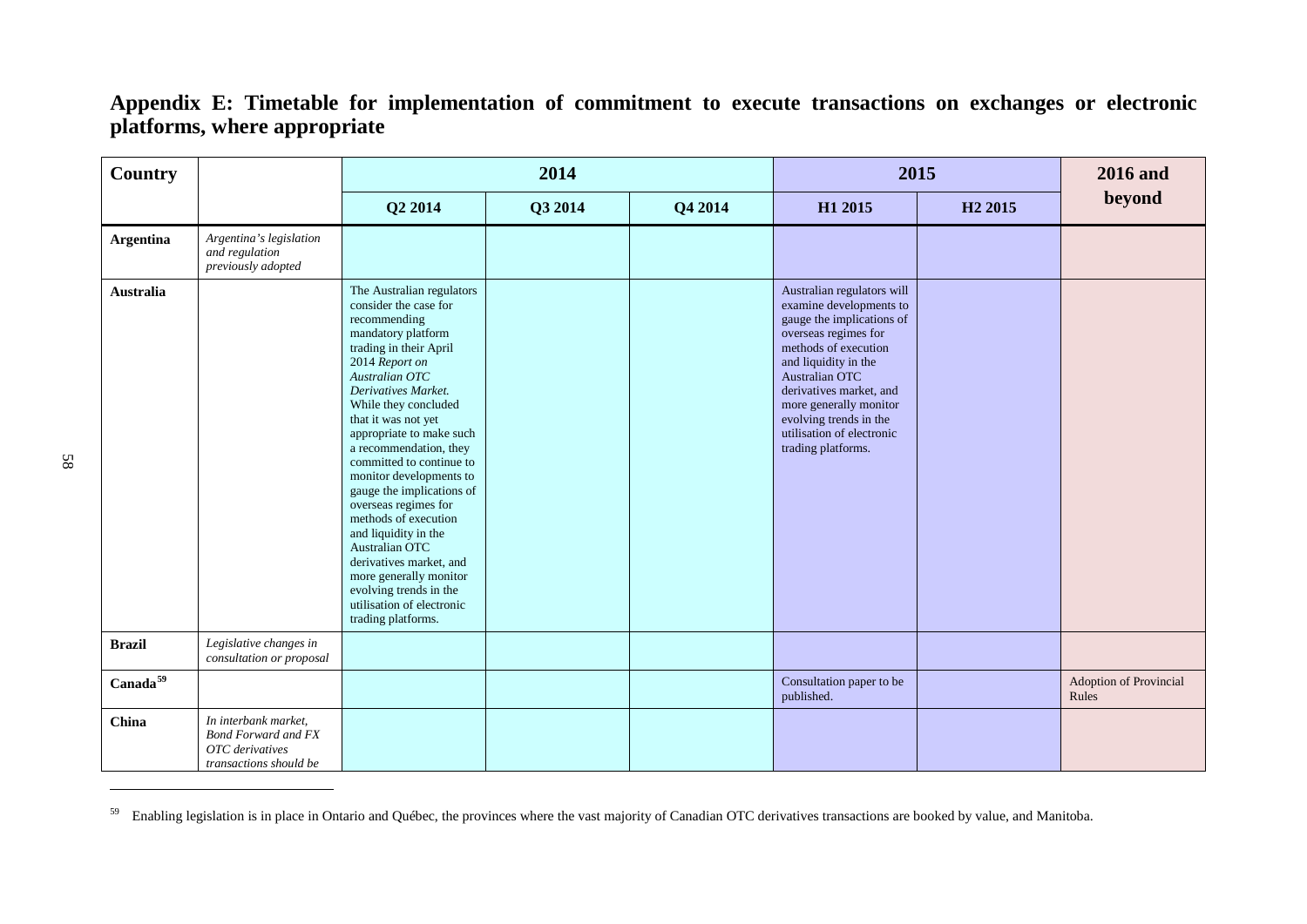## Appendix E: Timetable for implementation of commitment to execute transactions on exchanges or electronic platforms, where appropriate

| Country | | 2014 | | | 2015 | | 2016 and beyond |
|---|---|---|---|---|---|---|---|
| | | Q2 2014 | Q3 2014 | Q4 2014 | H1 2015 | H2 2015 | |
| **Argentina** | *Argentina's legislation and regulation previously adopted* | | | | | | |
| **Australia** | | The Australian regulators consider the case for recommending mandatory platform trading in their April 2014 *Report on Australian OTC Derivatives Market.* While they concluded that it was not yet appropriate to make such a recommendation, they committed to continue to monitor developments to gauge the implications of overseas regimes for methods of execution and liquidity in the Australian OTC derivatives market, and more generally monitor evolving trends in the utilisation of electronic trading platforms. | | | Australian regulators will examine developments to gauge the implications of overseas regimes for methods of execution and liquidity in the Australian OTC derivatives market, and more generally monitor evolving trends in the utilisation of electronic trading platforms. | | |
| **Brazil** | *Legislative changes in consultation or proposal* | | | | | | |
| **Canada**[59] | | | | | Consultation paper to be published. | | Adoption of Provincial Rules |
| **China** | *In interbank market, Bond Forward and FX OTC derivatives transactions should be* | | | | | | |

[59] Enabling legislation is in place in Ontario and Québec, the provinces where the vast majority of Canadian OTC derivatives transactions are booked by value, and Manitoba.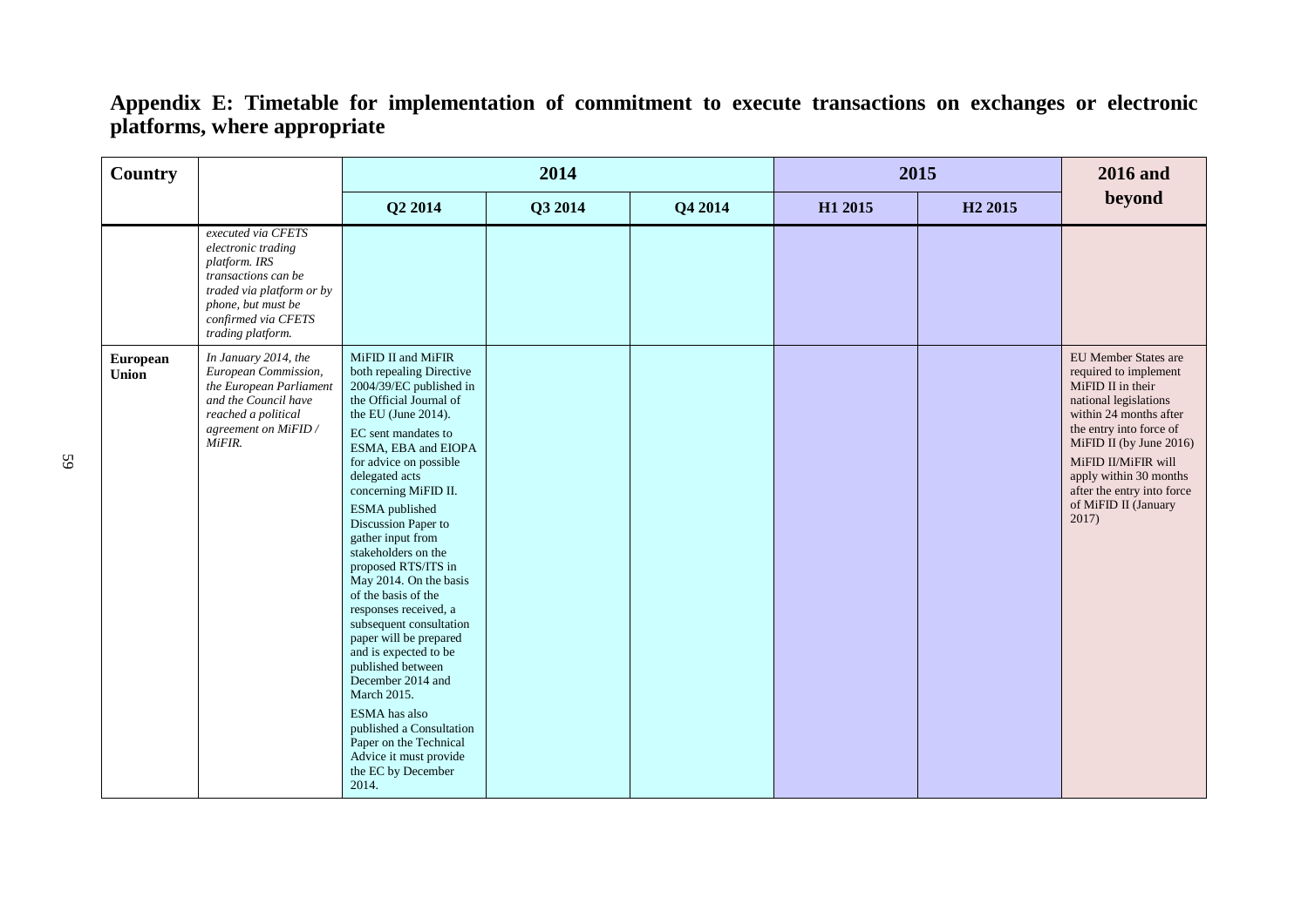## Appendix E: Timetable for implementation of commitment to execute transactions on exchanges or electronic platforms, where appropriate

| Country | | 2014 | | | 2015 | | 2016 and beyond |
|---|---|---|---|---|---|---|---|
| | | Q2 2014 | Q3 2014 | Q4 2014 | H1 2015 | H2 2015 | |
| | *executed via CFETS electronic trading platform. IRS transactions can be traded via platform or by phone, but must be confirmed via CFETS trading platform.* | | | | | | |
| **European Union** | *In January 2014, the European Commission, the European Parliament and the Council have reached a political agreement on MiFID / MiFIR.* | MiFID II and MiFIR both repealing Directive 2004/39/EC published in the Official Journal of the EU (June 2014).<br><br>EC sent mandates to ESMA, EBA and EIOPA for advice on possible delegated acts concerning MiFID II.<br><br>ESMA published Discussion Paper to gather input from stakeholders on the proposed RTS/ITS in May 2014. On the basis of the basis of the responses received, a subsequent consultation paper will be prepared and is expected to be published between December 2014 and March 2015.<br><br>ESMA has also published a Consultation Paper on the Technical Advice it must provide the EC by December 2014. | | | | | EU Member States are required to implement MiFID II in their national legislations within 24 months after the entry into force of MiFID II (by June 2016)<br><br>MiFID II/MiFIR will apply within 30 months after the entry into force of MiFID II (January 2017) |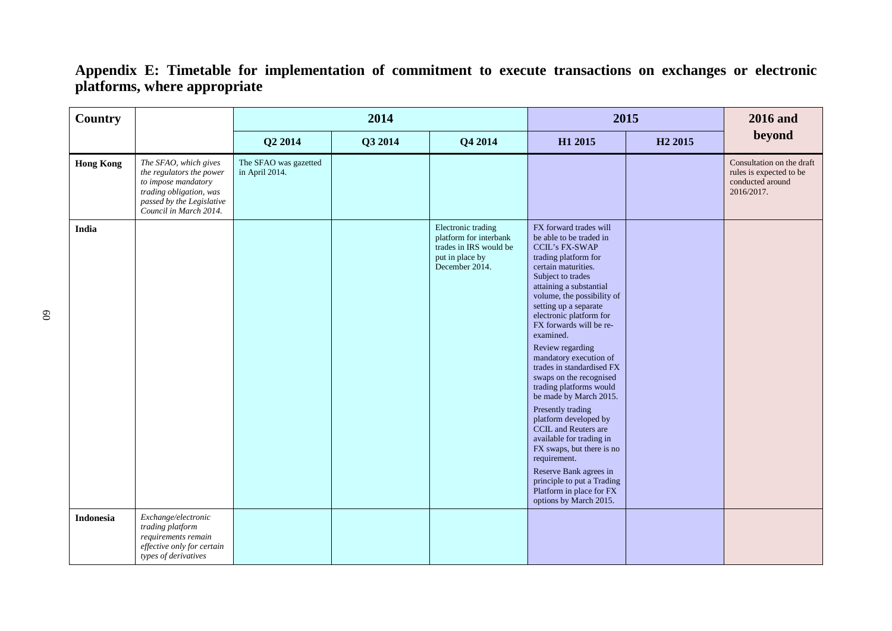## Appendix E: Timetable for implementation of commitment to execute transactions on exchanges or electronic platforms, where appropriate

| Country | | 2014 | | | 2015 | | 2016 and beyond |
|---|---|---|---|---|---|---|---|
| | | Q2 2014 | Q3 2014 | Q4 2014 | H1 2015 | H2 2015 | |
| **Hong Kong** | *The SFAO, which gives the regulators the power to impose mandatory trading obligation, was passed by the Legislative Council in March 2014.* | The SFAO was gazetted in April 2014. | | | | | Consultation on the draft rules is expected to be conducted around 2016/2017. |
| **India** | | | | Electronic trading platform for interbank trades in IRS would be put in place by December 2014. | FX forward trades will be able to be traded in CCIL's FX-SWAP trading platform for certain maturities. Subject to trades attaining a substantial volume, the possibility of setting up a separate electronic platform for FX forwards will be re-examined.<br><br>Review regarding mandatory execution of trades in standardised FX swaps on the recognised trading platforms would be made by March 2015.<br><br>Presently trading platform developed by CCIL and Reuters are available for trading in FX swaps, but there is no requirement.<br><br>Reserve Bank agrees in principle to put a Trading Platform in place for FX options by March 2015. | | |
| **Indonesia** | *Exchange/electronic trading platform requirements remain effective only for certain types of derivatives* | | | | | | |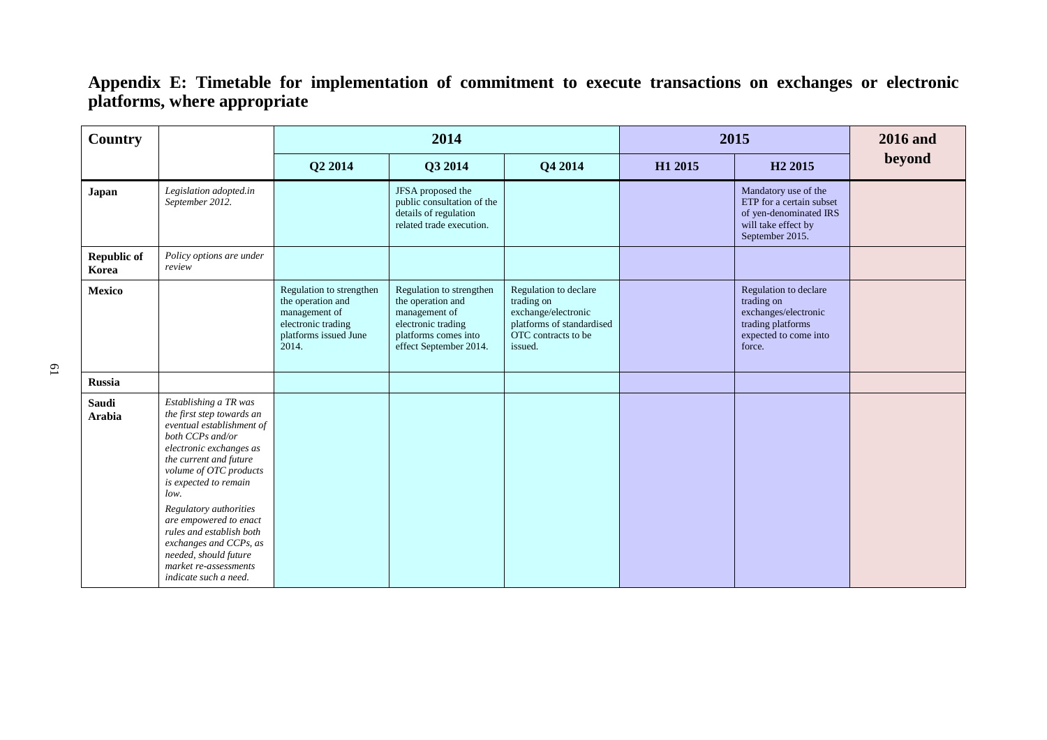## Appendix E: Timetable for implementation of commitment to execute transactions on exchanges or electronic platforms, where appropriate

| Country | | 2014 | | | 2015 | | 2016 and beyond |
|---|---|---|---|---|---|---|---|
| | | Q2 2014 | Q3 2014 | Q4 2014 | H1 2015 | H2 2015 | |
| **Japan** | *Legislation adopted.in September 2012.* | | JFSA proposed the public consultation of the details of regulation related trade execution. | | | Mandatory use of the ETP for a certain subset of yen-denominated IRS will take effect by September 2015. | |
| **Republic of Korea** | *Policy options are under review* | | | | | | |
| **Mexico** | | Regulation to strengthen the operation and management of electronic trading platforms issued June 2014. | Regulation to strengthen the operation and management of electronic trading platforms comes into effect September 2014. | Regulation to declare trading on exchange/electronic platforms of standardised OTC contracts to be issued. | | Regulation to declare trading on exchanges/electronic trading platforms expected to come into force. | |
| **Russia** | | | | | | | |
| **Saudi Arabia** | *Establishing a TR was the first step towards an eventual establishment of both CCPs and/or electronic exchanges as the current and future volume of OTC products is expected to remain low.* *Regulatory authorities are empowered to enact rules and establish both exchanges and CCPs, as needed, should future market re-assessments indicate such a need.* | | | | | | |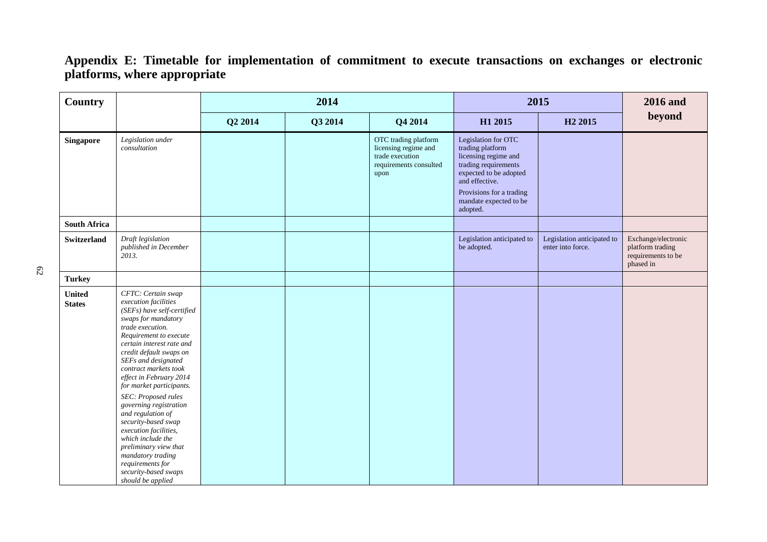## Appendix E: Timetable for implementation of commitment to execute transactions on exchanges or electronic platforms, where appropriate

| Country | | 2014 | | | 2015 | | 2016 and beyond |
|---|---|---|---|---|---|---|---|
| | | Q2 2014 | Q3 2014 | Q4 2014 | H1 2015 | H2 2015 | |
| **Singapore** | *Legislation under consultation* | | | OTC trading platform licensing regime and trade execution requirements consulted upon | Legislation for OTC trading platform licensing regime and trading requirements expected to be adopted and effective. Provisions for a trading mandate expected to be adopted. | | |
| **South Africa** | | | | | | | |
| **Switzerland** | *Draft legislation published in December 2013.* | | | | Legislation anticipated to be adopted. | Legislation anticipated to enter into force. | Exchange/electronic platform trading requirements to be phased in |
| **Turkey** | | | | | | | |
| **United States** | *CFTC: Certain swap execution facilities (SEFs) have self-certified swaps for mandatory trade execution. Requirement to execute certain interest rate and credit default swaps on SEFs and designated contract markets took effect in February 2014 for market participants.* *SEC: Proposed rules governing registration and regulation of security-based swap execution facilities, which include the preliminary view that mandatory trading requirements for security-based swaps should be applied* | | | | | | |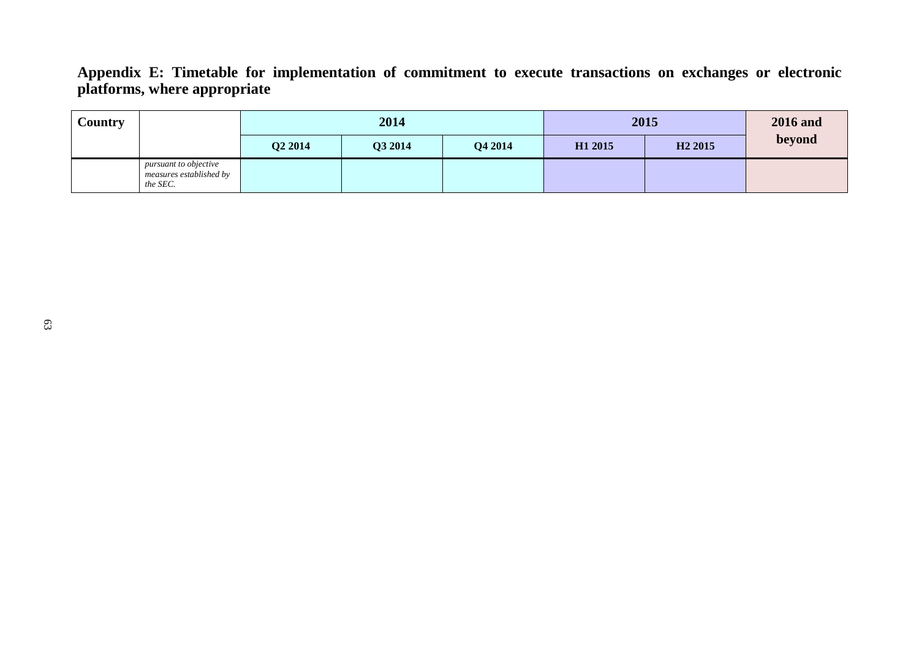## Appendix E: Timetable for implementation of commitment to execute transactions on exchanges or electronic platforms, where appropriate

| Country | | 2014 | | | 2015 | | 2016 and beyond |
|---|---|---|---|---|---|---|---|
| | | Q2 2014 | Q3 2014 | Q4 2014 | H1 2015 | H2 2015 | |
| | *pursuant to objective measures established by the SEC.* | | | | | | |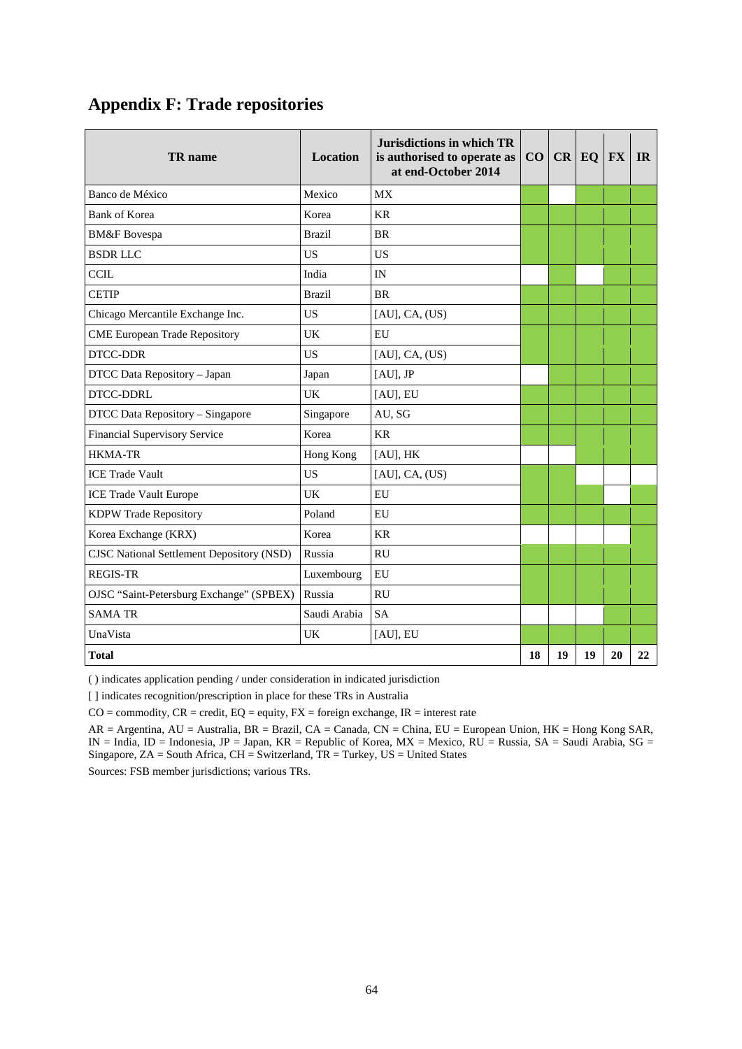## Appendix F: Trade repositories

| TR name | Location | Jurisdictions in which TR is authorised to operate as at end-October 2014 | CO | CR | EQ | FX | IR |
|---|---|---|---|---|---|---|---|
| Banco de México | Mexico | MX | ✓ | | ✓ | ✓ | ✓ |
| Bank of Korea | Korea | KR | ✓ | ✓ | ✓ | ✓ | ✓ |
| BM&F Bovespa | Brazil | BR | ✓ | ✓ | ✓ | ✓ | ✓ |
| BSDR LLC | US | US | ✓ | ✓ | ✓ | ✓ | ✓ |
| CCIL | India | IN | | ✓ | | ✓ | ✓ |
| CETIP | Brazil | BR | ✓ | ✓ | ✓ | ✓ | ✓ |
| Chicago Mercantile Exchange Inc. | US | [AU], CA, (US) | ✓ | ✓ | ✓ | ✓ | ✓ |
| CME European Trade Repository | UK | EU | ✓ | ✓ | ✓ | ✓ | ✓ |
| DTCC-DDR | US | [AU], CA, (US) | ✓ | ✓ | ✓ | ✓ | ✓ |
| DTCC Data Repository – Japan | Japan | [AU], JP | | ✓ | ✓ | ✓ | ✓ |
| DTCC-DDRL | UK | [AU], EU | ✓ | ✓ | ✓ | ✓ | ✓ |
| DTCC Data Repository – Singapore | Singapore | AU, SG | ✓ | ✓ | ✓ | ✓ | ✓ |
| Financial Supervisory Service | Korea | KR | ✓ | ✓ | ✓ | ✓ | ✓ |
| HKMA-TR | Hong Kong | [AU], HK | | | ✓ | ✓ | ✓ |
| ICE Trade Vault | US | [AU], CA, (US) | ✓ | ✓ | | | |
| ICE Trade Vault Europe | UK | EU | ✓ | ✓ | ✓ | | ✓ |
| KDPW Trade Repository | Poland | EU | ✓ | ✓ | ✓ | ✓ | ✓ |
| Korea Exchange (KRX) | Korea | KR | | | | | ✓ |
| CJSC National Settlement Depository (NSD) | Russia | RU | ✓ | ✓ | ✓ | ✓ | ✓ |
| REGIS-TR | Luxembourg | EU | ✓ | ✓ | ✓ | ✓ | ✓ |
| OJSC "Saint-Petersburg Exchange" (SPBEX) | Russia | RU | ✓ | ✓ | ✓ | ✓ | ✓ |
| SAMA TR | Saudi Arabia | SA | | | | ✓ | ✓ |
| UnaVista | UK | [AU], EU | ✓ | ✓ | ✓ | ✓ | ✓ |
| **Total** | | | **18** | **19** | **19** | **20** | **22** |

( ) indicates application pending / under consideration in indicated jurisdiction

[ ] indicates recognition/prescription in place for these TRs in Australia

CO = commodity, CR = credit, EQ = equity, FX = foreign exchange, IR = interest rate

AR = Argentina, AU = Australia, BR = Brazil, CA = Canada, CN = China, EU = European Union, HK = Hong Kong SAR, IN = India, ID = Indonesia, JP = Japan, KR = Republic of Korea, MX = Mexico, RU = Russia, SA = Saudi Arabia, SG = Singapore, ZA = South Africa, CH = Switzerland, TR = Turkey, US = United States

Sources: FSB member jurisdictions; various TRs.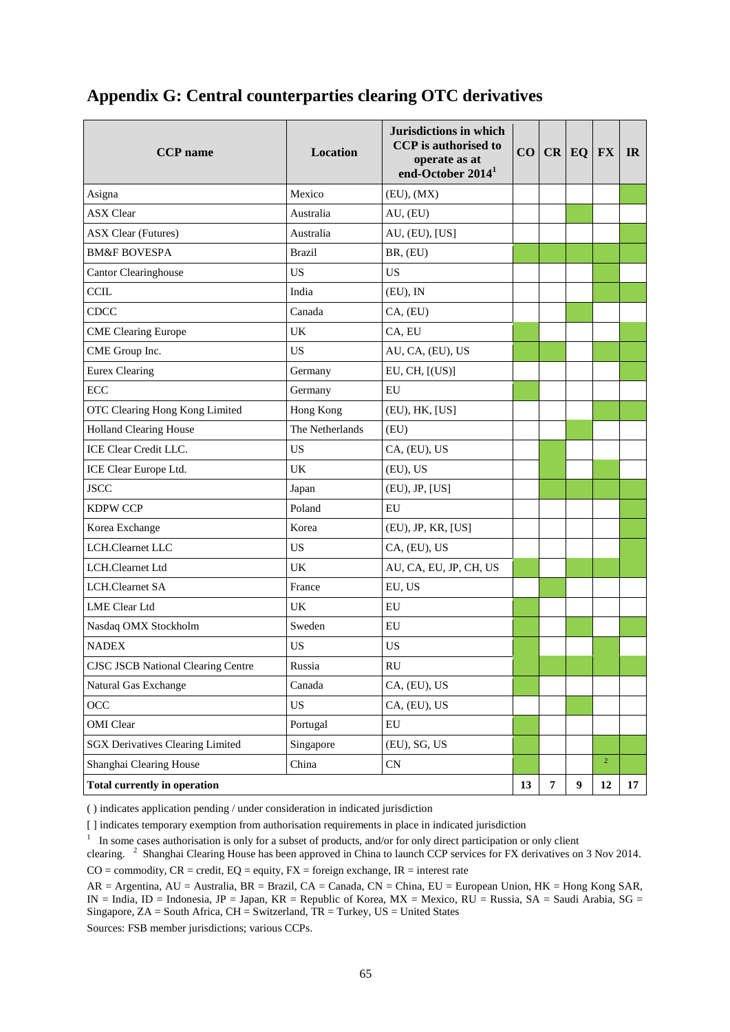# Appendix G: Central counterparties clearing OTC derivatives

| CCP name | Location | Jurisdictions in which CCP is authorised to operate as at end-October 2014[1] | CO | CR | EQ | FX | IR |
|---|---|---|---|---|---|---|---|
| Asigna | Mexico | (EU), (MX) | | | | | ✓ |
| ASX Clear | Australia | AU, (EU) | | | ✓ | | |
| ASX Clear (Futures) | Australia | AU, (EU), [US] | | | | | ✓ |
| BM&F BOVESPA | Brazil | BR, (EU) | ✓ | ✓ | ✓ | ✓ | ✓ |
| Cantor Clearinghouse | US | US | | | | ✓ | |
| CCIL | India | (EU), IN | | | | ✓ | ✓ |
| CDCC | Canada | CA, (EU) | | | ✓ | | |
| CME Clearing Europe | UK | CA, EU | ✓ | | | | ✓ |
| CME Group Inc. | US | AU, CA, (EU), US | ✓ | ✓ | | ✓ | ✓ |
| Eurex Clearing | Germany | EU, CH, [(US)] | | | | | ✓ |
| ECC | Germany | EU | ✓ | | | | |
| OTC Clearing Hong Kong Limited | Hong Kong | (EU), HK, [US] | | | | ✓ | ✓ |
| Holland Clearing House | The Netherlands | (EU) | | | ✓ | | |
| ICE Clear Credit LLC. | US | CA, (EU), US | | ✓ | | | |
| ICE Clear Europe Ltd. | UK | (EU), US | | ✓ | | ✓ | |
| JSCC | Japan | (EU), JP, [US] | | ✓ | ✓ | ✓ | ✓ |
| KDPW CCP | Poland | EU | | | | | ✓ |
| Korea Exchange | Korea | (EU), JP, KR, [US] | | | | | ✓ |
| LCH.Clearnet LLC | US | CA, (EU), US | | | | | ✓ |
| LCH.Clearnet Ltd | UK | AU, CA, EU, JP, CH, US | ✓ | | ✓ | ✓ | ✓ |
| LCH.Clearnet SA | France | EU, US | | ✓ | | | |
| LME Clear Ltd | UK | EU | ✓ | | | | |
| Nasdaq OMX Stockholm | Sweden | EU | ✓ | | ✓ | | ✓ |
| NADEX | US | US | ✓ | | | ✓ | |
| CJSC JSCB National Clearing Centre | Russia | RU | ✓ | ✓ | ✓ | ✓ | ✓ |
| Natural Gas Exchange | Canada | CA, (EU), US | ✓ | | | | |
| OCC | US | CA, (EU), US | | | ✓ | | |
| OMI Clear | Portugal | EU | ✓ | | | | |
| SGX Derivatives Clearing Limited | Singapore | (EU), SG, US | ✓ | | | ✓ | ✓ |
| Shanghai Clearing House | China | CN | ✓ | | | ✓ [2] | ✓ |
| **Total currently in operation** | | | **13** | **7** | **9** | **12** | **17** |

( ) indicates application pending / under consideration in indicated jurisdiction

[ ] indicates temporary exemption from authorisation requirements in place in indicated jurisdiction

[1] In some cases authorisation is only for a subset of products, and/or for only direct participation or only client clearing. [2] Shanghai Clearing House has been approved in China to launch CCP services for FX derivatives on 3 Nov 2014.

CO = commodity, CR = credit, EQ = equity, FX = foreign exchange, IR = interest rate

AR = Argentina, AU = Australia, BR = Brazil, CA = Canada, CN = China, EU = European Union, HK = Hong Kong SAR, IN = India, ID = Indonesia, JP = Japan, KR = Republic of Korea, MX = Mexico, RU = Russia, SA = Saudi Arabia, SG = Singapore, ZA = South Africa, CH = Switzerland, TR = Turkey, US = United States

Sources: FSB member jurisdictions; various CCPs.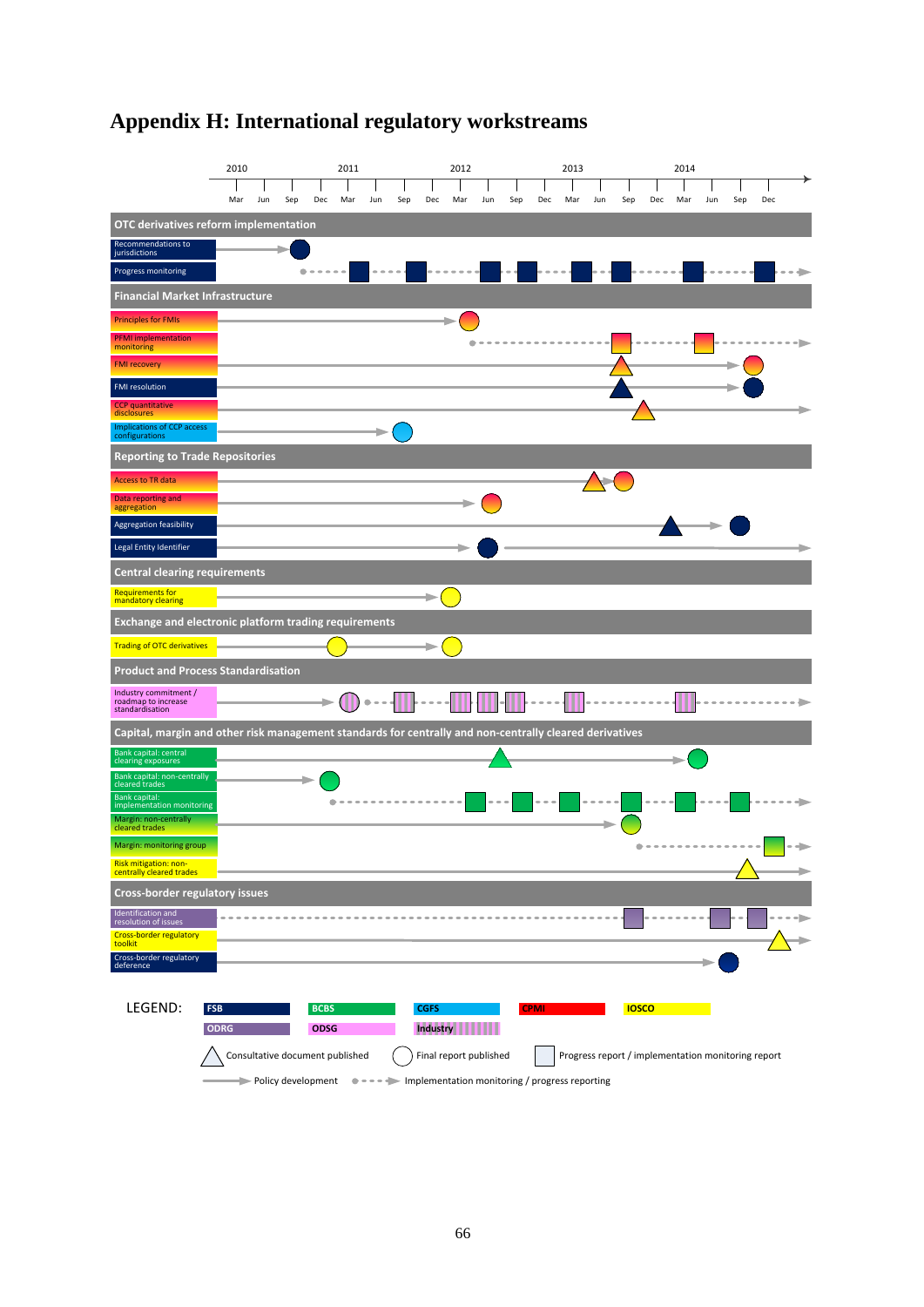# Appendix H: International regulatory workstreams

**OTC derivatives reform implementation**
- Recommendations to jurisdictions
- Progress monitoring

**Financial Market Infrastructure**
- Principles for FMIs
- PFMI implementation monitoring
- FMI recovery
- FMI resolution
- CCP quantitative disclosures
- Implications of CCP access configurations

**Reporting to Trade Repositories**
- Access to TR data
- Data reporting and aggregation
- Aggregation feasibility
- Legal Entity Identifier

**Central clearing requirements**
- Requirements for mandatory clearing

**Exchange and electronic platform trading requirements**
- Trading of OTC derivatives

**Product and Process Standardisation**
- Industry commitment / roadmap to increase standardisation

**Capital, margin and other risk management standards for centrally and non-centrally cleared derivatives**
- Bank capital: central clearing exposures
- Bank capital: non-centrally cleared trades
- Bank capital: implementation monitoring
- Margin: non-centrally cleared trades
- Margin: monitoring group
- Risk mitigation: non-centrally cleared trades

**Cross-border regulatory issues**
- Identification and resolution of issues
- Cross-border regulatory toolkit
- Cross-border regulatory deference

Timeline: 2010–2014 (Mar, Jun, Sep, Dec)

LEGEND: FSB, BCBS, CGFS, CPMI, IOSCO, ODRG, ODSG, Industry

- Consultative document published
- Final report published
- Progress report / implementation monitoring report
- Policy development
- Implementation monitoring / progress reporting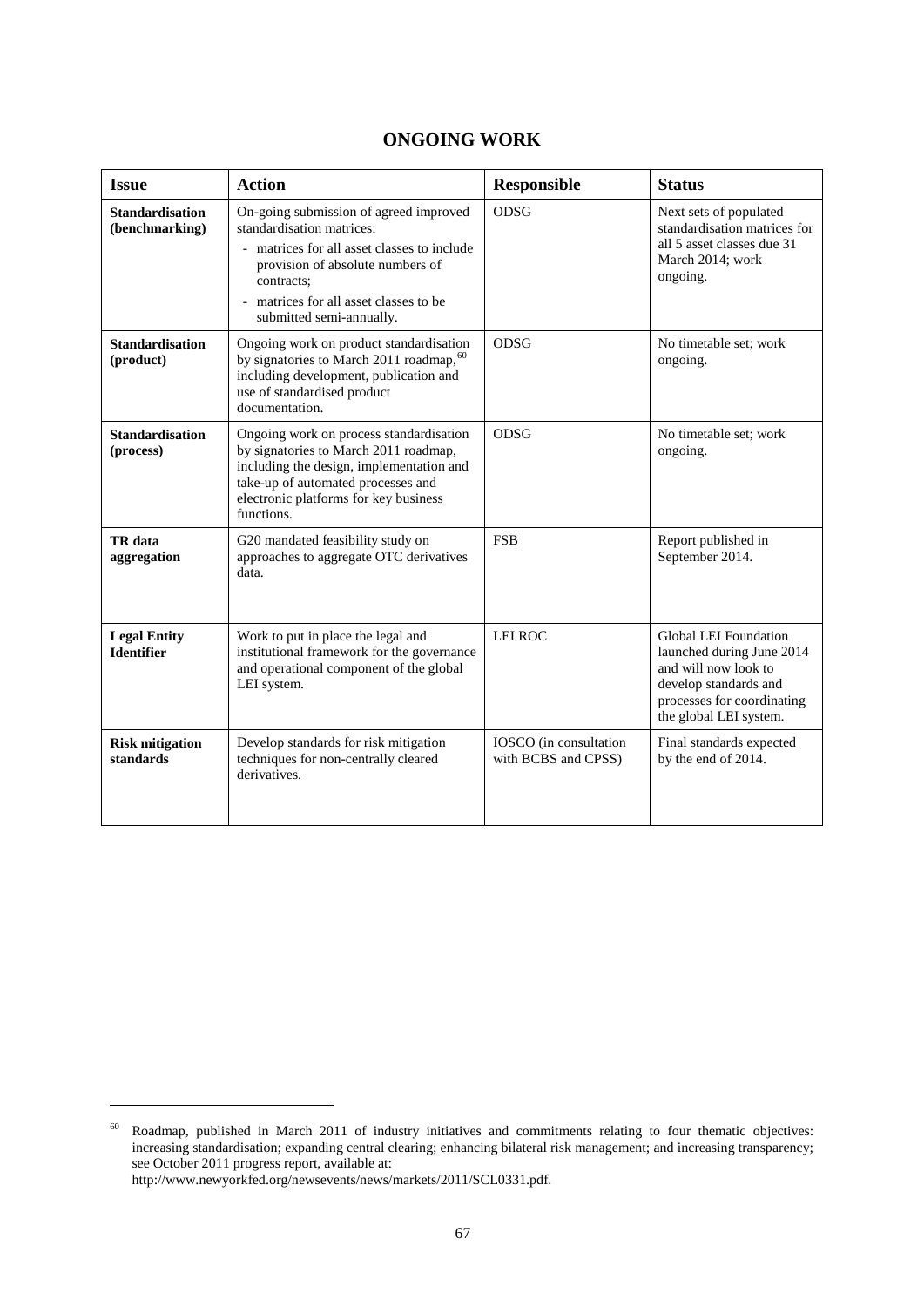## ONGOING WORK

| Issue | Action | Responsible | Status |
|---|---|---|---|
| **Standardisation (benchmarking)** | On-going submission of agreed improved standardisation matrices:<br>- matrices for all asset classes to include provision of absolute numbers of contracts;<br>- matrices for all asset classes to be submitted semi-annually. | ODSG | Next sets of populated standardisation matrices for all 5 asset classes due 31 March 2014; work ongoing. |
| **Standardisation (product)** | Ongoing work on product standardisation by signatories to March 2011 roadmap,[60] including development, publication and use of standardised product documentation. | ODSG | No timetable set; work ongoing. |
| **Standardisation (process)** | Ongoing work on process standardisation by signatories to March 2011 roadmap, including the design, implementation and take-up of automated processes and electronic platforms for key business functions. | ODSG | No timetable set; work ongoing. |
| **TR data aggregation** | G20 mandated feasibility study on approaches to aggregate OTC derivatives data. | FSB | Report published in September 2014. |
| **Legal Entity Identifier** | Work to put in place the legal and institutional framework for the governance and operational component of the global LEI system. | LEI ROC | Global LEI Foundation launched during June 2014 and will now look to develop standards and processes for coordinating the global LEI system. |
| **Risk mitigation standards** | Develop standards for risk mitigation techniques for non-centrally cleared derivatives. | IOSCO (in consultation with BCBS and CPSS) | Final standards expected by the end of 2014. |

[60] Roadmap, published in March 2011 of industry initiatives and commitments relating to four thematic objectives: increasing standardisation; expanding central clearing; enhancing bilateral risk management; and increasing transparency; see October 2011 progress report, available at: http://www.newyorkfed.org/newsevents/news/markets/2011/SCL0331.pdf.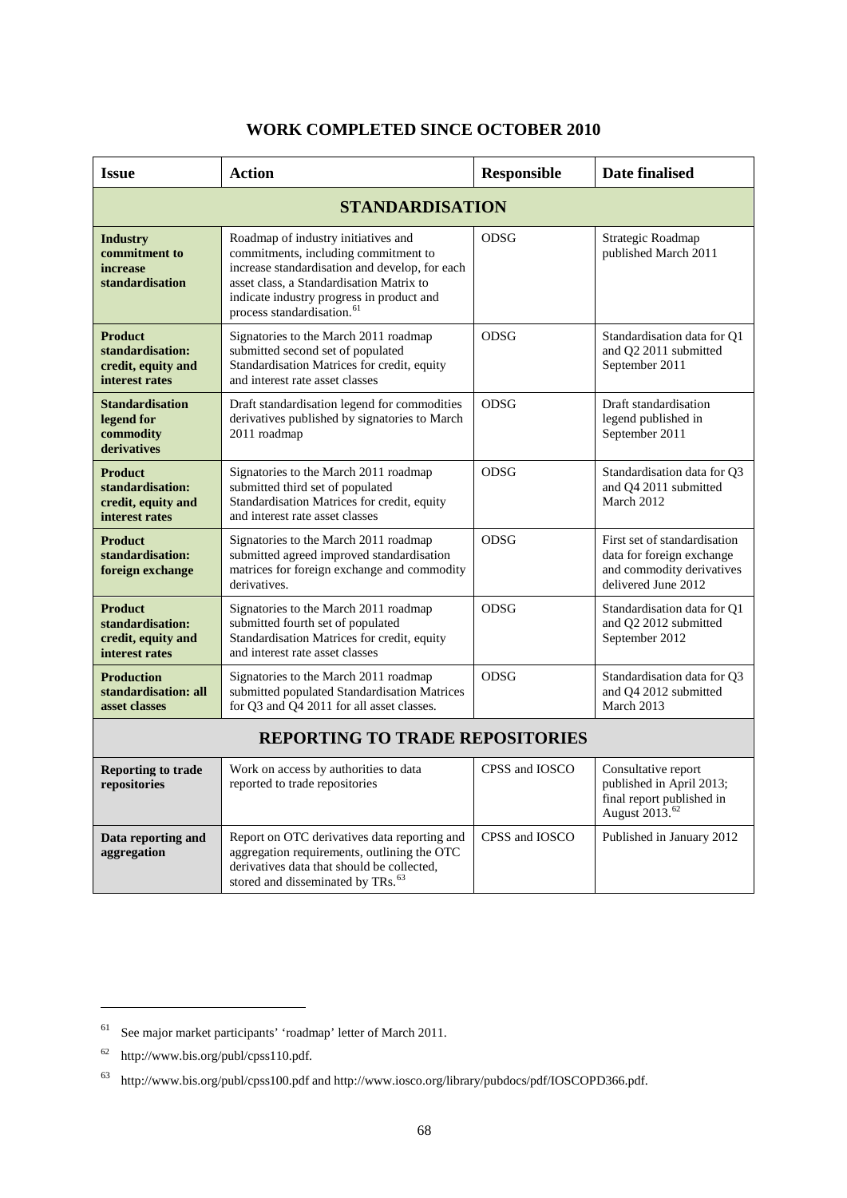## WORK COMPLETED SINCE OCTOBER 2010

| Issue | Action | Responsible | Date finalised |
|---|---|---|---|
| **STANDARDISATION** | | | |
| **Industry commitment to increase standardisation** | Roadmap of industry initiatives and commitments, including commitment to increase standardisation and develop, for each asset class, a Standardisation Matrix to indicate industry progress in product and process standardisation.[61] | ODSG | Strategic Roadmap published March 2011 |
| **Product standardisation: credit, equity and interest rates** | Signatories to the March 2011 roadmap submitted second set of populated Standardisation Matrices for credit, equity and interest rate asset classes | ODSG | Standardisation data for Q1 and Q2 2011 submitted September 2011 |
| **Standardisation legend for commodity derivatives** | Draft standardisation legend for commodities derivatives published by signatories to March 2011 roadmap | ODSG | Draft standardisation legend published in September 2011 |
| **Product standardisation: credit, equity and interest rates** | Signatories to the March 2011 roadmap submitted third set of populated Standardisation Matrices for credit, equity and interest rate asset classes | ODSG | Standardisation data for Q3 and Q4 2011 submitted March 2012 |
| **Product standardisation: foreign exchange** | Signatories to the March 2011 roadmap submitted agreed improved standardisation matrices for foreign exchange and commodity derivatives. | ODSG | First set of standardisation data for foreign exchange and commodity derivatives delivered June 2012 |
| **Product standardisation: credit, equity and interest rates** | Signatories to the March 2011 roadmap submitted fourth set of populated Standardisation Matrices for credit, equity and interest rate asset classes | ODSG | Standardisation data for Q1 and Q2 2012 submitted September 2012 |
| **Production standardisation: all asset classes** | Signatories to the March 2011 roadmap submitted populated Standardisation Matrices for Q3 and Q4 2011 for all asset classes. | ODSG | Standardisation data for Q3 and Q4 2012 submitted March 2013 |
| **REPORTING TO TRADE REPOSITORIES** | | | |
| **Reporting to trade repositories** | Work on access by authorities to data reported to trade repositories | CPSS and IOSCO | Consultative report published in April 2013; final report published in August 2013.[62] |
| **Data reporting and aggregation** | Report on OTC derivatives data reporting and aggregation requirements, outlining the OTC derivatives data that should be collected, stored and disseminated by TRs.[63] | CPSS and IOSCO | Published in January 2012 |

[61] See major market participants' 'roadmap' letter of March 2011.

[62] http://www.bis.org/publ/cpss110.pdf.

[63] http://www.bis.org/publ/cpss100.pdf and http://www.iosco.org/library/pubdocs/pdf/IOSCOPD366.pdf.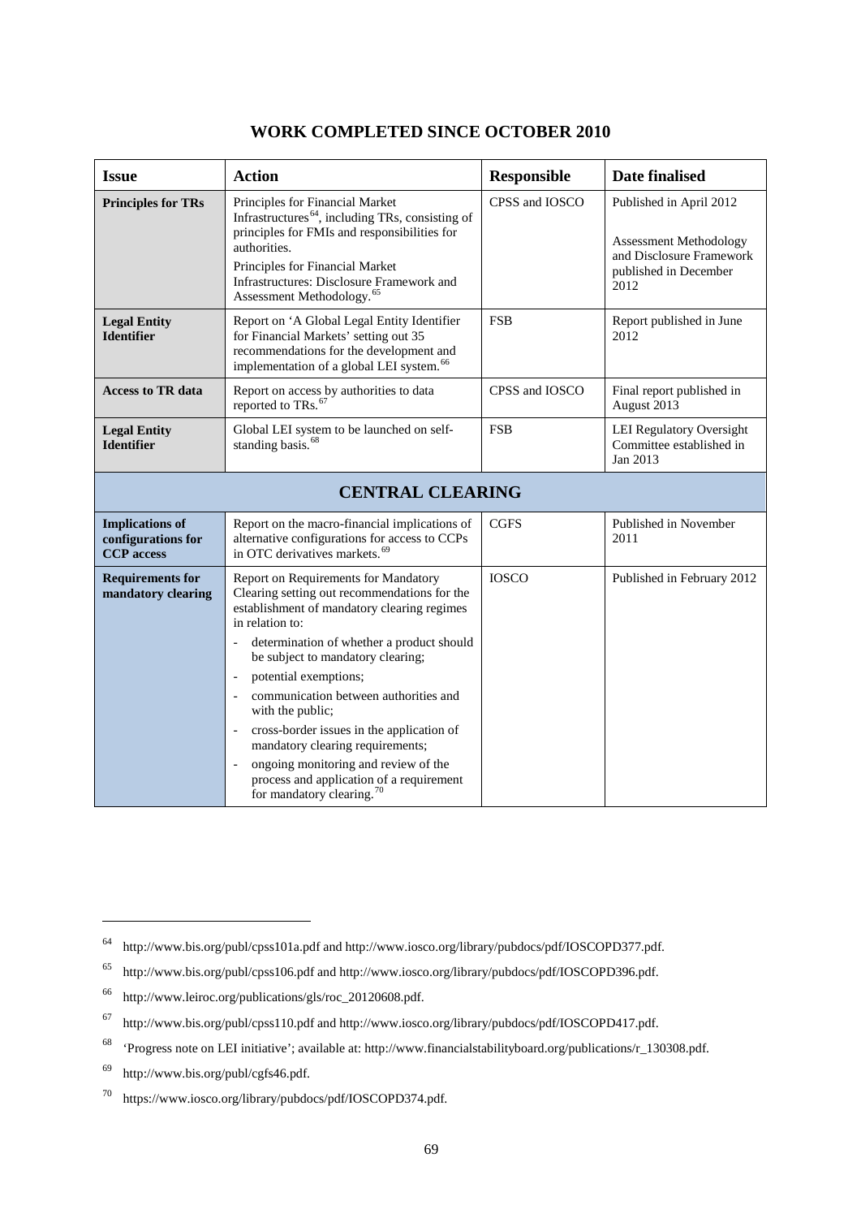## WORK COMPLETED SINCE OCTOBER 2010

| Issue | Action | Responsible | Date finalised |
|---|---|---|---|
| **Principles for TRs** | Principles for Financial Market Infrastructures[64], including TRs, consisting of principles for FMIs and responsibilities for authorities.<br>Principles for Financial Market Infrastructures: Disclosure Framework and Assessment Methodology.[65] | CPSS and IOSCO | Published in April 2012<br><br>Assessment Methodology and Disclosure Framework published in December 2012 |
| **Legal Entity Identifier** | Report on 'A Global Legal Entity Identifier for Financial Markets' setting out 35 recommendations for the development and implementation of a global LEI system.[66] | FSB | Report published in June 2012 |
| **Access to TR data** | Report on access by authorities to data reported to TRs.[67] | CPSS and IOSCO | Final report published in August 2013 |
| **Legal Entity Identifier** | Global LEI system to be launched on self-standing basis.[68] | FSB | LEI Regulatory Oversight Committee established in Jan 2013 |
| **CENTRAL CLEARING** | | | |
| **Implications of configurations for CCP access** | Report on the macro-financial implications of alternative configurations for access to CCPs in OTC derivatives markets.[69] | CGFS | Published in November 2011 |
| **Requirements for mandatory clearing** | Report on Requirements for Mandatory Clearing setting out recommendations for the establishment of mandatory clearing regimes in relation to:<br>- determination of whether a product should be subject to mandatory clearing;<br>- potential exemptions;<br>- communication between authorities and with the public;<br>- cross-border issues in the application of mandatory clearing requirements;<br>- ongoing monitoring and review of the process and application of a requirement for mandatory clearing.[70] | IOSCO | Published in February 2012 |

---

[64] http://www.bis.org/publ/cpss101a.pdf and http://www.iosco.org/library/pubdocs/pdf/IOSCOPD377.pdf.

[65] http://www.bis.org/publ/cpss106.pdf and http://www.iosco.org/library/pubdocs/pdf/IOSCOPD396.pdf.

[66] http://www.leiroc.org/publications/gls/roc_20120608.pdf.

[67] http://www.bis.org/publ/cpss110.pdf and http://www.iosco.org/library/pubdocs/pdf/IOSCOPD417.pdf.

[68] 'Progress note on LEI initiative'; available at: http://www.financialstabilityboard.org/publications/r_130308.pdf.

[69] http://www.bis.org/publ/cgfs46.pdf.

[70] https://www.iosco.org/library/pubdocs/pdf/IOSCOPD374.pdf.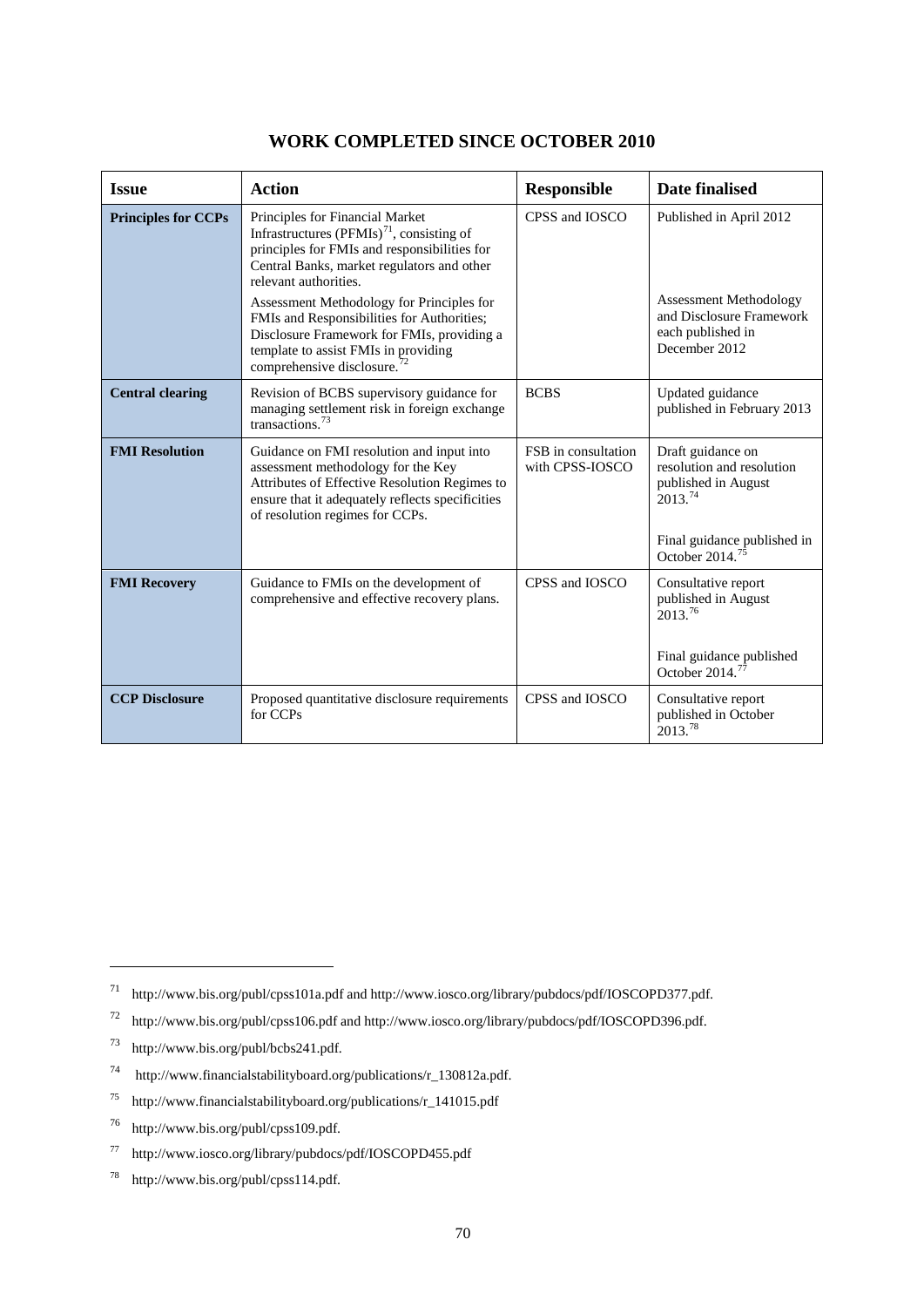## WORK COMPLETED SINCE OCTOBER 2010

| Issue | Action | Responsible | Date finalised |
|---|---|---|---|
| **Principles for CCPs** | Principles for Financial Market Infrastructures (PFMIs)[71], consisting of principles for FMIs and responsibilities for Central Banks, market regulators and other relevant authorities.<br><br>Assessment Methodology for Principles for FMIs and Responsibilities for Authorities; Disclosure Framework for FMIs, providing a template to assist FMIs in providing comprehensive disclosure.[72] | CPSS and IOSCO | Published in April 2012<br><br>Assessment Methodology and Disclosure Framework each published in December 2012 |
| **Central clearing** | Revision of BCBS supervisory guidance for managing settlement risk in foreign exchange transactions.[73] | BCBS | Updated guidance published in February 2013 |
| **FMI Resolution** | Guidance on FMI resolution and input into assessment methodology for the Key Attributes of Effective Resolution Regimes to ensure that it adequately reflects specificities of resolution regimes for CCPs. | FSB in consultation with CPSS-IOSCO | Draft guidance on resolution and resolution published in August 2013.[74]<br><br>Final guidance published in October 2014.[75] |
| **FMI Recovery** | Guidance to FMIs on the development of comprehensive and effective recovery plans. | CPSS and IOSCO | Consultative report published in August 2013.[76]<br><br>Final guidance published October 2014.[77] |
| **CCP Disclosure** | Proposed quantitative disclosure requirements for CCPs | CPSS and IOSCO | Consultative report published in October 2013.[78] |

---

[71] http://www.bis.org/publ/cpss101a.pdf and http://www.iosco.org/library/pubdocs/pdf/IOSCOPD377.pdf.

[72] http://www.bis.org/publ/cpss106.pdf and http://www.iosco.org/library/pubdocs/pdf/IOSCOPD396.pdf.

[73] http://www.bis.org/publ/bcbs241.pdf.

[74] http://www.financialstabilityboard.org/publications/r_130812a.pdf.

[75] http://www.financialstabilityboard.org/publications/r_141015.pdf

[76] http://www.bis.org/publ/cpss109.pdf.

[77] http://www.iosco.org/library/pubdocs/pdf/IOSCOPD455.pdf

[78] http://www.bis.org/publ/cpss114.pdf.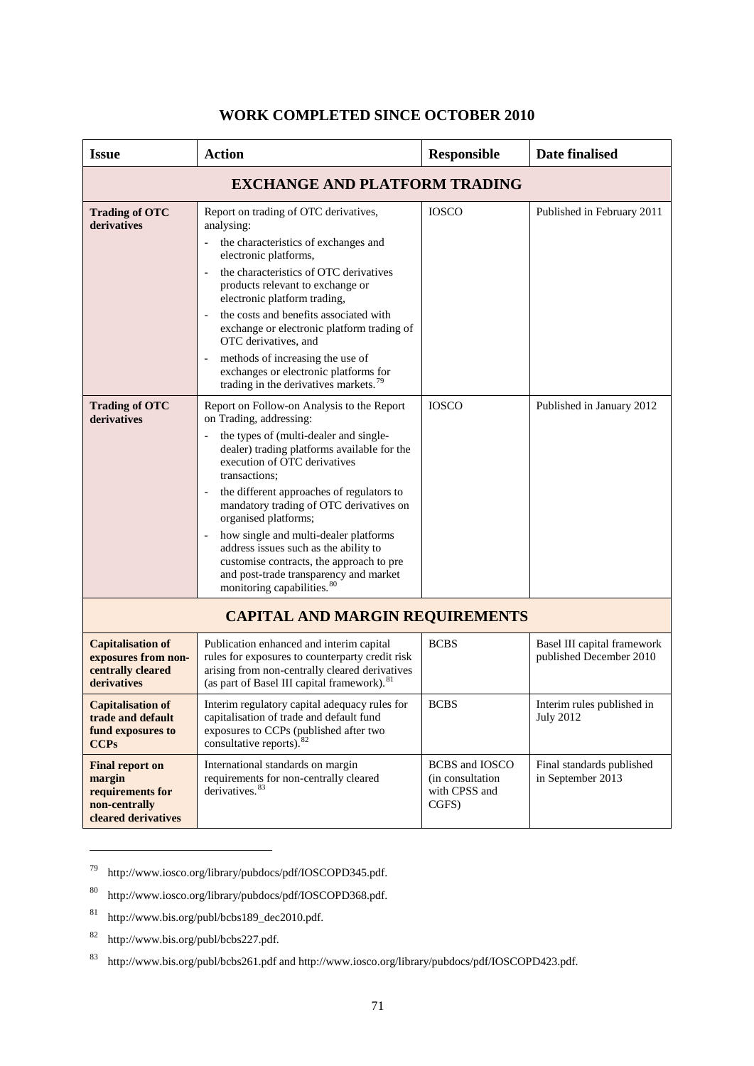## WORK COMPLETED SINCE OCTOBER 2010

| Issue | Action | Responsible | Date finalised |
|---|---|---|---|
| **EXCHANGE AND PLATFORM TRADING** | | | |
| **Trading of OTC derivatives** | Report on trading of OTC derivatives, analysing:<br>- the characteristics of exchanges and electronic platforms,<br>- the characteristics of OTC derivatives products relevant to exchange or electronic platform trading,<br>- the costs and benefits associated with exchange or electronic platform trading of OTC derivatives, and<br>- methods of increasing the use of exchanges or electronic platforms for trading in the derivatives markets.[79] | IOSCO | Published in February 2011 |
| **Trading of OTC derivatives** | Report on Follow-on Analysis to the Report on Trading, addressing:<br>- the types of (multi-dealer and single-dealer) trading platforms available for the execution of OTC derivatives transactions;<br>- the different approaches of regulators to mandatory trading of OTC derivatives on organised platforms;<br>- how single and multi-dealer platforms address issues such as the ability to customise contracts, the approach to pre and post-trade transparency and market monitoring capabilities.[80] | IOSCO | Published in January 2012 |
| **CAPITAL AND MARGIN REQUIREMENTS** | | | |
| **Capitalisation of exposures from non-centrally cleared derivatives** | Publication enhanced and interim capital rules for exposures to counterparty credit risk arising from non-centrally cleared derivatives (as part of Basel III capital framework).[81] | BCBS | Basel III capital framework published December 2010 |
| **Capitalisation of trade and default fund exposures to CCPs** | Interim regulatory capital adequacy rules for capitalisation of trade and default fund exposures to CCPs (published after two consultative reports).[82] | BCBS | Interim rules published in July 2012 |
| **Final report on margin requirements for non-centrally cleared derivatives** | International standards on margin requirements for non-centrally cleared derivatives.[83] | BCBS and IOSCO (in consultation with CPSS and CGFS) | Final standards published in September 2013 |

[79] http://www.iosco.org/library/pubdocs/pdf/IOSCOPD345.pdf.

[80] http://www.iosco.org/library/pubdocs/pdf/IOSCOPD368.pdf.

[81] http://www.bis.org/publ/bcbs189_dec2010.pdf.

[82] http://www.bis.org/publ/bcbs227.pdf.

[83] http://www.bis.org/publ/bcbs261.pdf and http://www.iosco.org/library/pubdocs/pdf/IOSCOPD423.pdf.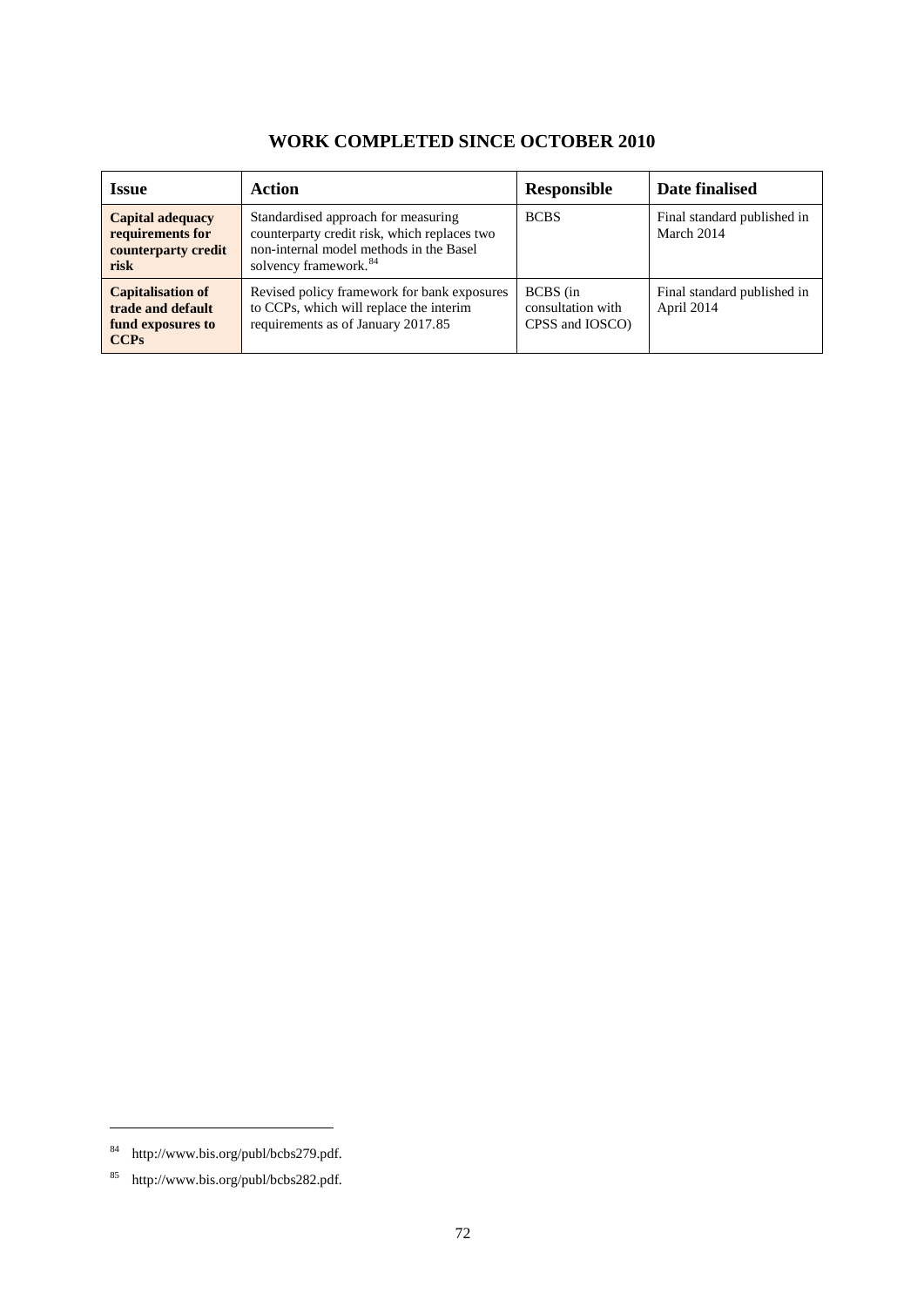## WORK COMPLETED SINCE OCTOBER 2010

| Issue | Action | Responsible | Date finalised |
|---|---|---|---|
| **Capital adequacy requirements for counterparty credit risk** | Standardised approach for measuring counterparty credit risk, which replaces two non-internal model methods in the Basel solvency framework.[84] | BCBS | Final standard published in March 2014 |
| **Capitalisation of trade and default fund exposures to CCPs** | Revised policy framework for bank exposures to CCPs, which will replace the interim requirements as of January 2017.85 | BCBS (in consultation with CPSS and IOSCO) | Final standard published in April 2014 |

---

[84] http://www.bis.org/publ/bcbs279.pdf.

[85] http://www.bis.org/publ/bcbs282.pdf.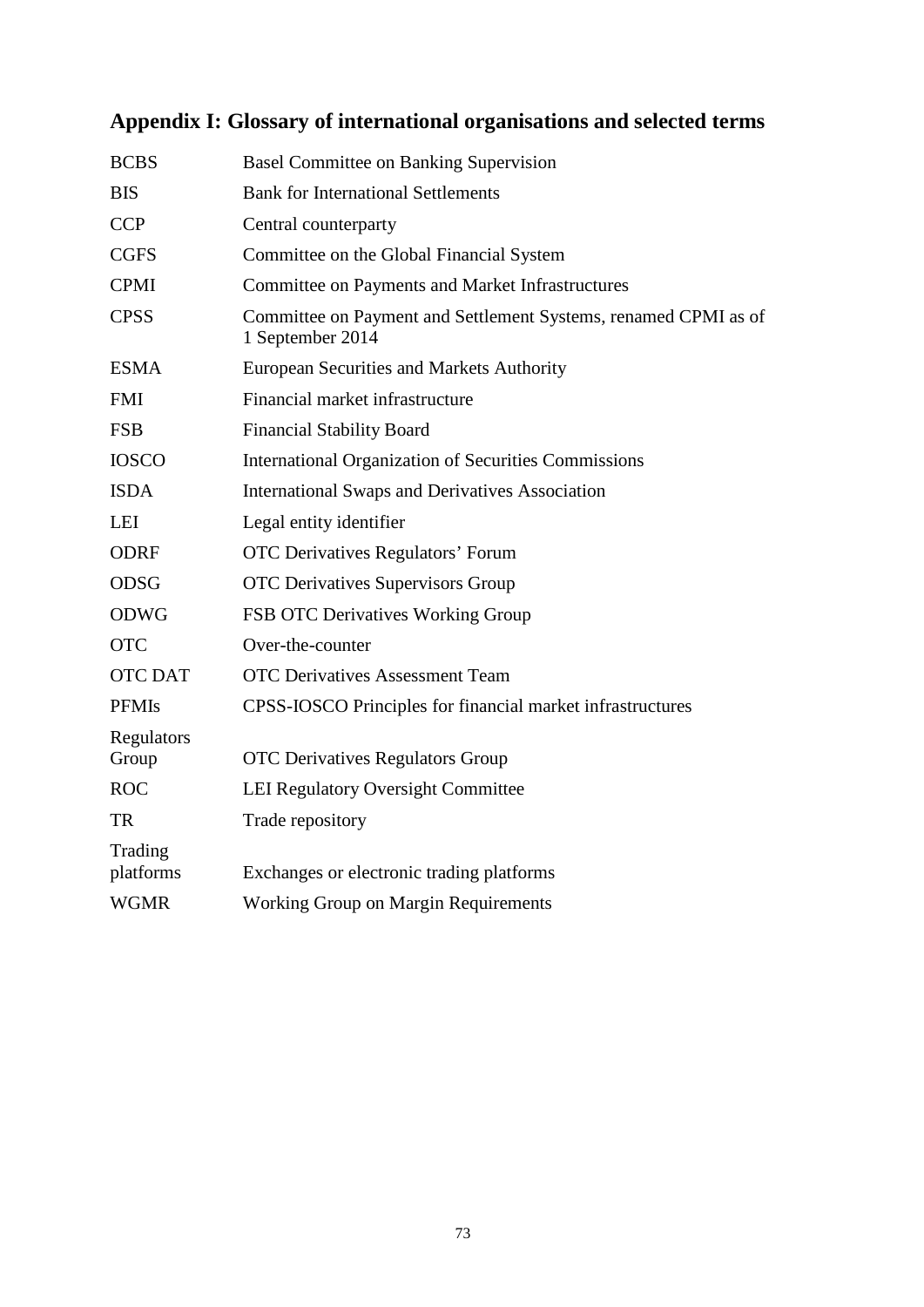## Appendix I: Glossary of international organisations and selected terms

| | |
|---|---|
| BCBS | Basel Committee on Banking Supervision |
| BIS | Bank for International Settlements |
| CCP | Central counterparty |
| CGFS | Committee on the Global Financial System |
| CPMI | Committee on Payments and Market Infrastructures |
| CPSS | Committee on Payment and Settlement Systems, renamed CPMI as of 1 September 2014 |
| ESMA | European Securities and Markets Authority |
| FMI | Financial market infrastructure |
| FSB | Financial Stability Board |
| IOSCO | International Organization of Securities Commissions |
| ISDA | International Swaps and Derivatives Association |
| LEI | Legal entity identifier |
| ODRF | OTC Derivatives Regulators' Forum |
| ODSG | OTC Derivatives Supervisors Group |
| ODWG | FSB OTC Derivatives Working Group |
| OTC | Over-the-counter |
| OTC DAT | OTC Derivatives Assessment Team |
| PFMIs | CPSS-IOSCO Principles for financial market infrastructures |
| Regulators Group | OTC Derivatives Regulators Group |
| ROC | LEI Regulatory Oversight Committee |
| TR | Trade repository |
| Trading platforms | Exchanges or electronic trading platforms |
| WGMR | Working Group on Margin Requirements |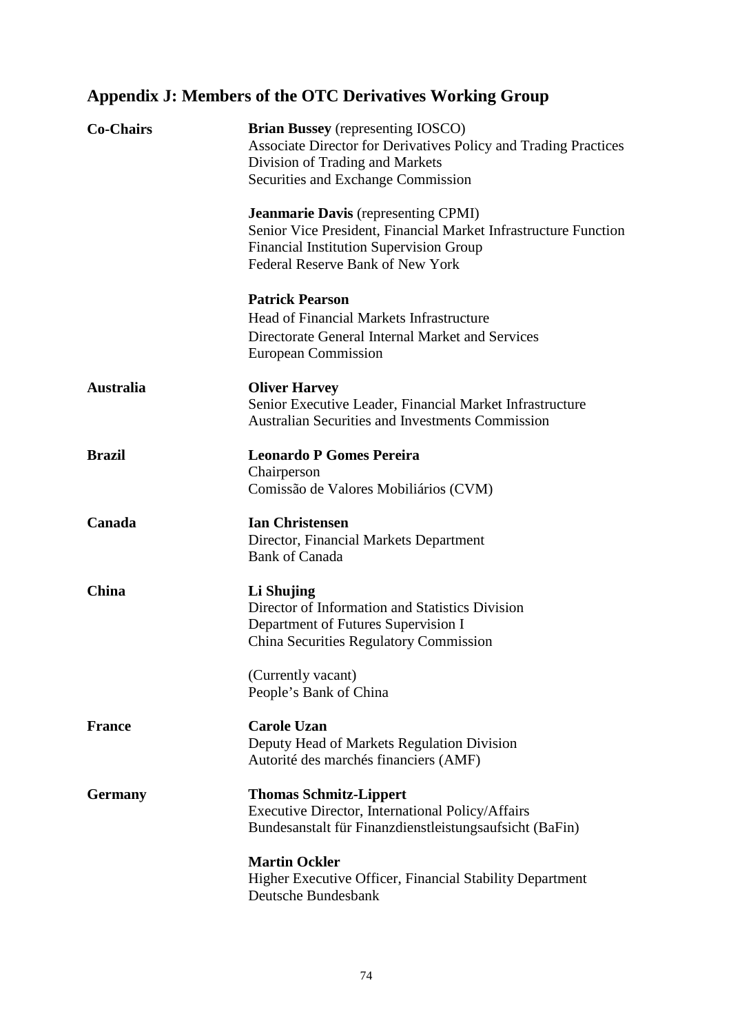## Appendix J: Members of the OTC Derivatives Working Group

**Co-Chairs**

**Brian Bussey** (representing IOSCO)
Associate Director for Derivatives Policy and Trading Practices
Division of Trading and Markets
Securities and Exchange Commission

**Jeanmarie Davis** (representing CPMI)
Senior Vice President, Financial Market Infrastructure Function
Financial Institution Supervision Group
Federal Reserve Bank of New York

**Patrick Pearson**
Head of Financial Markets Infrastructure
Directorate General Internal Market and Services
European Commission

**Australia**

**Oliver Harvey**
Senior Executive Leader, Financial Market Infrastructure
Australian Securities and Investments Commission

**Brazil**

**Leonardo P Gomes Pereira**
Chairperson
Comissão de Valores Mobiliários (CVM)

**Canada**

**Ian Christensen**
Director, Financial Markets Department
Bank of Canada

**China**

**Li Shujing**
Director of Information and Statistics Division
Department of Futures Supervision I
China Securities Regulatory Commission

(Currently vacant)
People's Bank of China

**France**

**Carole Uzan**
Deputy Head of Markets Regulation Division
Autorité des marchés financiers (AMF)

**Germany**

**Thomas Schmitz-Lippert**
Executive Director, International Policy/Affairs
Bundesanstalt für Finanzdienstleistungsaufsicht (BaFin)

**Martin Ockler**
Higher Executive Officer, Financial Stability Department
Deutsche Bundesbank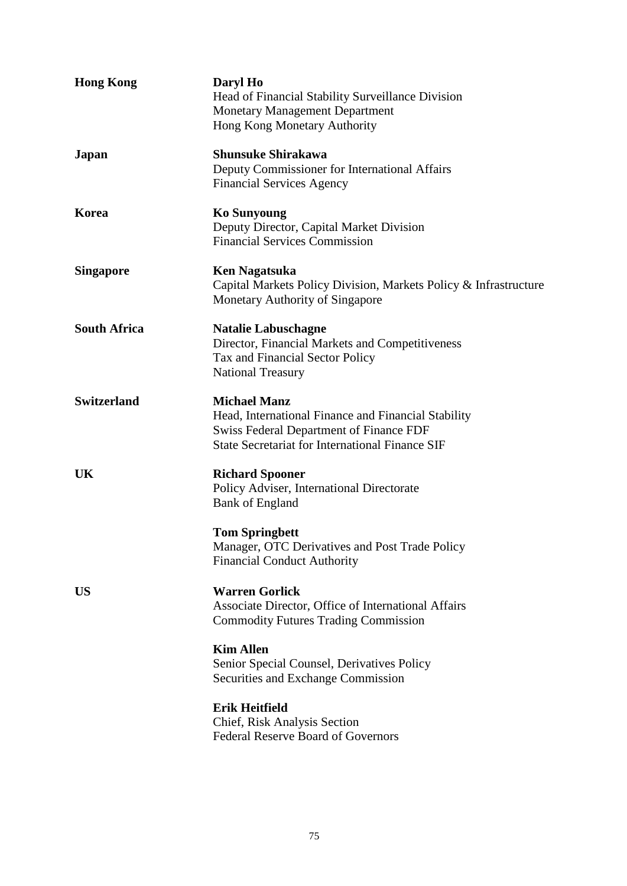| | |
|---|---|
| **Hong Kong** | **Daryl Ho**<br>Head of Financial Stability Surveillance Division<br>Monetary Management Department<br>Hong Kong Monetary Authority |
| **Japan** | **Shunsuke Shirakawa**<br>Deputy Commissioner for International Affairs<br>Financial Services Agency |
| **Korea** | **Ko Sunyoung**<br>Deputy Director, Capital Market Division<br>Financial Services Commission |
| **Singapore** | **Ken Nagatsuka**<br>Capital Markets Policy Division, Markets Policy & Infrastructure<br>Monetary Authority of Singapore |
| **South Africa** | **Natalie Labuschagne**<br>Director, Financial Markets and Competitiveness<br>Tax and Financial Sector Policy<br>National Treasury |
| **Switzerland** | **Michael Manz**<br>Head, International Finance and Financial Stability<br>Swiss Federal Department of Finance FDF<br>State Secretariat for International Finance SIF |
| **UK** | **Richard Spooner**<br>Policy Adviser, International Directorate<br>Bank of England |
| | **Tom Springbett**<br>Manager, OTC Derivatives and Post Trade Policy<br>Financial Conduct Authority |
| **US** | **Warren Gorlick**<br>Associate Director, Office of International Affairs<br>Commodity Futures Trading Commission |
| | **Kim Allen**<br>Senior Special Counsel, Derivatives Policy<br>Securities and Exchange Commission |
| | **Erik Heitfield**<br>Chief, Risk Analysis Section<br>Federal Reserve Board of Governors |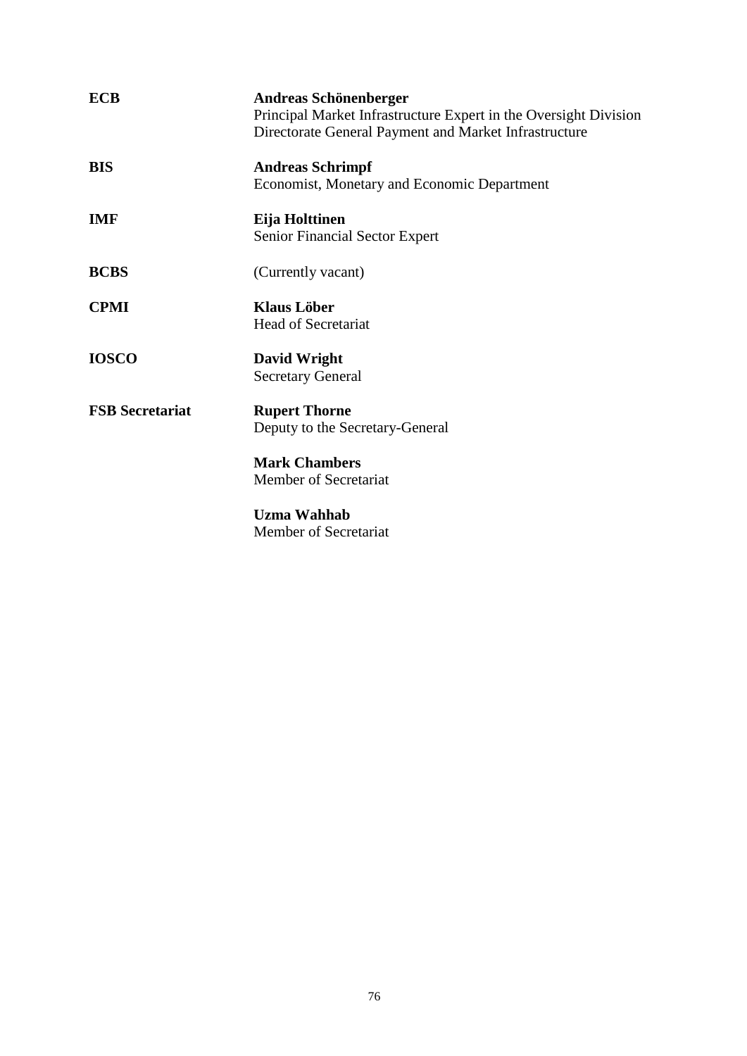| | |
|---|---|
| **ECB** | **Andreas Schönenberger**<br>Principal Market Infrastructure Expert in the Oversight Division<br>Directorate General Payment and Market Infrastructure |
| **BIS** | **Andreas Schrimpf**<br>Economist, Monetary and Economic Department |
| **IMF** | **Eija Holttinen**<br>Senior Financial Sector Expert |
| **BCBS** | (Currently vacant) |
| **CPMI** | **Klaus Löber**<br>Head of Secretariat |
| **IOSCO** | **David Wright**<br>Secretary General |
| **FSB Secretariat** | **Rupert Thorne**<br>Deputy to the Secretary-General |
| | **Mark Chambers**<br>Member of Secretariat |
| | **Uzma Wahhab**<br>Member of Secretariat |